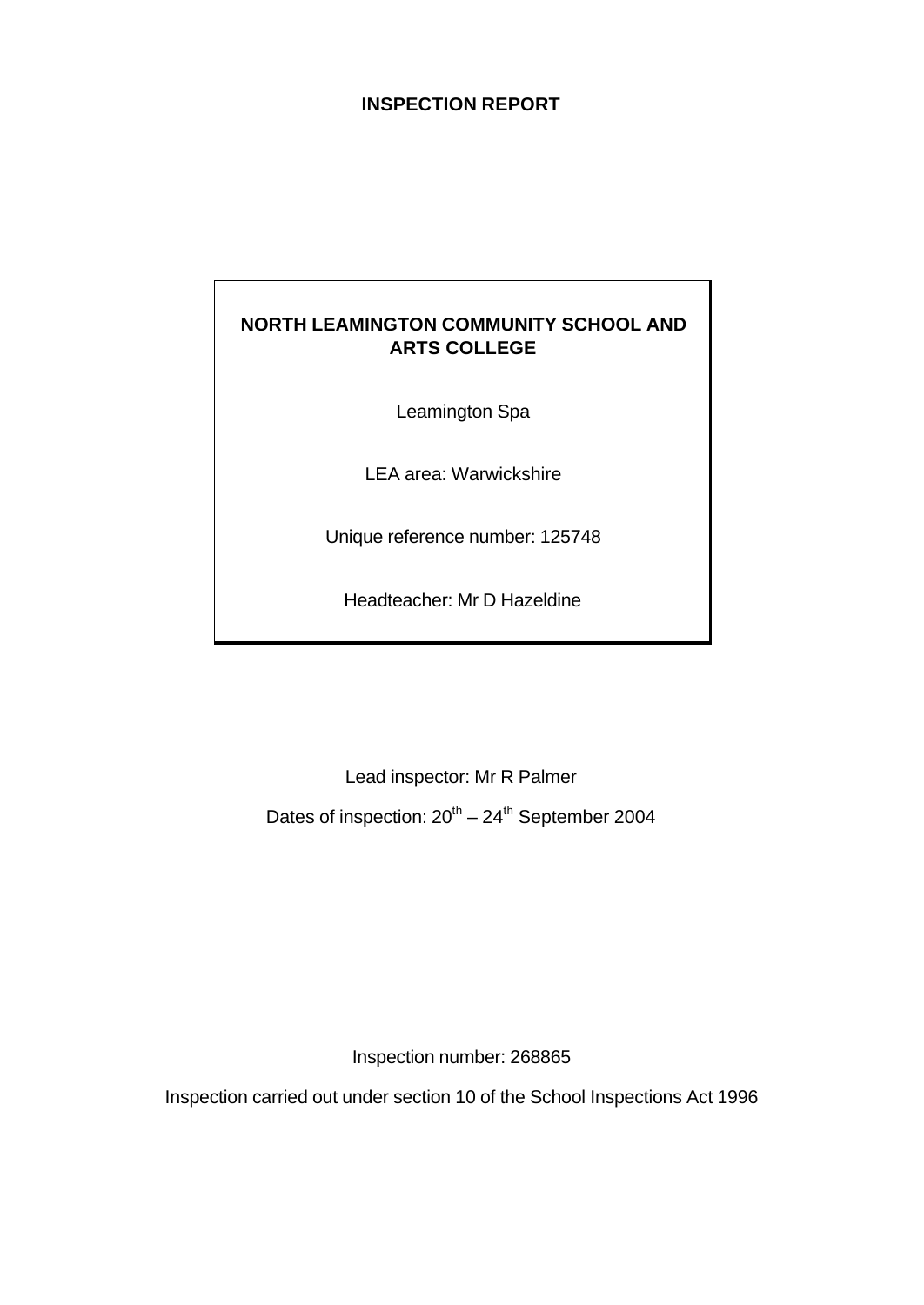# INSPECTION REPORT

## NORTH LEAMINGTON COMMUNITY SCHOOL AND ARTS COLLEGE

Leamington Spa

LEA area: Warwickshire

Unique reference number: 125748

Headteacher: Mr D Hazeldine

Lead inspector: Mr R Palmer

Dates of inspection: 20th – 24th September 2004

Inspection number: 268865

Inspection carried out under section 10 of the School Inspections Act 1996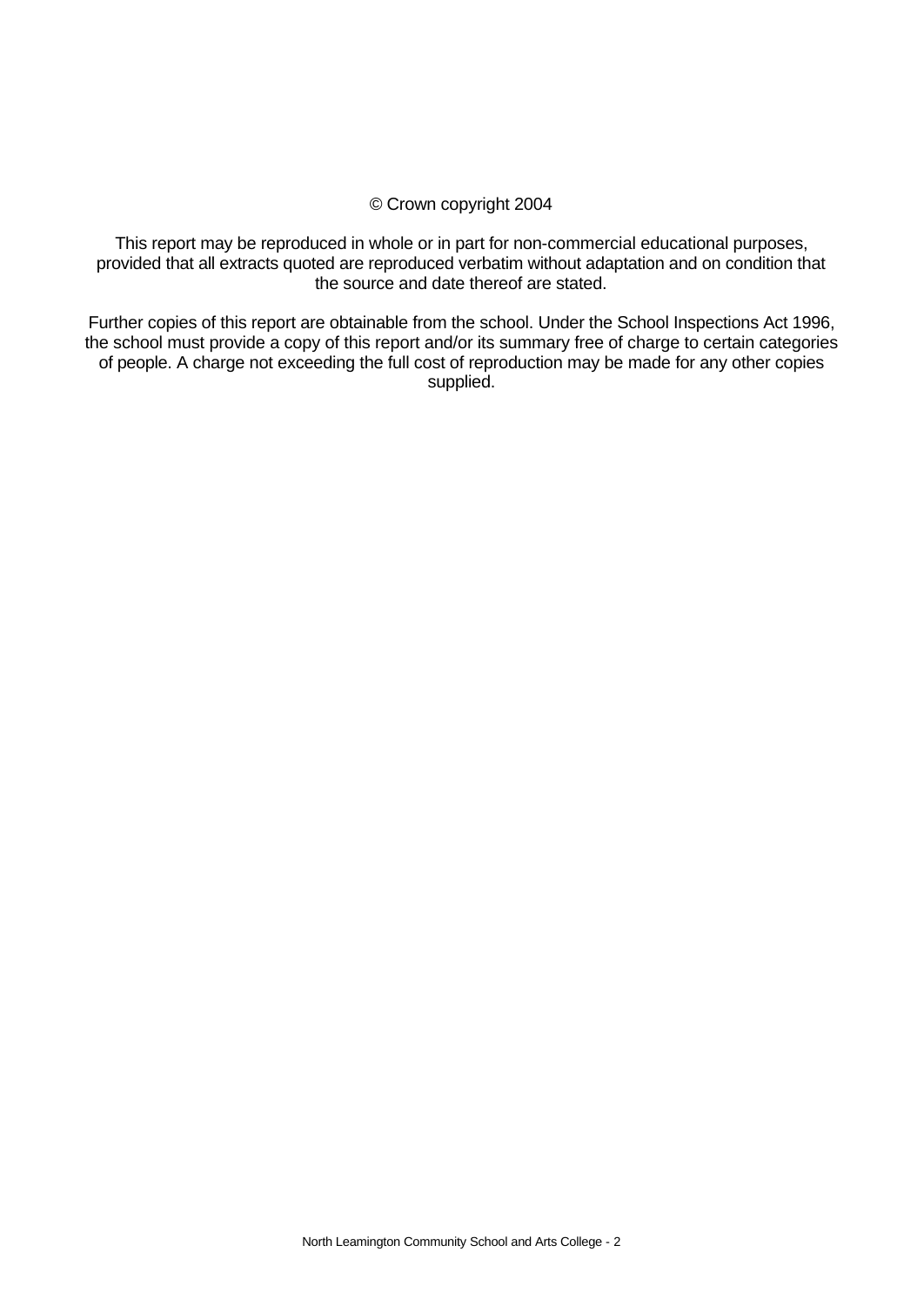© Crown copyright 2004

This report may be reproduced in whole or in part for non-commercial educational purposes, provided that all extracts quoted are reproduced verbatim without adaptation and on condition that the source and date thereof are stated.

Further copies of this report are obtainable from the school. Under the School Inspections Act 1996, the school must provide a copy of this report and/or its summary free of charge to certain categories of people. A charge not exceeding the full cost of reproduction may be made for any other copies supplied.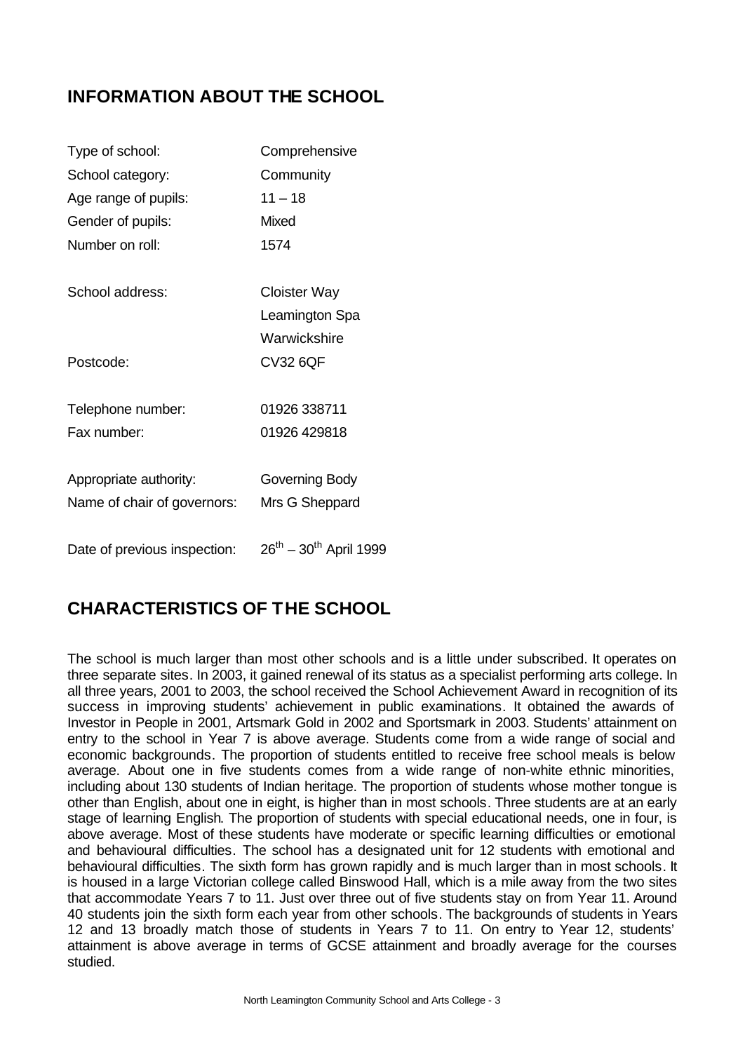## INFORMATION ABOUT THE SCHOOL

| | |
|---|---|
| Type of school: | Comprehensive |
| School category: | Community |
| Age range of pupils: | 11 – 18 |
| Gender of pupils: | Mixed |
| Number on roll: | 1574 |
| School address: | Cloister Way<br>Leamington Spa<br>Warwickshire |
| Postcode: | CV32 6QF |
| Telephone number: | 01926 338711 |
| Fax number: | 01926 429818 |
| Appropriate authority: | Governing Body |
| Name of chair of governors: | Mrs G Sheppard |
| Date of previous inspection: | 26th – 30th April 1999 |

## CHARACTERISTICS OF THE SCHOOL

The school is much larger than most other schools and is a little under subscribed. It operates on three separate sites. In 2003, it gained renewal of its status as a specialist performing arts college. In all three years, 2001 to 2003, the school received the School Achievement Award in recognition of its success in improving students' achievement in public examinations. It obtained the awards of Investor in People in 2001, Artsmark Gold in 2002 and Sportsmark in 2003. Students' attainment on entry to the school in Year 7 is above average. Students come from a wide range of social and economic backgrounds. The proportion of students entitled to receive free school meals is below average. About one in five students comes from a wide range of non-white ethnic minorities, including about 130 students of Indian heritage. The proportion of students whose mother tongue is other than English, about one in eight, is higher than in most schools. Three students are at an early stage of learning English. The proportion of students with special educational needs, one in four, is above average. Most of these students have moderate or specific learning difficulties or emotional and behavioural difficulties. The school has a designated unit for 12 students with emotional and behavioural difficulties. The sixth form has grown rapidly and is much larger than in most schools. It is housed in a large Victorian college called Binswood Hall, which is a mile away from the two sites that accommodate Years 7 to 11. Just over three out of five students stay on from Year 11. Around 40 students join the sixth form each year from other schools. The backgrounds of students in Years 12 and 13 broadly match those of students in Years 7 to 11. On entry to Year 12, students' attainment is above average in terms of GCSE attainment and broadly average for the courses studied.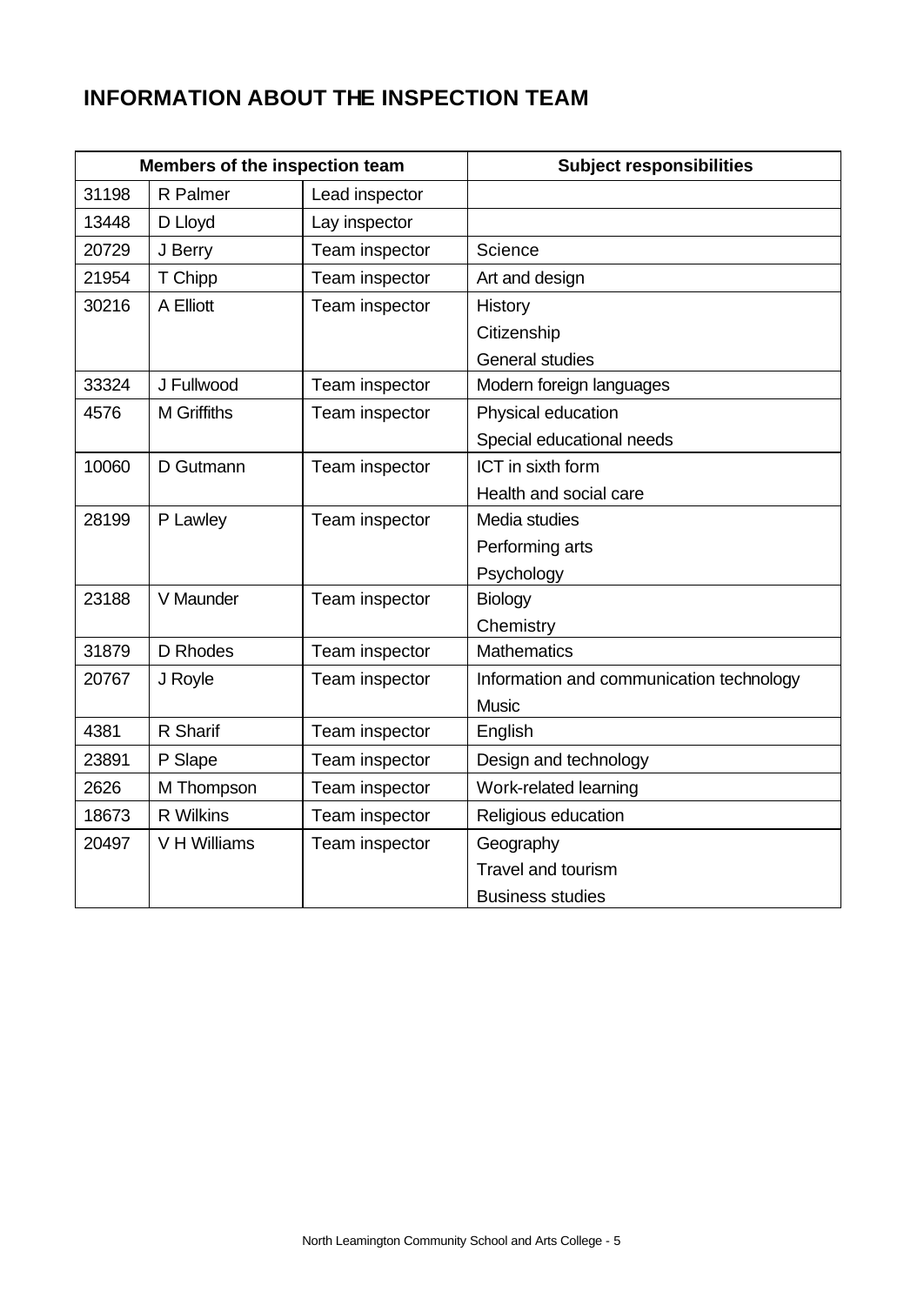## INFORMATION ABOUT THE INSPECTION TEAM

| Members of the inspection team | | | Subject responsibilities |
|---|---|---|---|
| 31198 | R Palmer | Lead inspector | |
| 13448 | D Lloyd | Lay inspector | |
| 20729 | J Berry | Team inspector | Science |
| 21954 | T Chipp | Team inspector | Art and design |
| 30216 | A Elliott | Team inspector | History<br>Citizenship<br>General studies |
| 33324 | J Fullwood | Team inspector | Modern foreign languages |
| 4576 | M Griffiths | Team inspector | Physical education<br>Special educational needs |
| 10060 | D Gutmann | Team inspector | ICT in sixth form<br>Health and social care |
| 28199 | P Lawley | Team inspector | Media studies<br>Performing arts<br>Psychology |
| 23188 | V Maunder | Team inspector | Biology<br>Chemistry |
| 31879 | D Rhodes | Team inspector | Mathematics |
| 20767 | J Royle | Team inspector | Information and communication technology<br>Music |
| 4381 | R Sharif | Team inspector | English |
| 23891 | P Slape | Team inspector | Design and technology |
| 2626 | M Thompson | Team inspector | Work-related learning |
| 18673 | R Wilkins | Team inspector | Religious education |
| 20497 | V H Williams | Team inspector | Geography<br>Travel and tourism<br>Business studies |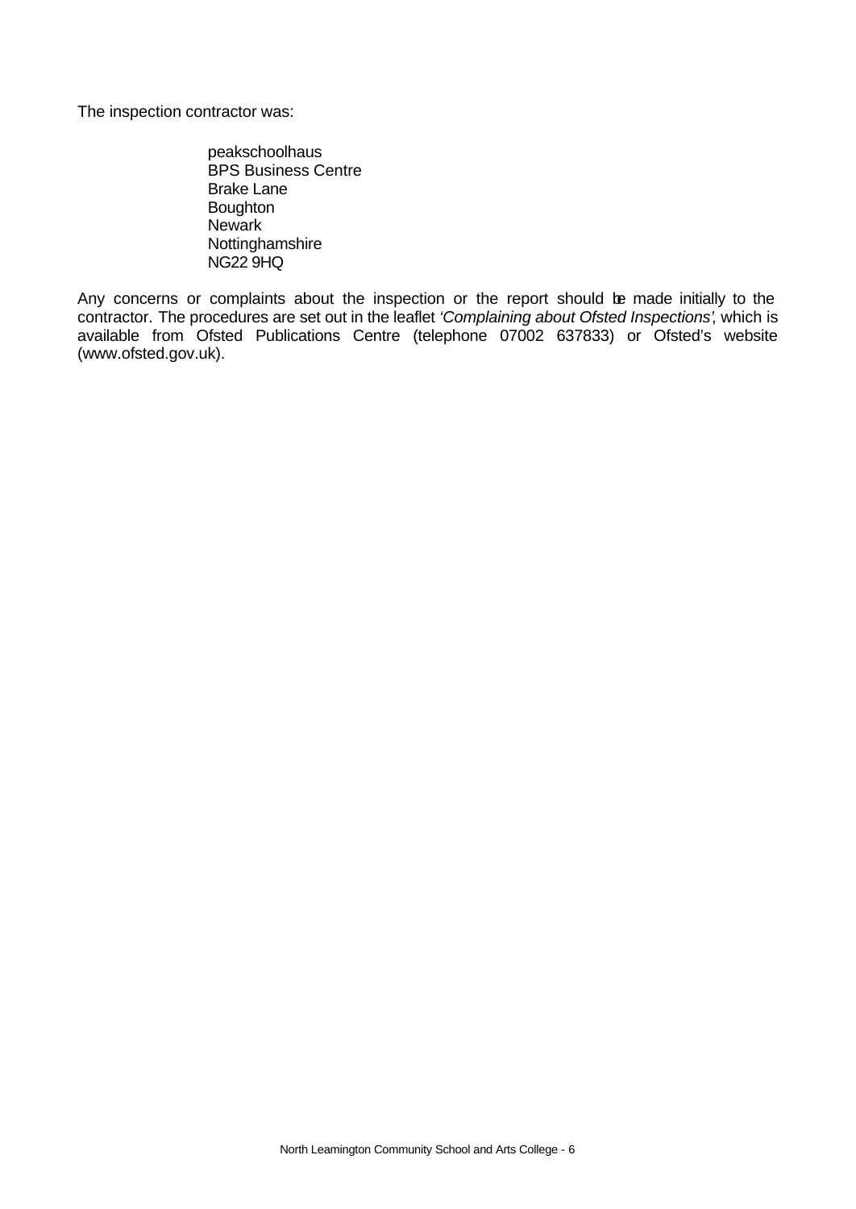The inspection contractor was:

peakschoolhaus
BPS Business Centre
Brake Lane
Boughton
Newark
Nottinghamshire
NG22 9HQ

Any concerns or complaints about the inspection or the report should be made initially to the contractor. The procedures are set out in the leaflet *'Complaining about Ofsted Inspections'*, which is available from Ofsted Publications Centre (telephone 07002 637833) or Ofsted's website (www.ofsted.gov.uk).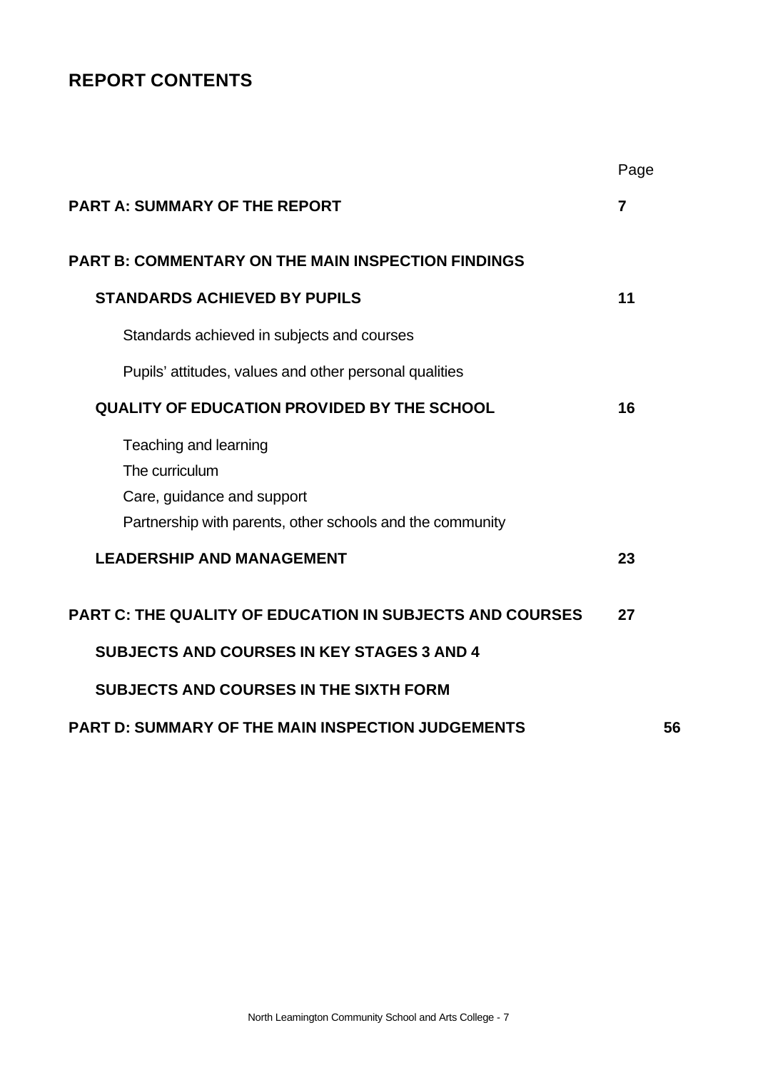# REPORT CONTENTS

| | Page |
|---|---|
| **PART A: SUMMARY OF THE REPORT** | **7** |
| **PART B: COMMENTARY ON THE MAIN INSPECTION FINDINGS** | |
| **STANDARDS ACHIEVED BY PUPILS** | **11** |
| Standards achieved in subjects and courses | |
| Pupils' attitudes, values and other personal qualities | |
| **QUALITY OF EDUCATION PROVIDED BY THE SCHOOL** | **16** |
| Teaching and learning<br>The curriculum<br>Care, guidance and support<br>Partnership with parents, other schools and the community | |
| **LEADERSHIP AND MANAGEMENT** | **23** |
| **PART C: THE QUALITY OF EDUCATION IN SUBJECTS AND COURSES** | **27** |
| **SUBJECTS AND COURSES IN KEY STAGES 3 AND 4** | |
| **SUBJECTS AND COURSES IN THE SIXTH FORM** | |
| **PART D: SUMMARY OF THE MAIN INSPECTION JUDGEMENTS** | **56** |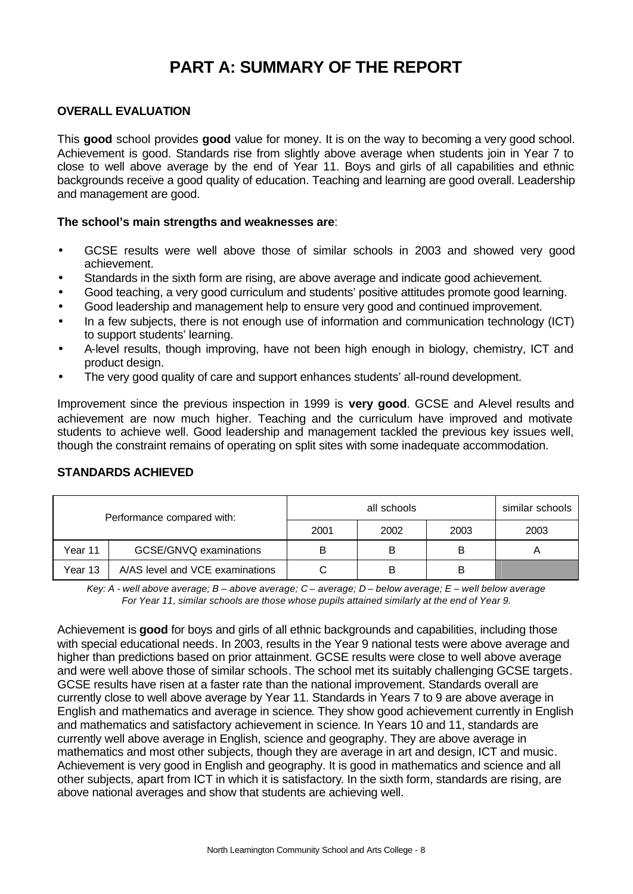# PART A: SUMMARY OF THE REPORT

**OVERALL EVALUATION**

This **good** school provides **good** value for money. It is on the way to becoming a very good school. Achievement is good. Standards rise from slightly above average when students join in Year 7 to close to well above average by the end of Year 11. Boys and girls of all capabilities and ethnic backgrounds receive a good quality of education. Teaching and learning are good overall. Leadership and management are good.

**The school's main strengths and weaknesses are**:

- GCSE results were well above those of similar schools in 2003 and showed very good achievement.
- Standards in the sixth form are rising, are above average and indicate good achievement.
- Good teaching, a very good curriculum and students' positive attitudes promote good learning.
- Good leadership and management help to ensure very good and continued improvement.
- In a few subjects, there is not enough use of information and communication technology (ICT) to support students' learning.
- A-level results, though improving, have not been high enough in biology, chemistry, ICT and product design.
- The very good quality of care and support enhances students' all-round development.

Improvement since the previous inspection in 1999 is **very good**. GCSE and A-level results and achievement are now much higher. Teaching and the curriculum have improved and motivate students to achieve well. Good leadership and management tackled the previous key issues well, though the constraint remains of operating on split sites with some inadequate accommodation.

**STANDARDS ACHIEVED**

| Performance compared with: | | all schools | | | similar schools |
|---|---|---|---|---|---|
| | | 2001 | 2002 | 2003 | 2003 |
| Year 11 | GCSE/GNVQ examinations | B | B | B | A |
| Year 13 | A/AS level and VCE examinations | C | B | B | |

*Key: A - well above average; B – above average; C – average; D – below average; E – well below average*
*For Year 11, similar schools are those whose pupils attained similarly at the end of Year 9.*

Achievement is **good** for boys and girls of all ethnic backgrounds and capabilities, including those with special educational needs. In 2003, results in the Year 9 national tests were above average and higher than predictions based on prior attainment. GCSE results were close to well above average and were well above those of similar schools. The school met its suitably challenging GCSE targets. GCSE results have risen at a faster rate than the national improvement. Standards overall are currently close to well above average by Year 11. Standards in Years 7 to 9 are above average in English and mathematics and average in science. They show good achievement currently in English and mathematics and satisfactory achievement in science. In Years 10 and 11, standards are currently well above average in English, science and geography. They are above average in mathematics and most other subjects, though they are average in art and design, ICT and music. Achievement is very good in English and geography. It is good in mathematics and science and all other subjects, apart from ICT in which it is satisfactory. In the sixth form, standards are rising, are above national averages and show that students are achieving well.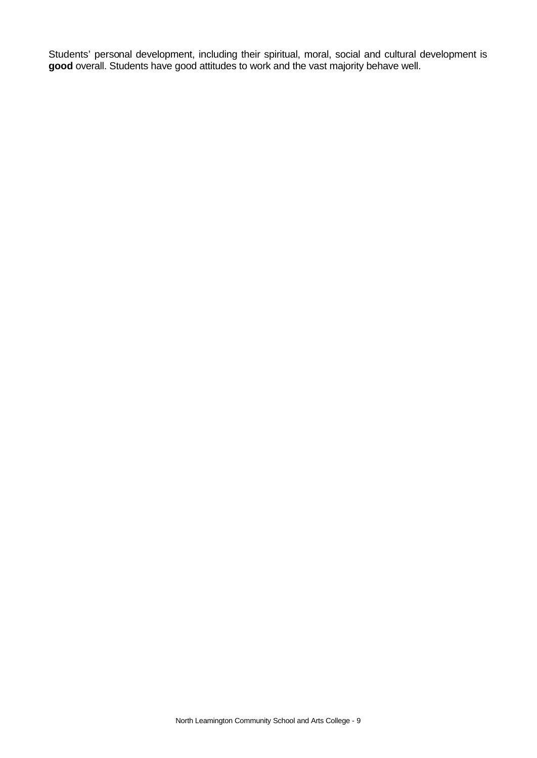Students' personal development, including their spiritual, moral, social and cultural development is **good** overall. Students have good attitudes to work and the vast majority behave well.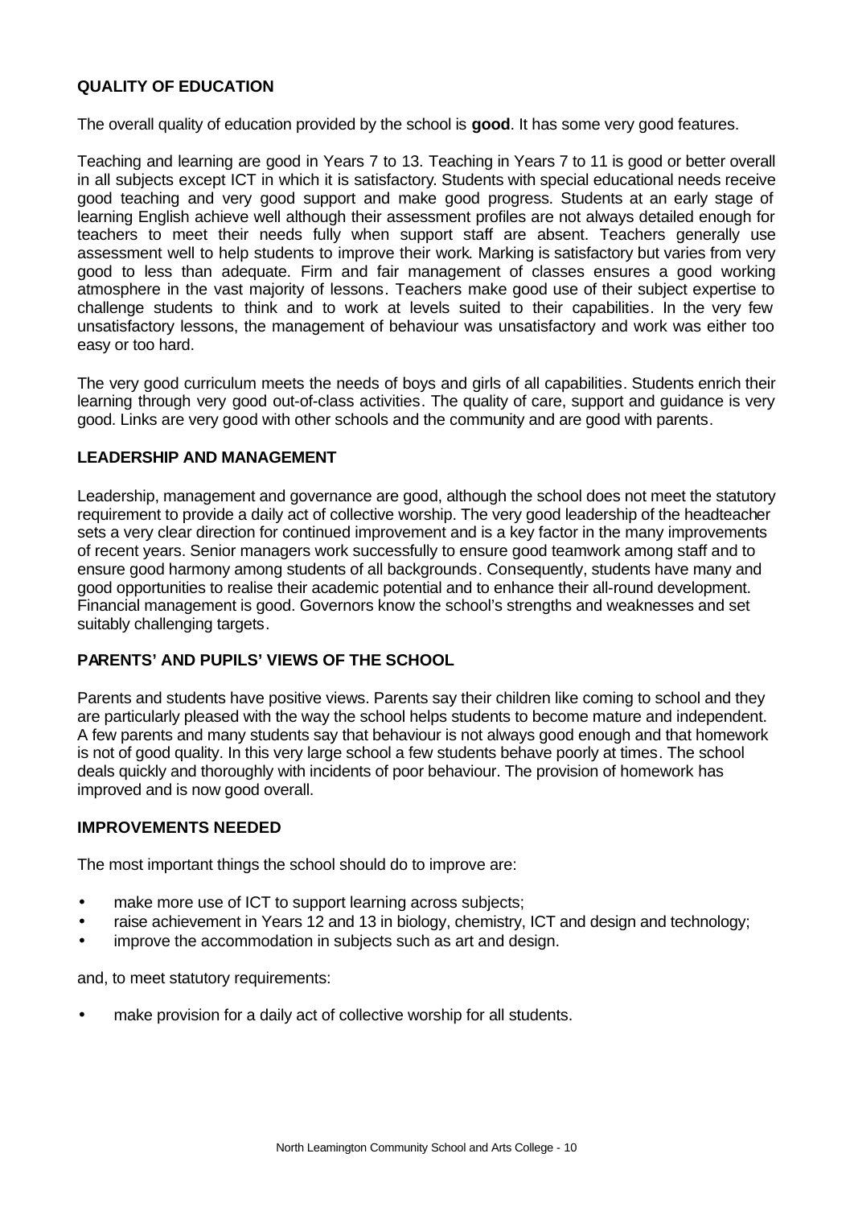## QUALITY OF EDUCATION

The overall quality of education provided by the school is **good**. It has some very good features.

Teaching and learning are good in Years 7 to 13. Teaching in Years 7 to 11 is good or better overall in all subjects except ICT in which it is satisfactory. Students with special educational needs receive good teaching and very good support and make good progress. Students at an early stage of learning English achieve well although their assessment profiles are not always detailed enough for teachers to meet their needs fully when support staff are absent. Teachers generally use assessment well to help students to improve their work. Marking is satisfactory but varies from very good to less than adequate. Firm and fair management of classes ensures a good working atmosphere in the vast majority of lessons. Teachers make good use of their subject expertise to challenge students to think and to work at levels suited to their capabilities. In the very few unsatisfactory lessons, the management of behaviour was unsatisfactory and work was either too easy or too hard.

The very good curriculum meets the needs of boys and girls of all capabilities. Students enrich their learning through very good out-of-class activities. The quality of care, support and guidance is very good. Links are very good with other schools and the community and are good with parents.

## LEADERSHIP AND MANAGEMENT

Leadership, management and governance are good, although the school does not meet the statutory requirement to provide a daily act of collective worship. The very good leadership of the headteacher sets a very clear direction for continued improvement and is a key factor in the many improvements of recent years. Senior managers work successfully to ensure good teamwork among staff and to ensure good harmony among students of all backgrounds. Consequently, students have many and good opportunities to realise their academic potential and to enhance their all-round development. Financial management is good. Governors know the school's strengths and weaknesses and set suitably challenging targets.

## PARENTS' AND PUPILS' VIEWS OF THE SCHOOL

Parents and students have positive views. Parents say their children like coming to school and they are particularly pleased with the way the school helps students to become mature and independent. A few parents and many students say that behaviour is not always good enough and that homework is not of good quality. In this very large school a few students behave poorly at times. The school deals quickly and thoroughly with incidents of poor behaviour. The provision of homework has improved and is now good overall.

## IMPROVEMENTS NEEDED

The most important things the school should do to improve are:

- make more use of ICT to support learning across subjects;
- raise achievement in Years 12 and 13 in biology, chemistry, ICT and design and technology;
- improve the accommodation in subjects such as art and design.

and, to meet statutory requirements:

- make provision for a daily act of collective worship for all students.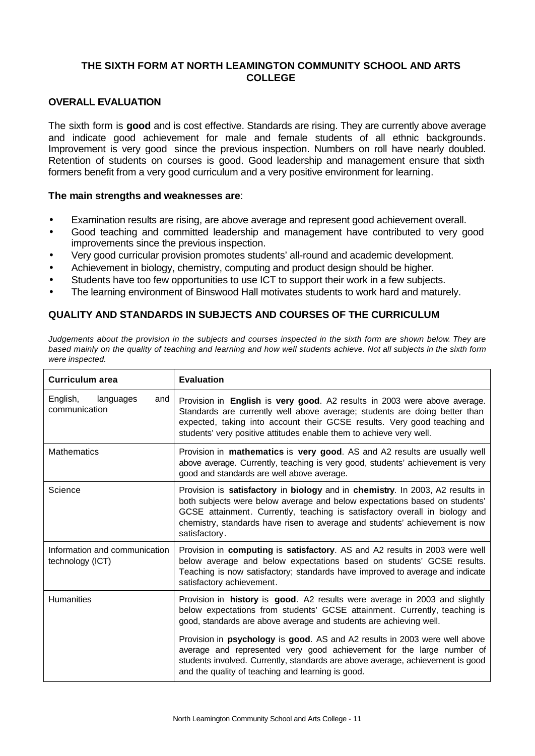## THE SIXTH FORM AT NORTH LEAMINGTON COMMUNITY SCHOOL AND ARTS COLLEGE

### OVERALL EVALUATION

The sixth form is **good** and is cost effective. Standards are rising. They are currently above average and indicate good achievement for male and female students of all ethnic backgrounds. Improvement is very good since the previous inspection. Numbers on roll have nearly doubled. Retention of students on courses is good. Good leadership and management ensure that sixth formers benefit from a very good curriculum and a very positive environment for learning.

**The main strengths and weaknesses are**:

- Examination results are rising, are above average and represent good achievement overall.
- Good teaching and committed leadership and management have contributed to very good improvements since the previous inspection.
- Very good curricular provision promotes students' all-round and academic development.
- Achievement in biology, chemistry, computing and product design should be higher.
- Students have too few opportunities to use ICT to support their work in a few subjects.
- The learning environment of Binswood Hall motivates students to work hard and maturely.

### QUALITY AND STANDARDS IN SUBJECTS AND COURSES OF THE CURRICULUM

*Judgements about the provision in the subjects and courses inspected in the sixth form are shown below. They are based mainly on the quality of teaching and learning and how well students achieve. Not all subjects in the sixth form were inspected.*

| Curriculum area | Evaluation |
|---|---|
| English, languages and communication | Provision in **English** is **very good**. A2 results in 2003 were above average. Standards are currently well above average; students are doing better than expected, taking into account their GCSE results. Very good teaching and students' very positive attitudes enable them to achieve very well. |
| Mathematics | Provision in **mathematics** is **very good**. AS and A2 results are usually well above average. Currently, teaching is very good, students' achievement is very good and standards are well above average. |
| Science | Provision is **satisfactory** in **biology** and in **chemistry**. In 2003, A2 results in both subjects were below average and below expectations based on students' GCSE attainment. Currently, teaching is satisfactory overall in biology and chemistry, standards have risen to average and students' achievement is now satisfactory. |
| Information and communication technology (ICT) | Provision in **computing** is **satisfactory**. AS and A2 results in 2003 were well below average and below expectations based on students' GCSE results. Teaching is now satisfactory; standards have improved to average and indicate satisfactory achievement. |
| Humanities | Provision in **history** is **good**. A2 results were average in 2003 and slightly below expectations from students' GCSE attainment. Currently, teaching is good, standards are above average and students are achieving well.<br><br>Provision in **psychology** is **good**. AS and A2 results in 2003 were well above average and represented very good achievement for the large number of students involved. Currently, standards are above average, achievement is good and the quality of teaching and learning is good. |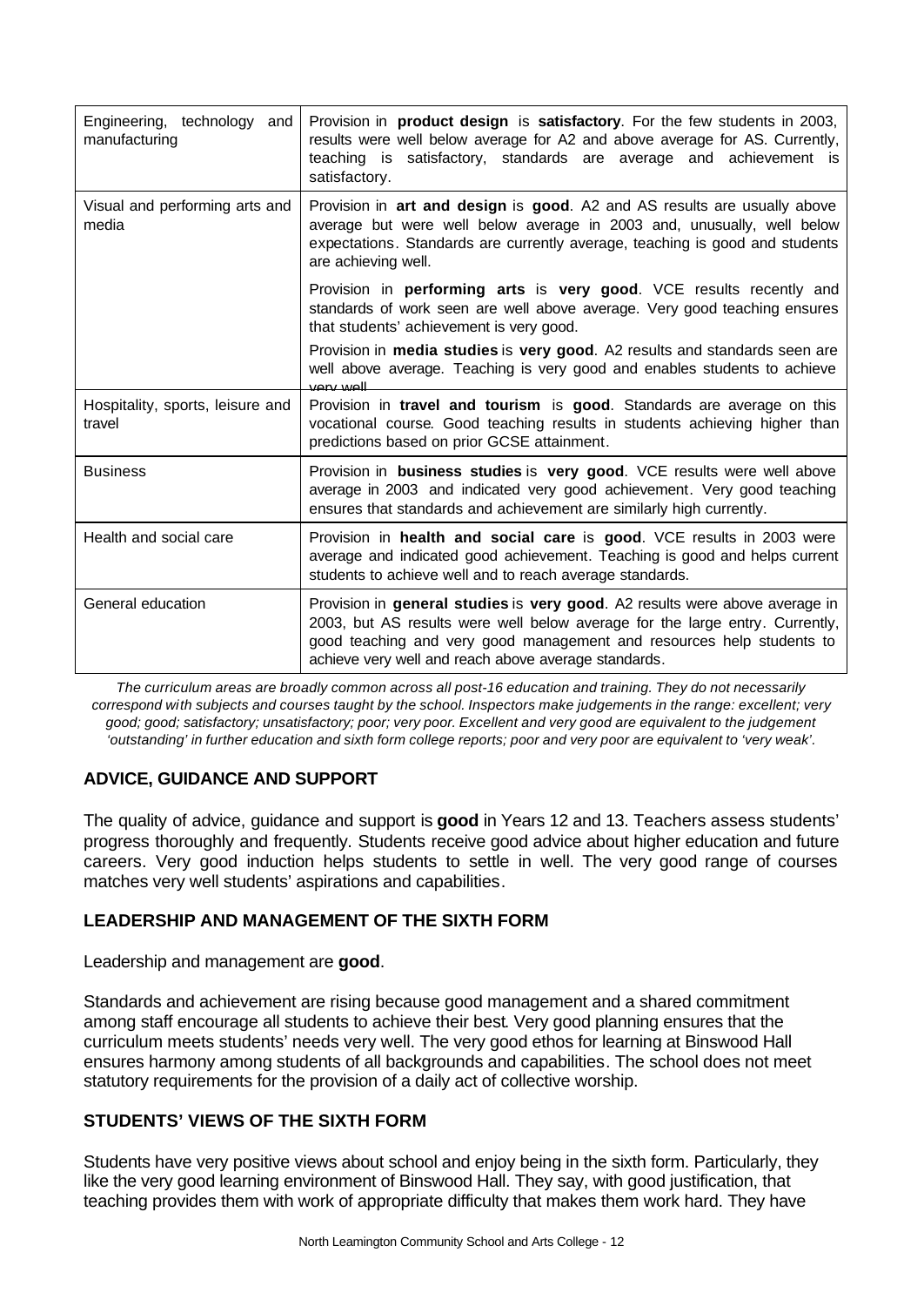| | |
|---|---|
| Engineering, technology and manufacturing | Provision in **product design** is **satisfactory**. For the few students in 2003, results were well below average for A2 and above average for AS. Currently, teaching is satisfactory, standards are average and achievement is satisfactory. |
| Visual and performing arts and media | Provision in **art and design** is **good**. A2 and AS results are usually above average but were well below average in 2003 and, unusually, well below expectations. Standards are currently average, teaching is good and students are achieving well. |
| | Provision in **performing arts** is **very good**. VCE results recently and standards of work seen are well above average. Very good teaching ensures that students' achievement is very good. |
| | Provision in **media studies** is **very good**. A2 results and standards seen are well above average. Teaching is very good and enables students to achieve very well. |
| Hospitality, sports, leisure and travel | Provision in **travel and tourism** is **good**. Standards are average on this vocational course. Good teaching results in students achieving higher than predictions based on prior GCSE attainment. |
| Business | Provision in **business studies** is **very good**. VCE results were well above average in 2003 and indicated very good achievement. Very good teaching ensures that standards and achievement are similarly high currently. |
| Health and social care | Provision in **health and social care** is **good**. VCE results in 2003 were average and indicated good achievement. Teaching is good and helps current students to achieve well and to reach average standards. |
| General education | Provision in **general studies** is **very good**. A2 results were above average in 2003, but AS results were well below average for the large entry. Currently, good teaching and very good management and resources help students to achieve very well and reach above average standards. |

*The curriculum areas are broadly common across all post-16 education and training. They do not necessarily correspond with subjects and courses taught by the school. Inspectors make judgements in the range: excellent; very good; good; satisfactory; unsatisfactory; poor; very poor. Excellent and very good are equivalent to the judgement 'outstanding' in further education and sixth form college reports; poor and very poor are equivalent to 'very weak'.*

### ADVICE, GUIDANCE AND SUPPORT

The quality of advice, guidance and support is **good** in Years 12 and 13. Teachers assess students' progress thoroughly and frequently. Students receive good advice about higher education and future careers. Very good induction helps students to settle in well. The very good range of courses matches very well students' aspirations and capabilities.

### LEADERSHIP AND MANAGEMENT OF THE SIXTH FORM

Leadership and management are **good**.

Standards and achievement are rising because good management and a shared commitment among staff encourage all students to achieve their best. Very good planning ensures that the curriculum meets students' needs very well. The very good ethos for learning at Binswood Hall ensures harmony among students of all backgrounds and capabilities. The school does not meet statutory requirements for the provision of a daily act of collective worship.

### STUDENTS' VIEWS OF THE SIXTH FORM

Students have very positive views about school and enjoy being in the sixth form. Particularly, they like the very good learning environment of Binswood Hall. They say, with good justification, that teaching provides them with work of appropriate difficulty that makes them work hard. They have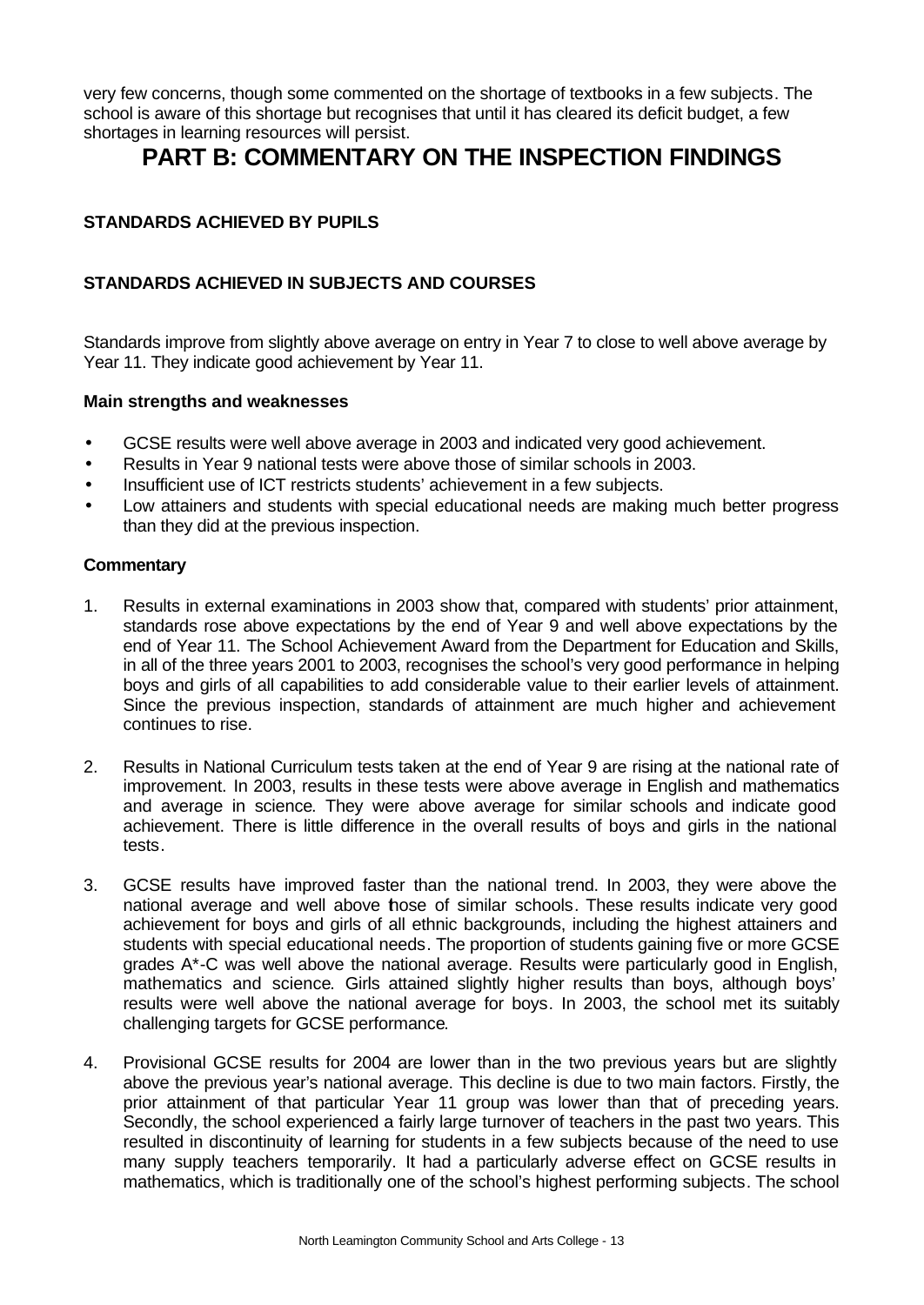very few concerns, though some commented on the shortage of textbooks in a few subjects. The school is aware of this shortage but recognises that until it has cleared its deficit budget, a few shortages in learning resources will persist.

# PART B: COMMENTARY ON THE INSPECTION FINDINGS

### STANDARDS ACHIEVED BY PUPILS

### STANDARDS ACHIEVED IN SUBJECTS AND COURSES

Standards improve from slightly above average on entry in Year 7 to close to well above average by Year 11. They indicate good achievement by Year 11.

**Main strengths and weaknesses**

- GCSE results were well above average in 2003 and indicated very good achievement.
- Results in Year 9 national tests were above those of similar schools in 2003.
- Insufficient use of ICT restricts students' achievement in a few subjects.
- Low attainers and students with special educational needs are making much better progress than they did at the previous inspection.

**Commentary**

1. Results in external examinations in 2003 show that, compared with students' prior attainment, standards rose above expectations by the end of Year 9 and well above expectations by the end of Year 11. The School Achievement Award from the Department for Education and Skills, in all of the three years 2001 to 2003, recognises the school's very good performance in helping boys and girls of all capabilities to add considerable value to their earlier levels of attainment. Since the previous inspection, standards of attainment are much higher and achievement continues to rise.

2. Results in National Curriculum tests taken at the end of Year 9 are rising at the national rate of improvement. In 2003, results in these tests were above average in English and mathematics and average in science. They were above average for similar schools and indicate good achievement. There is little difference in the overall results of boys and girls in the national tests.

3. GCSE results have improved faster than the national trend. In 2003, they were above the national average and well above those of similar schools. These results indicate very good achievement for boys and girls of all ethnic backgrounds, including the highest attainers and students with special educational needs. The proportion of students gaining five or more GCSE grades A*-C was well above the national average. Results were particularly good in English, mathematics and science. Girls attained slightly higher results than boys, although boys' results were well above the national average for boys. In 2003, the school met its suitably challenging targets for GCSE performance.

4. Provisional GCSE results for 2004 are lower than in the two previous years but are slightly above the previous year's national average. This decline is due to two main factors. Firstly, the prior attainment of that particular Year 11 group was lower than that of preceding years. Secondly, the school experienced a fairly large turnover of teachers in the past two years. This resulted in discontinuity of learning for students in a few subjects because of the need to use many supply teachers temporarily. It had a particularly adverse effect on GCSE results in mathematics, which is traditionally one of the school's highest performing subjects. The school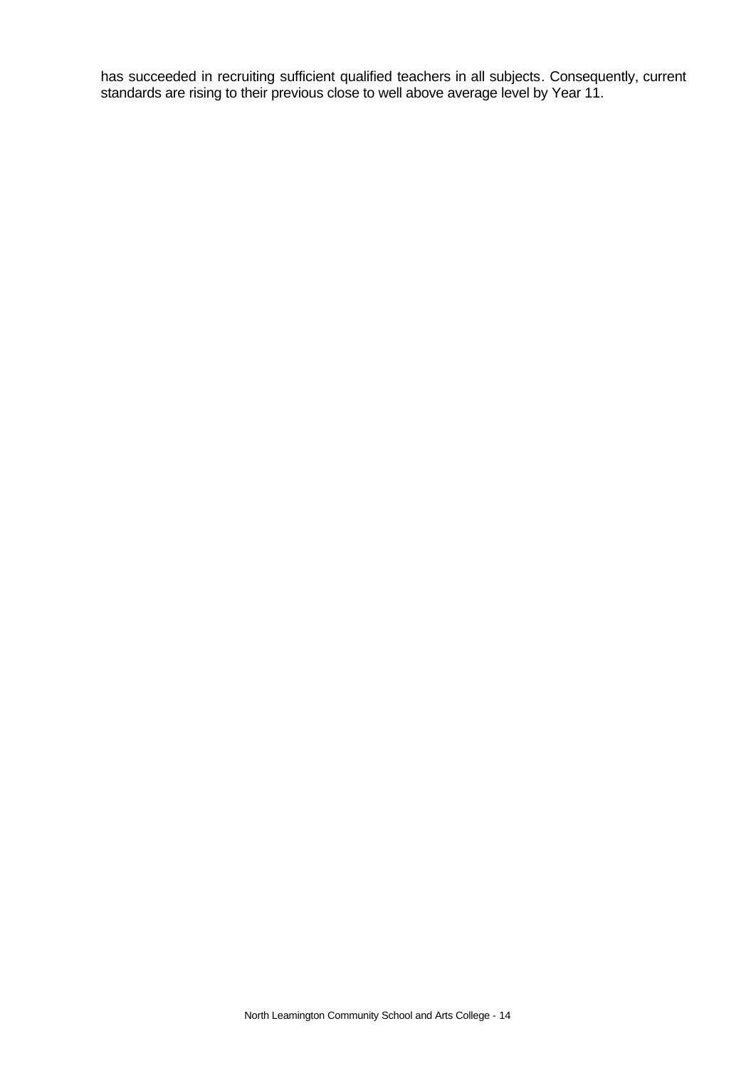has succeeded in recruiting sufficient qualified teachers in all subjects. Consequently, current standards are rising to their previous close to well above average level by Year 11.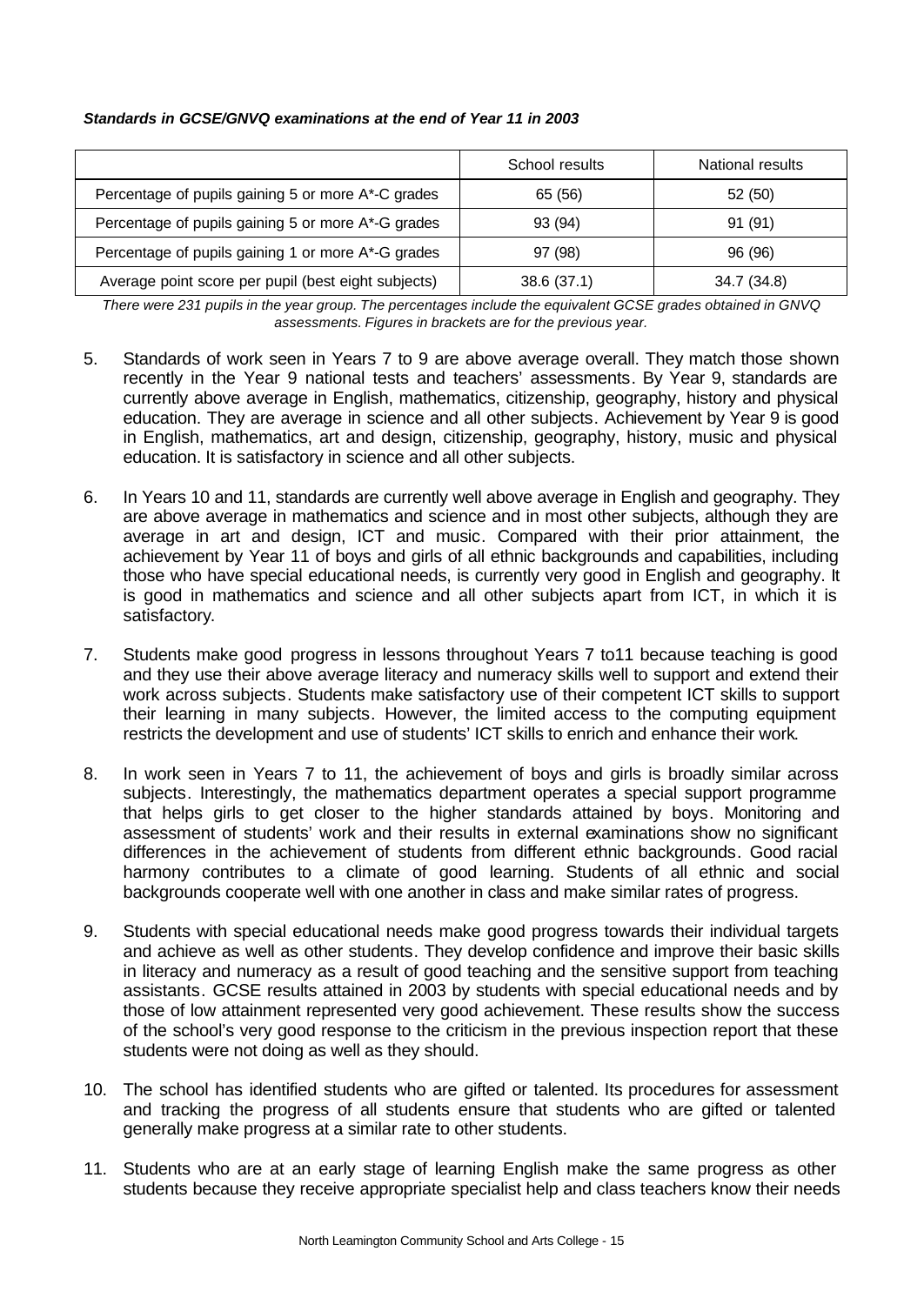***Standards in GCSE/GNVQ examinations at the end of Year 11 in 2003***

| | School results | National results |
|---|---|---|
| Percentage of pupils gaining 5 or more A*-C grades | 65 (56) | 52 (50) |
| Percentage of pupils gaining 5 or more A*-G grades | 93 (94) | 91 (91) |
| Percentage of pupils gaining 1 or more A*-G grades | 97 (98) | 96 (96) |
| Average point score per pupil (best eight subjects) | 38.6 (37.1) | 34.7 (34.8) |

*There were 231 pupils in the year group. The percentages include the equivalent GCSE grades obtained in GNVQ assessments. Figures in brackets are for the previous year.*

5. Standards of work seen in Years 7 to 9 are above average overall. They match those shown recently in the Year 9 national tests and teachers' assessments. By Year 9, standards are currently above average in English, mathematics, citizenship, geography, history and physical education. They are average in science and all other subjects. Achievement by Year 9 is good in English, mathematics, art and design, citizenship, geography, history, music and physical education. It is satisfactory in science and all other subjects.

6. In Years 10 and 11, standards are currently well above average in English and geography. They are above average in mathematics and science and in most other subjects, although they are average in art and design, ICT and music. Compared with their prior attainment, the achievement by Year 11 of boys and girls of all ethnic backgrounds and capabilities, including those who have special educational needs, is currently very good in English and geography. It is good in mathematics and science and all other subjects apart from ICT, in which it is satisfactory.

7. Students make good progress in lessons throughout Years 7 to11 because teaching is good and they use their above average literacy and numeracy skills well to support and extend their work across subjects. Students make satisfactory use of their competent ICT skills to support their learning in many subjects. However, the limited access to the computing equipment restricts the development and use of students' ICT skills to enrich and enhance their work.

8. In work seen in Years 7 to 11, the achievement of boys and girls is broadly similar across subjects. Interestingly, the mathematics department operates a special support programme that helps girls to get closer to the higher standards attained by boys. Monitoring and assessment of students' work and their results in external examinations show no significant differences in the achievement of students from different ethnic backgrounds. Good racial harmony contributes to a climate of good learning. Students of all ethnic and social backgrounds cooperate well with one another in class and make similar rates of progress.

9. Students with special educational needs make good progress towards their individual targets and achieve as well as other students. They develop confidence and improve their basic skills in literacy and numeracy as a result of good teaching and the sensitive support from teaching assistants. GCSE results attained in 2003 by students with special educational needs and by those of low attainment represented very good achievement. These results show the success of the school's very good response to the criticism in the previous inspection report that these students were not doing as well as they should.

10. The school has identified students who are gifted or talented. Its procedures for assessment and tracking the progress of all students ensure that students who are gifted or talented generally make progress at a similar rate to other students.

11. Students who are at an early stage of learning English make the same progress as other students because they receive appropriate specialist help and class teachers know their needs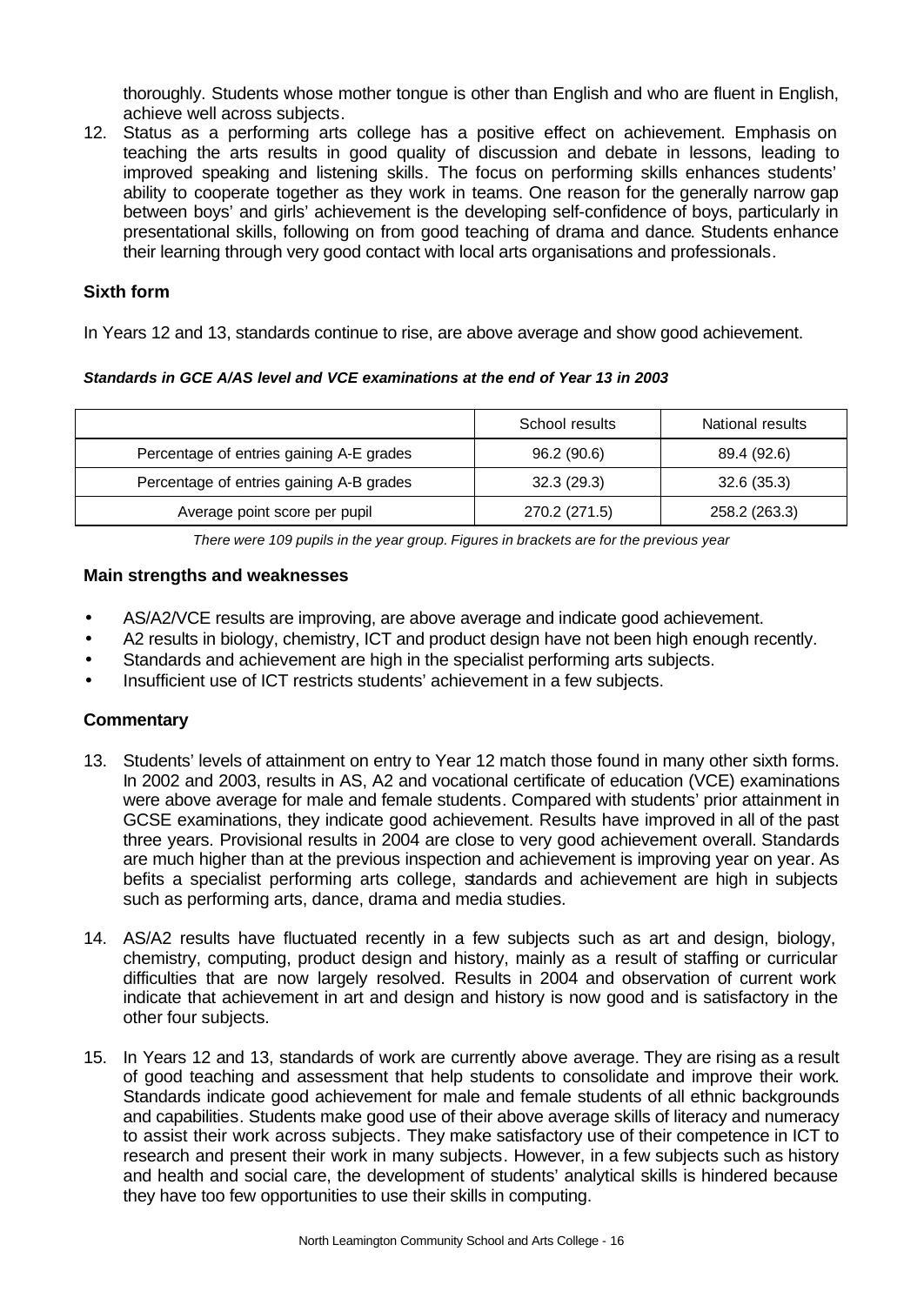thoroughly. Students whose mother tongue is other than English and who are fluent in English, achieve well across subjects.

12. Status as a performing arts college has a positive effect on achievement. Emphasis on teaching the arts results in good quality of discussion and debate in lessons, leading to improved speaking and listening skills. The focus on performing skills enhances students' ability to cooperate together as they work in teams. One reason for the generally narrow gap between boys' and girls' achievement is the developing self-confidence of boys, particularly in presentational skills, following on from good teaching of drama and dance. Students enhance their learning through very good contact with local arts organisations and professionals.

### Sixth form

In Years 12 and 13, standards continue to rise, are above average and show good achievement.

***Standards in GCE A/AS level and VCE examinations at the end of Year 13 in 2003***

| | School results | National results |
|---|---|---|
| Percentage of entries gaining A-E grades | 96.2 (90.6) | 89.4 (92.6) |
| Percentage of entries gaining A-B grades | 32.3 (29.3) | 32.6 (35.3) |
| Average point score per pupil | 270.2 (271.5) | 258.2 (263.3) |

*There were 109 pupils in the year group. Figures in brackets are for the previous year*

### Main strengths and weaknesses

- AS/A2/VCE results are improving, are above average and indicate good achievement.
- A2 results in biology, chemistry, ICT and product design have not been high enough recently.
- Standards and achievement are high in the specialist performing arts subjects.
- Insufficient use of ICT restricts students' achievement in a few subjects.

### Commentary

13. Students' levels of attainment on entry to Year 12 match those found in many other sixth forms. In 2002 and 2003, results in AS, A2 and vocational certificate of education (VCE) examinations were above average for male and female students. Compared with students' prior attainment in GCSE examinations, they indicate good achievement. Results have improved in all of the past three years. Provisional results in 2004 are close to very good achievement overall. Standards are much higher than at the previous inspection and achievement is improving year on year. As befits a specialist performing arts college, standards and achievement are high in subjects such as performing arts, dance, drama and media studies.

14. AS/A2 results have fluctuated recently in a few subjects such as art and design, biology, chemistry, computing, product design and history, mainly as a result of staffing or curricular difficulties that are now largely resolved. Results in 2004 and observation of current work indicate that achievement in art and design and history is now good and is satisfactory in the other four subjects.

15. In Years 12 and 13, standards of work are currently above average. They are rising as a result of good teaching and assessment that help students to consolidate and improve their work. Standards indicate good achievement for male and female students of all ethnic backgrounds and capabilities. Students make good use of their above average skills of literacy and numeracy to assist their work across subjects. They make satisfactory use of their competence in ICT to research and present their work in many subjects. However, in a few subjects such as history and health and social care, the development of students' analytical skills is hindered because they have too few opportunities to use their skills in computing.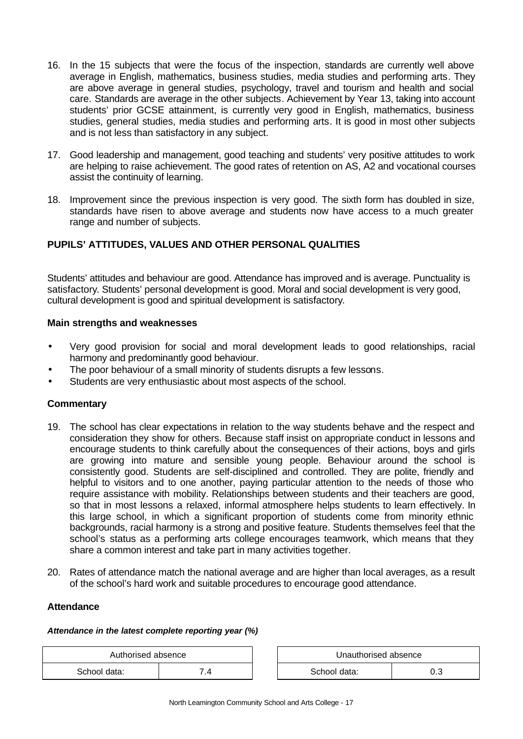16. In the 15 subjects that were the focus of the inspection, standards are currently well above average in English, mathematics, business studies, media studies and performing arts. They are above average in general studies, psychology, travel and tourism and health and social care. Standards are average in the other subjects. Achievement by Year 13, taking into account students' prior GCSE attainment, is currently very good in English, mathematics, business studies, general studies, media studies and performing arts. It is good in most other subjects and is not less than satisfactory in any subject.

17. Good leadership and management, good teaching and students' very positive attitudes to work are helping to raise achievement. The good rates of retention on AS, A2 and vocational courses assist the continuity of learning.

18. Improvement since the previous inspection is very good. The sixth form has doubled in size, standards have risen to above average and students now have access to a much greater range and number of subjects.

## PUPILS' ATTITUDES, VALUES AND OTHER PERSONAL QUALITIES

Students' attitudes and behaviour are good. Attendance has improved and is average. Punctuality is satisfactory. Students' personal development is good. Moral and social development is very good, cultural development is good and spiritual development is satisfactory.

### Main strengths and weaknesses

- Very good provision for social and moral development leads to good relationships, racial harmony and predominantly good behaviour.
- The poor behaviour of a small minority of students disrupts a few lessons.
- Students are very enthusiastic about most aspects of the school.

### Commentary

19. The school has clear expectations in relation to the way students behave and the respect and consideration they show for others. Because staff insist on appropriate conduct in lessons and encourage students to think carefully about the consequences of their actions, boys and girls are growing into mature and sensible young people. Behaviour around the school is consistently good. Students are self-disciplined and controlled. They are polite, friendly and helpful to visitors and to one another, paying particular attention to the needs of those who require assistance with mobility. Relationships between students and their teachers are good, so that in most lessons a relaxed, informal atmosphere helps students to learn effectively. In this large school, in which a significant proportion of students come from minority ethnic backgrounds, racial harmony is a strong and positive feature. Students themselves feel that the school's status as a performing arts college encourages teamwork, which means that they share a common interest and take part in many activities together.

20. Rates of attendance match the national average and are higher than local averages, as a result of the school's hard work and suitable procedures to encourage good attendance.

### Attendance

***Attendance in the latest complete reporting year (%)***

| Authorised absence | |
|---|---|
| School data: | 7.4 |

| Unauthorised absence | |
|---|---|
| School data: | 0.3 |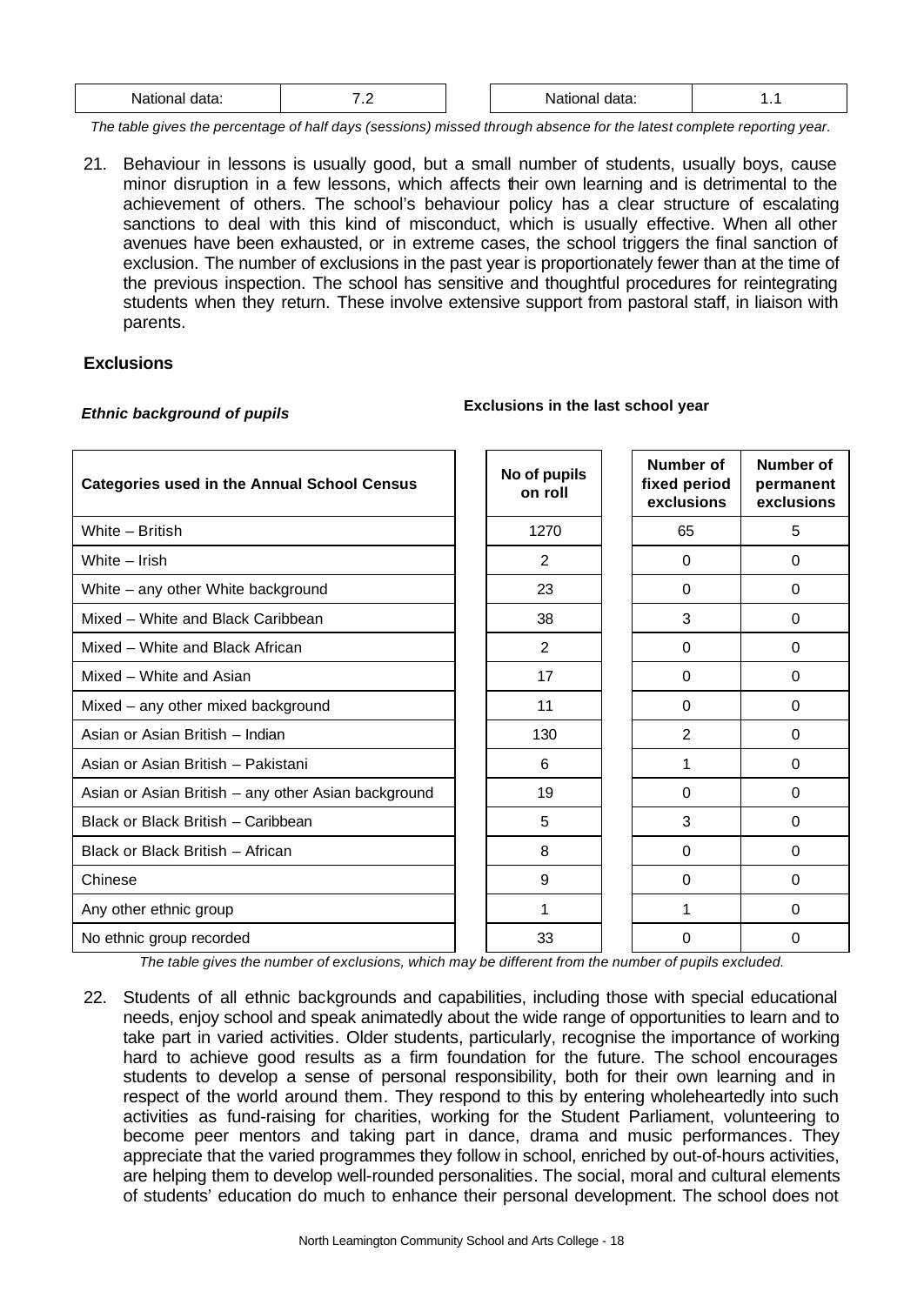| National data: | 7.2 |
|---|---|

| National data: | 1.1 |
|---|---|

*The table gives the percentage of half days (sessions) missed through absence for the latest complete reporting year.*

21. Behaviour in lessons is usually good, but a small number of students, usually boys, cause minor disruption in a few lessons, which affects their own learning and is detrimental to the achievement of others. The school's behaviour policy has a clear structure of escalating sanctions to deal with this kind of misconduct, which is usually effective. When all other avenues have been exhausted, or in extreme cases, the school triggers the final sanction of exclusion. The number of exclusions in the past year is proportionately fewer than at the time of the previous inspection. The school has sensitive and thoughtful procedures for reintegrating students when they return. These involve extensive support from pastoral staff, in liaison with parents.

## Exclusions

***Ethnic background of pupils*** **Exclusions in the last school year**

| Categories used in the Annual School Census | No of pupils on roll | Number of fixed period exclusions | Number of permanent exclusions |
|---|---|---|---|
| White – British | 1270 | 65 | 5 |
| White – Irish | 2 | 0 | 0 |
| White – any other White background | 23 | 0 | 0 |
| Mixed – White and Black Caribbean | 38 | 3 | 0 |
| Mixed – White and Black African | 2 | 0 | 0 |
| Mixed – White and Asian | 17 | 0 | 0 |
| Mixed – any other mixed background | 11 | 0 | 0 |
| Asian or Asian British – Indian | 130 | 2 | 0 |
| Asian or Asian British – Pakistani | 6 | 1 | 0 |
| Asian or Asian British – any other Asian background | 19 | 0 | 0 |
| Black or Black British – Caribbean | 5 | 3 | 0 |
| Black or Black British – African | 8 | 0 | 0 |
| Chinese | 9 | 0 | 0 |
| Any other ethnic group | 1 | 1 | 0 |
| No ethnic group recorded | 33 | 0 | 0 |

*The table gives the number of exclusions, which may be different from the number of pupils excluded.*

22. Students of all ethnic backgrounds and capabilities, including those with special educational needs, enjoy school and speak animatedly about the wide range of opportunities to learn and to take part in varied activities. Older students, particularly, recognise the importance of working hard to achieve good results as a firm foundation for the future. The school encourages students to develop a sense of personal responsibility, both for their own learning and in respect of the world around them. They respond to this by entering wholeheartedly into such activities as fund-raising for charities, working for the Student Parliament, volunteering to become peer mentors and taking part in dance, drama and music performances. They appreciate that the varied programmes they follow in school, enriched by out-of-hours activities, are helping them to develop well-rounded personalities. The social, moral and cultural elements of students' education do much to enhance their personal development. The school does not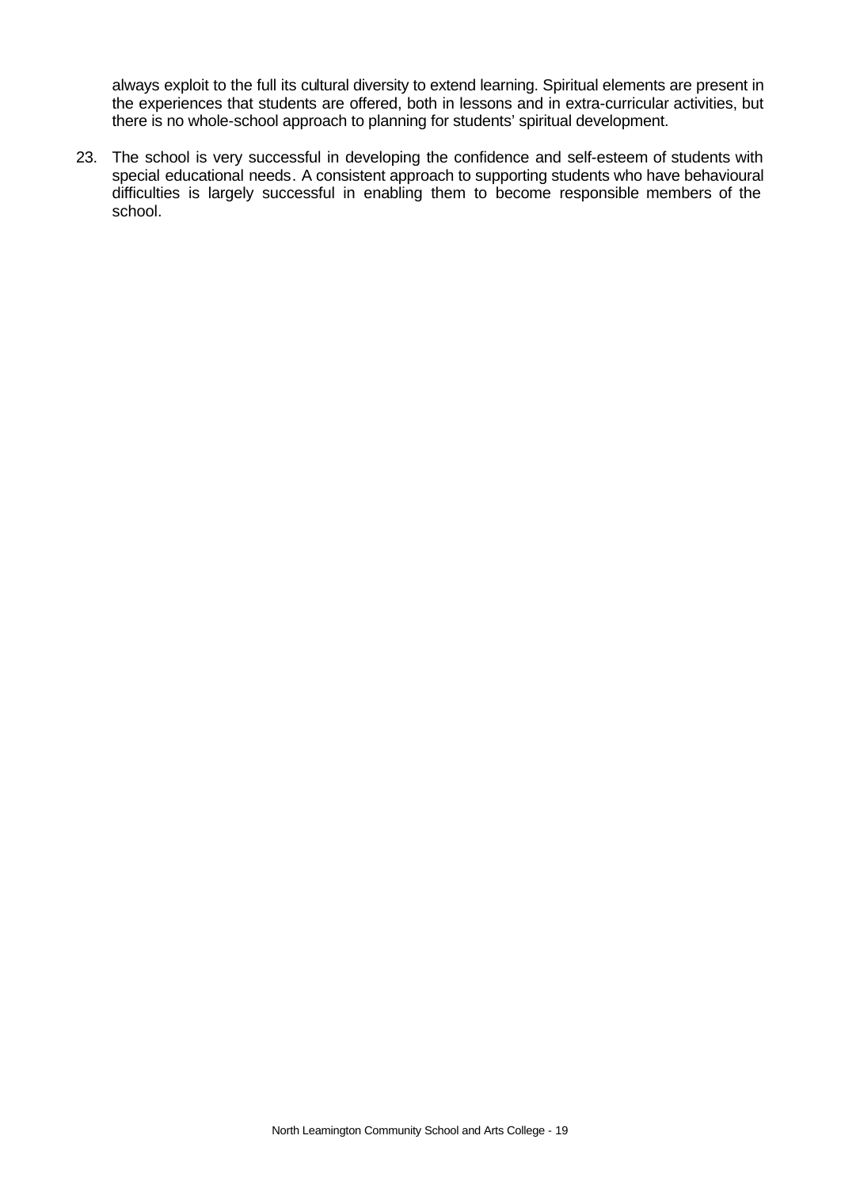always exploit to the full its cultural diversity to extend learning. Spiritual elements are present in the experiences that students are offered, both in lessons and in extra-curricular activities, but there is no whole-school approach to planning for students' spiritual development.

23. The school is very successful in developing the confidence and self-esteem of students with special educational needs. A consistent approach to supporting students who have behavioural difficulties is largely successful in enabling them to become responsible members of the school.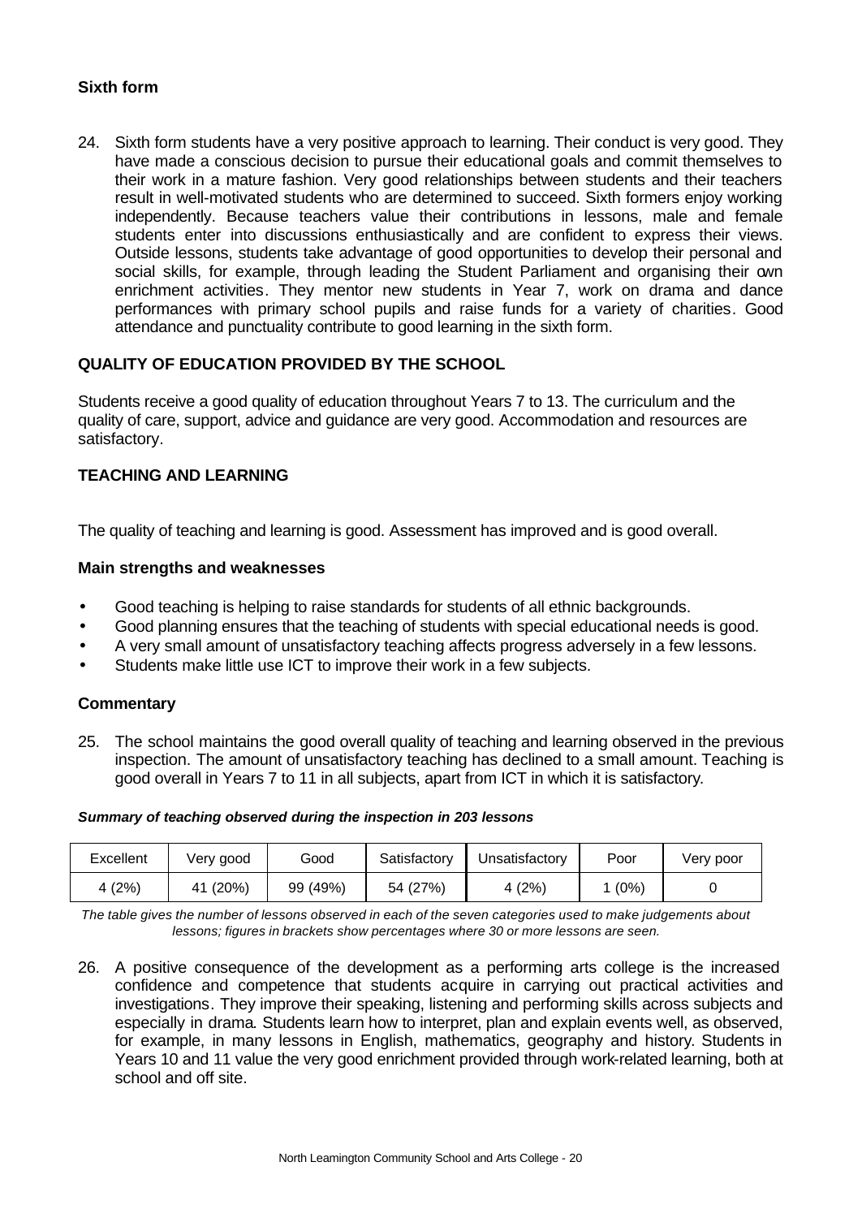### Sixth form

24. Sixth form students have a very positive approach to learning. Their conduct is very good. They have made a conscious decision to pursue their educational goals and commit themselves to their work in a mature fashion. Very good relationships between students and their teachers result in well-motivated students who are determined to succeed. Sixth formers enjoy working independently. Because teachers value their contributions in lessons, male and female students enter into discussions enthusiastically and are confident to express their views. Outside lessons, students take advantage of good opportunities to develop their personal and social skills, for example, through leading the Student Parliament and organising their own enrichment activities. They mentor new students in Year 7, work on drama and dance performances with primary school pupils and raise funds for a variety of charities. Good attendance and punctuality contribute to good learning in the sixth form.

## QUALITY OF EDUCATION PROVIDED BY THE SCHOOL

Students receive a good quality of education throughout Years 7 to 13. The curriculum and the quality of care, support, advice and guidance are very good. Accommodation and resources are satisfactory.

## TEACHING AND LEARNING

The quality of teaching and learning is good. Assessment has improved and is good overall.

### Main strengths and weaknesses

- Good teaching is helping to raise standards for students of all ethnic backgrounds.
- Good planning ensures that the teaching of students with special educational needs is good.
- A very small amount of unsatisfactory teaching affects progress adversely in a few lessons.
- Students make little use ICT to improve their work in a few subjects.

### Commentary

25. The school maintains the good overall quality of teaching and learning observed in the previous inspection. The amount of unsatisfactory teaching has declined to a small amount. Teaching is good overall in Years 7 to 11 in all subjects, apart from ICT in which it is satisfactory.

***Summary of teaching observed during the inspection in 203 lessons***

| Excellent | Very good | Good | Satisfactory | Unsatisfactory | Poor | Very poor |
|---|---|---|---|---|---|---|
| 4 (2%) | 41 (20%) | 99 (49%) | 54 (27%) | 4 (2%) | 1 (0%) | 0 |

*The table gives the number of lessons observed in each of the seven categories used to make judgements about lessons; figures in brackets show percentages where 30 or more lessons are seen.*

26. A positive consequence of the development as a performing arts college is the increased confidence and competence that students acquire in carrying out practical activities and investigations. They improve their speaking, listening and performing skills across subjects and especially in drama. Students learn how to interpret, plan and explain events well, as observed, for example, in many lessons in English, mathematics, geography and history. Students in Years 10 and 11 value the very good enrichment provided through work-related learning, both at school and off site.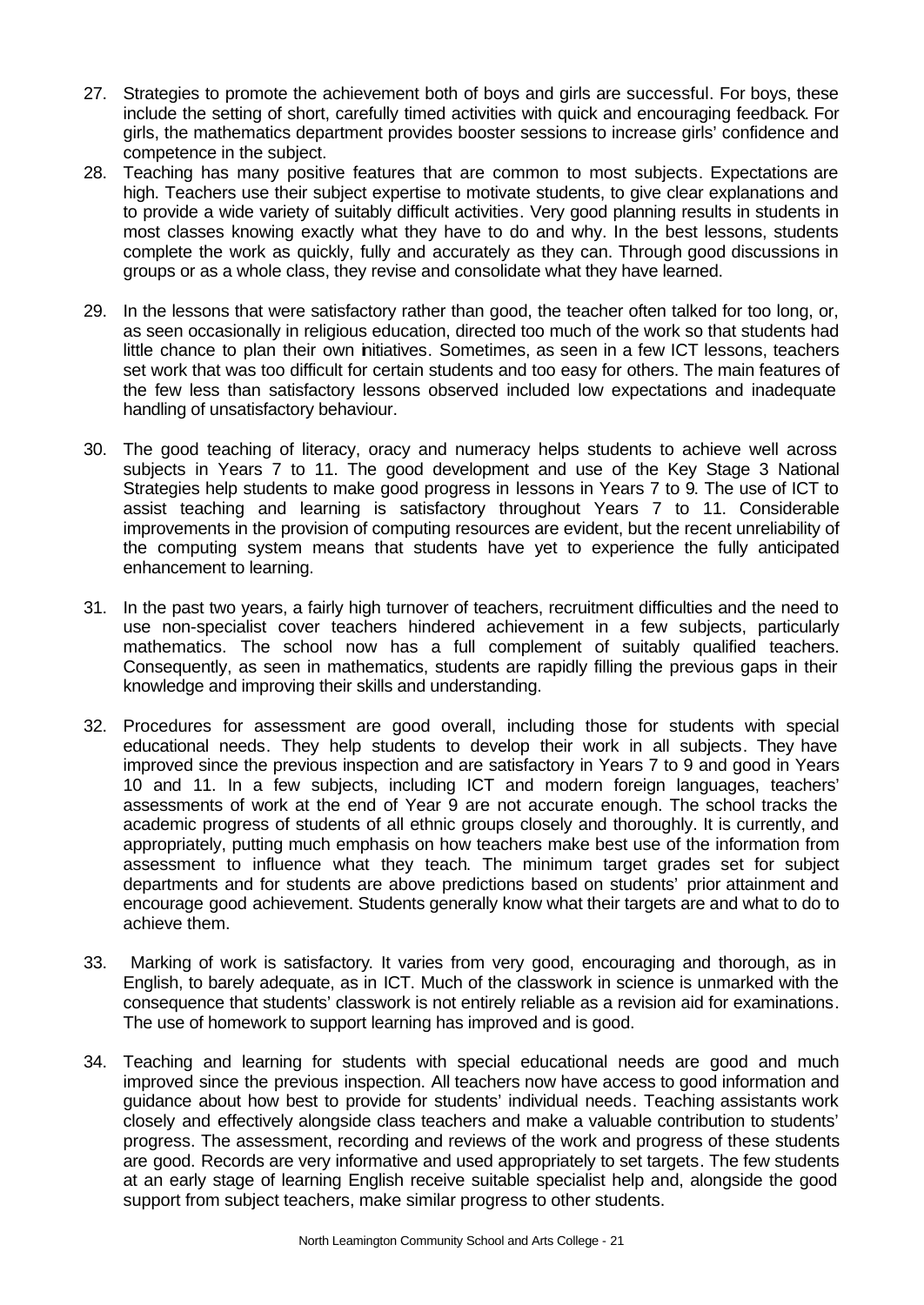27. Strategies to promote the achievement both of boys and girls are successful. For boys, these include the setting of short, carefully timed activities with quick and encouraging feedback. For girls, the mathematics department provides booster sessions to increase girls' confidence and competence in the subject.
28. Teaching has many positive features that are common to most subjects. Expectations are high. Teachers use their subject expertise to motivate students, to give clear explanations and to provide a wide variety of suitably difficult activities. Very good planning results in students in most classes knowing exactly what they have to do and why. In the best lessons, students complete the work as quickly, fully and accurately as they can. Through good discussions in groups or as a whole class, they revise and consolidate what they have learned.

29. In the lessons that were satisfactory rather than good, the teacher often talked for too long, or, as seen occasionally in religious education, directed too much of the work so that students had little chance to plan their own initiatives. Sometimes, as seen in a few ICT lessons, teachers set work that was too difficult for certain students and too easy for others. The main features of the few less than satisfactory lessons observed included low expectations and inadequate handling of unsatisfactory behaviour.

30. The good teaching of literacy, oracy and numeracy helps students to achieve well across subjects in Years 7 to 11. The good development and use of the Key Stage 3 National Strategies help students to make good progress in lessons in Years 7 to 9. The use of ICT to assist teaching and learning is satisfactory throughout Years 7 to 11. Considerable improvements in the provision of computing resources are evident, but the recent unreliability of the computing system means that students have yet to experience the fully anticipated enhancement to learning.

31. In the past two years, a fairly high turnover of teachers, recruitment difficulties and the need to use non-specialist cover teachers hindered achievement in a few subjects, particularly mathematics. The school now has a full complement of suitably qualified teachers. Consequently, as seen in mathematics, students are rapidly filling the previous gaps in their knowledge and improving their skills and understanding.

32. Procedures for assessment are good overall, including those for students with special educational needs. They help students to develop their work in all subjects. They have improved since the previous inspection and are satisfactory in Years 7 to 9 and good in Years 10 and 11. In a few subjects, including ICT and modern foreign languages, teachers' assessments of work at the end of Year 9 are not accurate enough. The school tracks the academic progress of students of all ethnic groups closely and thoroughly. It is currently, and appropriately, putting much emphasis on how teachers make best use of the information from assessment to influence what they teach. The minimum target grades set for subject departments and for students are above predictions based on students' prior attainment and encourage good achievement. Students generally know what their targets are and what to do to achieve them.

33. Marking of work is satisfactory. It varies from very good, encouraging and thorough, as in English, to barely adequate, as in ICT. Much of the classwork in science is unmarked with the consequence that students' classwork is not entirely reliable as a revision aid for examinations. The use of homework to support learning has improved and is good.

34. Teaching and learning for students with special educational needs are good and much improved since the previous inspection. All teachers now have access to good information and guidance about how best to provide for students' individual needs. Teaching assistants work closely and effectively alongside class teachers and make a valuable contribution to students' progress. The assessment, recording and reviews of the work and progress of these students are good. Records are very informative and used appropriately to set targets. The few students at an early stage of learning English receive suitable specialist help and, alongside the good support from subject teachers, make similar progress to other students.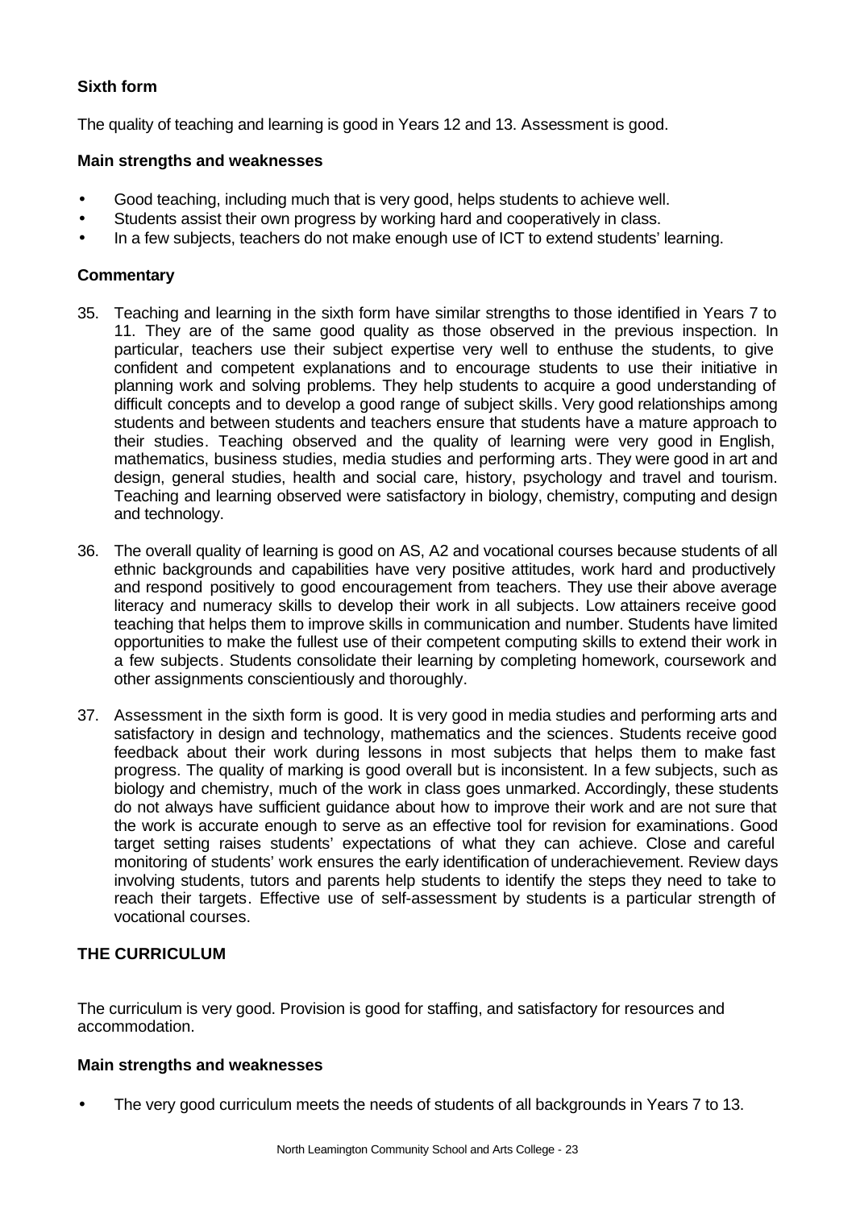### Sixth form

The quality of teaching and learning is good in Years 12 and 13. Assessment is good.

#### Main strengths and weaknesses

- Good teaching, including much that is very good, helps students to achieve well.
- Students assist their own progress by working hard and cooperatively in class.
- In a few subjects, teachers do not make enough use of ICT to extend students' learning.

#### Commentary

35. Teaching and learning in the sixth form have similar strengths to those identified in Years 7 to 11. They are of the same good quality as those observed in the previous inspection. In particular, teachers use their subject expertise very well to enthuse the students, to give confident and competent explanations and to encourage students to use their initiative in planning work and solving problems. They help students to acquire a good understanding of difficult concepts and to develop a good range of subject skills. Very good relationships among students and between students and teachers ensure that students have a mature approach to their studies. Teaching observed and the quality of learning were very good in English, mathematics, business studies, media studies and performing arts. They were good in art and design, general studies, health and social care, history, psychology and travel and tourism. Teaching and learning observed were satisfactory in biology, chemistry, computing and design and technology.

36. The overall quality of learning is good on AS, A2 and vocational courses because students of all ethnic backgrounds and capabilities have very positive attitudes, work hard and productively and respond positively to good encouragement from teachers. They use their above average literacy and numeracy skills to develop their work in all subjects. Low attainers receive good teaching that helps them to improve skills in communication and number. Students have limited opportunities to make the fullest use of their competent computing skills to extend their work in a few subjects. Students consolidate their learning by completing homework, coursework and other assignments conscientiously and thoroughly.

37. Assessment in the sixth form is good. It is very good in media studies and performing arts and satisfactory in design and technology, mathematics and the sciences. Students receive good feedback about their work during lessons in most subjects that helps them to make fast progress. The quality of marking is good overall but is inconsistent. In a few subjects, such as biology and chemistry, much of the work in class goes unmarked. Accordingly, these students do not always have sufficient guidance about how to improve their work and are not sure that the work is accurate enough to serve as an effective tool for revision for examinations. Good target setting raises students' expectations of what they can achieve. Close and careful monitoring of students' work ensures the early identification of underachievement. Review days involving students, tutors and parents help students to identify the steps they need to take to reach their targets. Effective use of self-assessment by students is a particular strength of vocational courses.

### THE CURRICULUM

The curriculum is very good. Provision is good for staffing, and satisfactory for resources and accommodation.

#### Main strengths and weaknesses

- The very good curriculum meets the needs of students of all backgrounds in Years 7 to 13.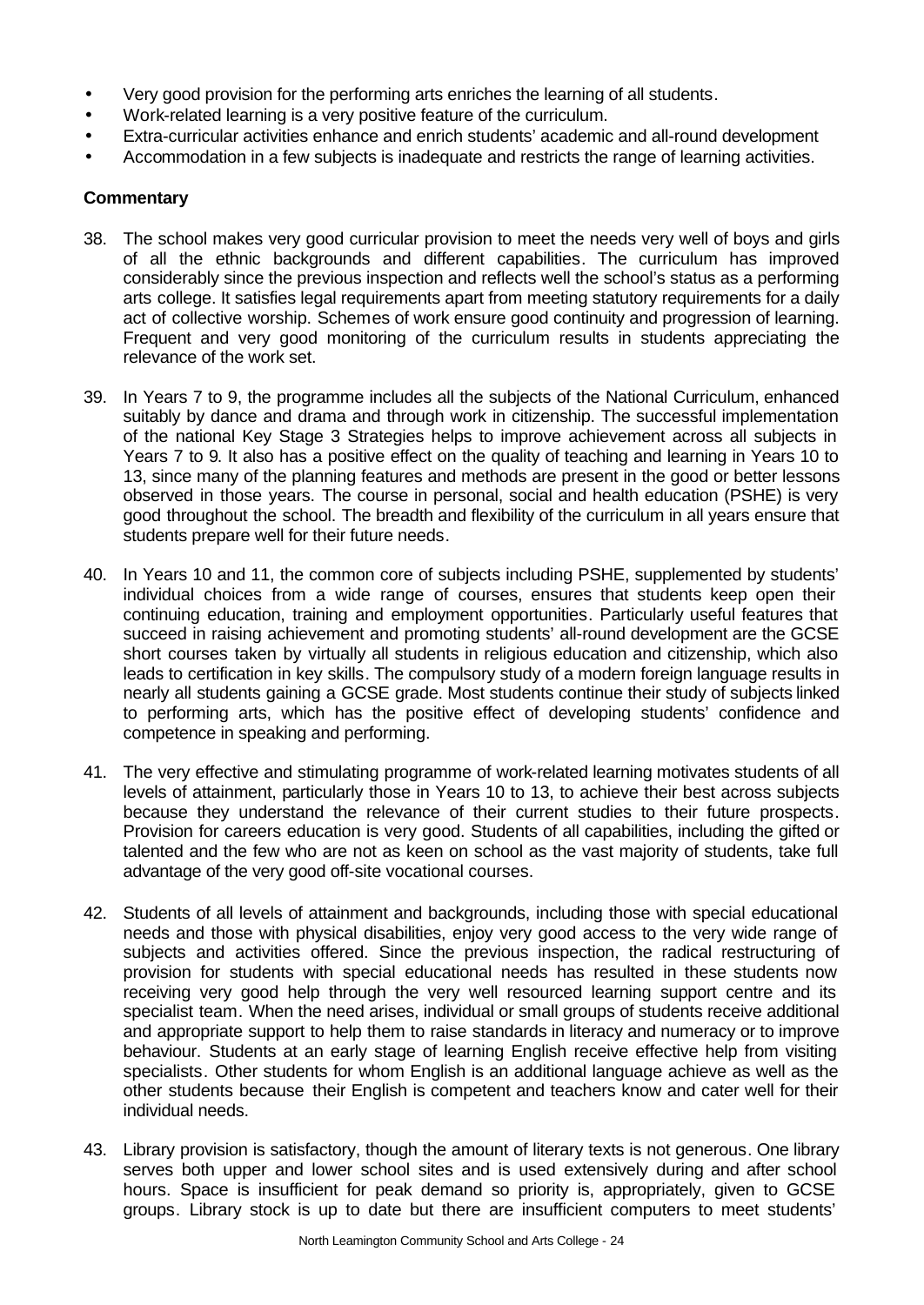- Very good provision for the performing arts enriches the learning of all students.
- Work-related learning is a very positive feature of the curriculum.
- Extra-curricular activities enhance and enrich students' academic and all-round development
- Accommodation in a few subjects is inadequate and restricts the range of learning activities.

**Commentary**

38. The school makes very good curricular provision to meet the needs very well of boys and girls of all the ethnic backgrounds and different capabilities. The curriculum has improved considerably since the previous inspection and reflects well the school's status as a performing arts college. It satisfies legal requirements apart from meeting statutory requirements for a daily act of collective worship. Schemes of work ensure good continuity and progression of learning. Frequent and very good monitoring of the curriculum results in students appreciating the relevance of the work set.

39. In Years 7 to 9, the programme includes all the subjects of the National Curriculum, enhanced suitably by dance and drama and through work in citizenship. The successful implementation of the national Key Stage 3 Strategies helps to improve achievement across all subjects in Years 7 to 9. It also has a positive effect on the quality of teaching and learning in Years 10 to 13, since many of the planning features and methods are present in the good or better lessons observed in those years. The course in personal, social and health education (PSHE) is very good throughout the school. The breadth and flexibility of the curriculum in all years ensure that students prepare well for their future needs.

40. In Years 10 and 11, the common core of subjects including PSHE, supplemented by students' individual choices from a wide range of courses, ensures that students keep open their continuing education, training and employment opportunities. Particularly useful features that succeed in raising achievement and promoting students' all-round development are the GCSE short courses taken by virtually all students in religious education and citizenship, which also leads to certification in key skills. The compulsory study of a modern foreign language results in nearly all students gaining a GCSE grade. Most students continue their study of subjects linked to performing arts, which has the positive effect of developing students' confidence and competence in speaking and performing.

41. The very effective and stimulating programme of work-related learning motivates students of all levels of attainment, particularly those in Years 10 to 13, to achieve their best across subjects because they understand the relevance of their current studies to their future prospects. Provision for careers education is very good. Students of all capabilities, including the gifted or talented and the few who are not as keen on school as the vast majority of students, take full advantage of the very good off-site vocational courses.

42. Students of all levels of attainment and backgrounds, including those with special educational needs and those with physical disabilities, enjoy very good access to the very wide range of subjects and activities offered. Since the previous inspection, the radical restructuring of provision for students with special educational needs has resulted in these students now receiving very good help through the very well resourced learning support centre and its specialist team. When the need arises, individual or small groups of students receive additional and appropriate support to help them to raise standards in literacy and numeracy or to improve behaviour. Students at an early stage of learning English receive effective help from visiting specialists. Other students for whom English is an additional language achieve as well as the other students because their English is competent and teachers know and cater well for their individual needs.

43. Library provision is satisfactory, though the amount of literary texts is not generous. One library serves both upper and lower school sites and is used extensively during and after school hours. Space is insufficient for peak demand so priority is, appropriately, given to GCSE groups. Library stock is up to date but there are insufficient computers to meet students'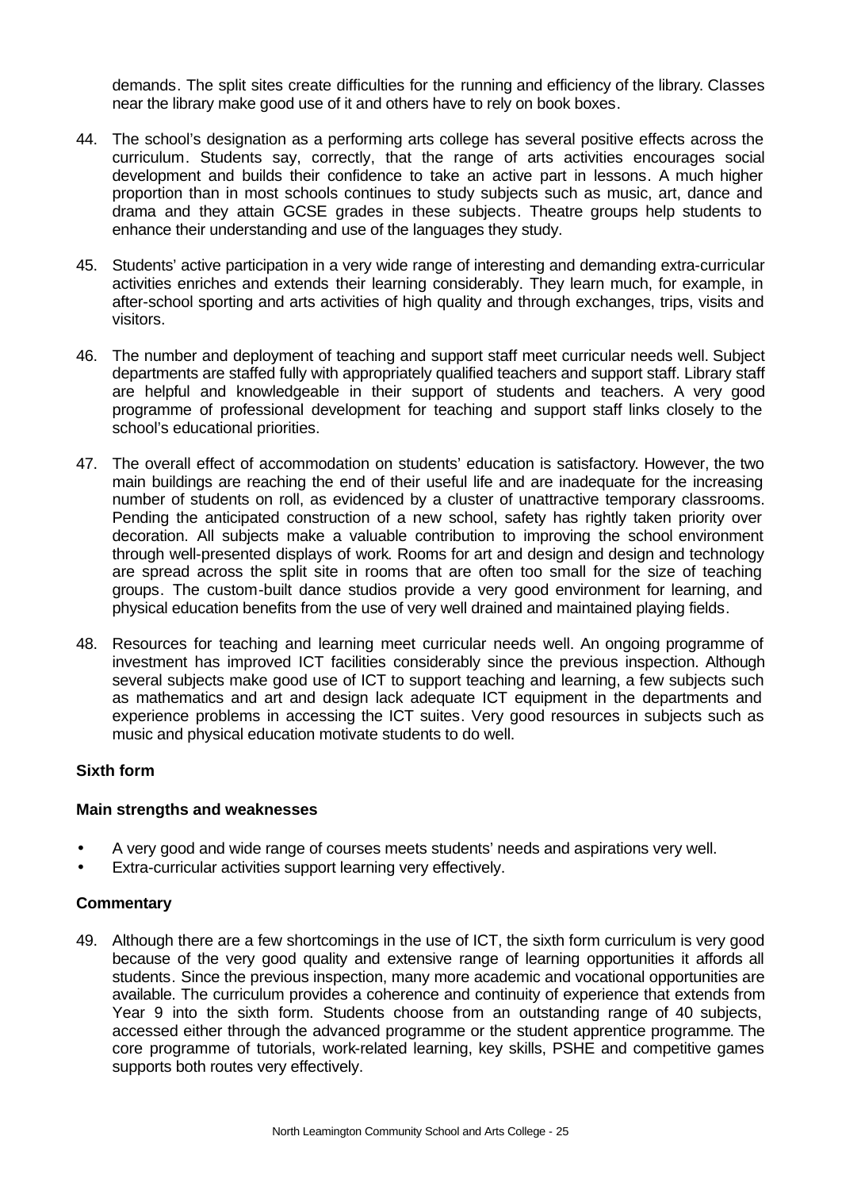demands. The split sites create difficulties for the running and efficiency of the library. Classes near the library make good use of it and others have to rely on book boxes.

44. The school's designation as a performing arts college has several positive effects across the curriculum. Students say, correctly, that the range of arts activities encourages social development and builds their confidence to take an active part in lessons. A much higher proportion than in most schools continues to study subjects such as music, art, dance and drama and they attain GCSE grades in these subjects. Theatre groups help students to enhance their understanding and use of the languages they study.

45. Students' active participation in a very wide range of interesting and demanding extra-curricular activities enriches and extends their learning considerably. They learn much, for example, in after-school sporting and arts activities of high quality and through exchanges, trips, visits and visitors.

46. The number and deployment of teaching and support staff meet curricular needs well. Subject departments are staffed fully with appropriately qualified teachers and support staff. Library staff are helpful and knowledgeable in their support of students and teachers. A very good programme of professional development for teaching and support staff links closely to the school's educational priorities.

47. The overall effect of accommodation on students' education is satisfactory. However, the two main buildings are reaching the end of their useful life and are inadequate for the increasing number of students on roll, as evidenced by a cluster of unattractive temporary classrooms. Pending the anticipated construction of a new school, safety has rightly taken priority over decoration. All subjects make a valuable contribution to improving the school environment through well-presented displays of work. Rooms for art and design and design and technology are spread across the split site in rooms that are often too small for the size of teaching groups. The custom-built dance studios provide a very good environment for learning, and physical education benefits from the use of very well drained and maintained playing fields.

48. Resources for teaching and learning meet curricular needs well. An ongoing programme of investment has improved ICT facilities considerably since the previous inspection. Although several subjects make good use of ICT to support teaching and learning, a few subjects such as mathematics and art and design lack adequate ICT equipment in the departments and experience problems in accessing the ICT suites. Very good resources in subjects such as music and physical education motivate students to do well.

**Sixth form**

**Main strengths and weaknesses**

- A very good and wide range of courses meets students' needs and aspirations very well.
- Extra-curricular activities support learning very effectively.

**Commentary**

49. Although there are a few shortcomings in the use of ICT, the sixth form curriculum is very good because of the very good quality and extensive range of learning opportunities it affords all students. Since the previous inspection, many more academic and vocational opportunities are available. The curriculum provides a coherence and continuity of experience that extends from Year 9 into the sixth form. Students choose from an outstanding range of 40 subjects, accessed either through the advanced programme or the student apprentice programme. The core programme of tutorials, work-related learning, key skills, PSHE and competitive games supports both routes very effectively.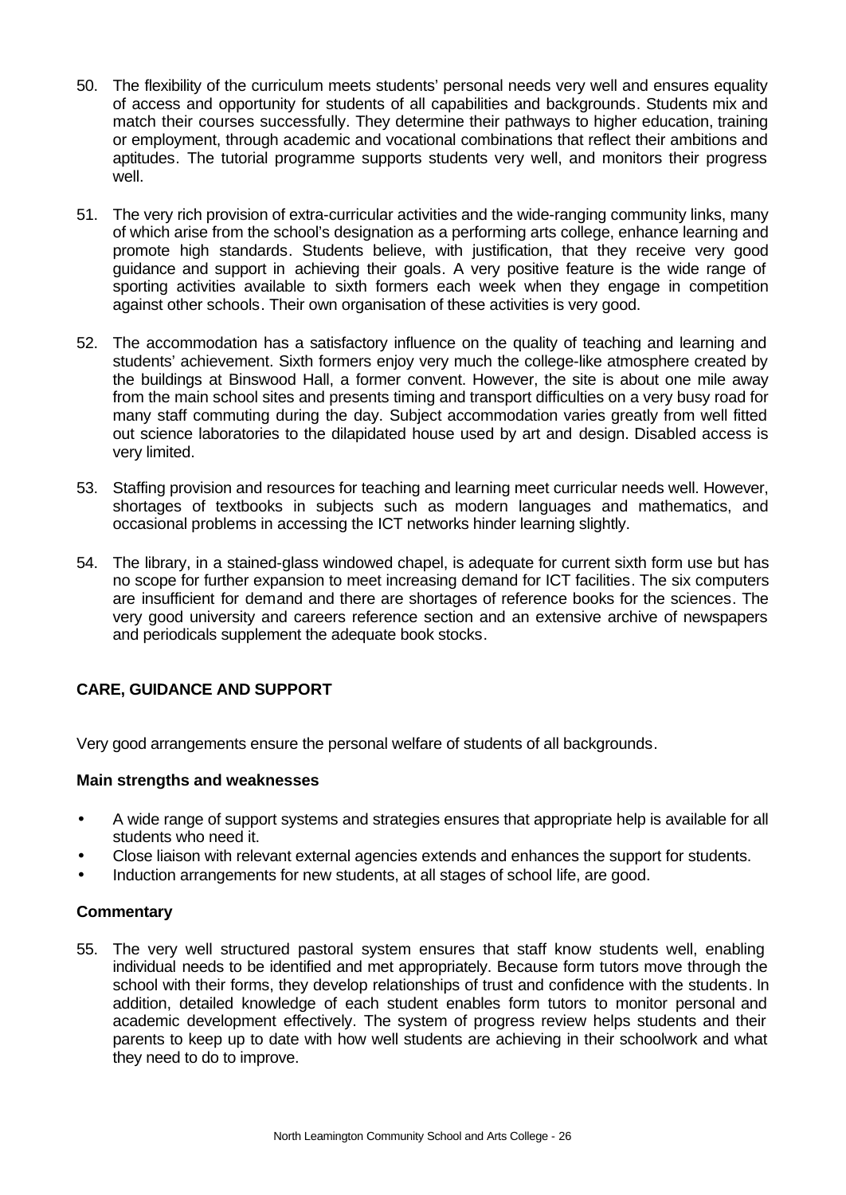50. The flexibility of the curriculum meets students' personal needs very well and ensures equality of access and opportunity for students of all capabilities and backgrounds. Students mix and match their courses successfully. They determine their pathways to higher education, training or employment, through academic and vocational combinations that reflect their ambitions and aptitudes. The tutorial programme supports students very well, and monitors their progress well.

51. The very rich provision of extra-curricular activities and the wide-ranging community links, many of which arise from the school's designation as a performing arts college, enhance learning and promote high standards. Students believe, with justification, that they receive very good guidance and support in achieving their goals. A very positive feature is the wide range of sporting activities available to sixth formers each week when they engage in competition against other schools. Their own organisation of these activities is very good.

52. The accommodation has a satisfactory influence on the quality of teaching and learning and students' achievement. Sixth formers enjoy very much the college-like atmosphere created by the buildings at Binswood Hall, a former convent. However, the site is about one mile away from the main school sites and presents timing and transport difficulties on a very busy road for many staff commuting during the day. Subject accommodation varies greatly from well fitted out science laboratories to the dilapidated house used by art and design. Disabled access is very limited.

53. Staffing provision and resources for teaching and learning meet curricular needs well. However, shortages of textbooks in subjects such as modern languages and mathematics, and occasional problems in accessing the ICT networks hinder learning slightly.

54. The library, in a stained-glass windowed chapel, is adequate for current sixth form use but has no scope for further expansion to meet increasing demand for ICT facilities. The six computers are insufficient for demand and there are shortages of reference books for the sciences. The very good university and careers reference section and an extensive archive of newspapers and periodicals supplement the adequate book stocks.

## CARE, GUIDANCE AND SUPPORT

Very good arrangements ensure the personal welfare of students of all backgrounds.

### Main strengths and weaknesses

- A wide range of support systems and strategies ensures that appropriate help is available for all students who need it.
- Close liaison with relevant external agencies extends and enhances the support for students.
- Induction arrangements for new students, at all stages of school life, are good.

### Commentary

55. The very well structured pastoral system ensures that staff know students well, enabling individual needs to be identified and met appropriately. Because form tutors move through the school with their forms, they develop relationships of trust and confidence with the students. In addition, detailed knowledge of each student enables form tutors to monitor personal and academic development effectively. The system of progress review helps students and their parents to keep up to date with how well students are achieving in their schoolwork and what they need to do to improve.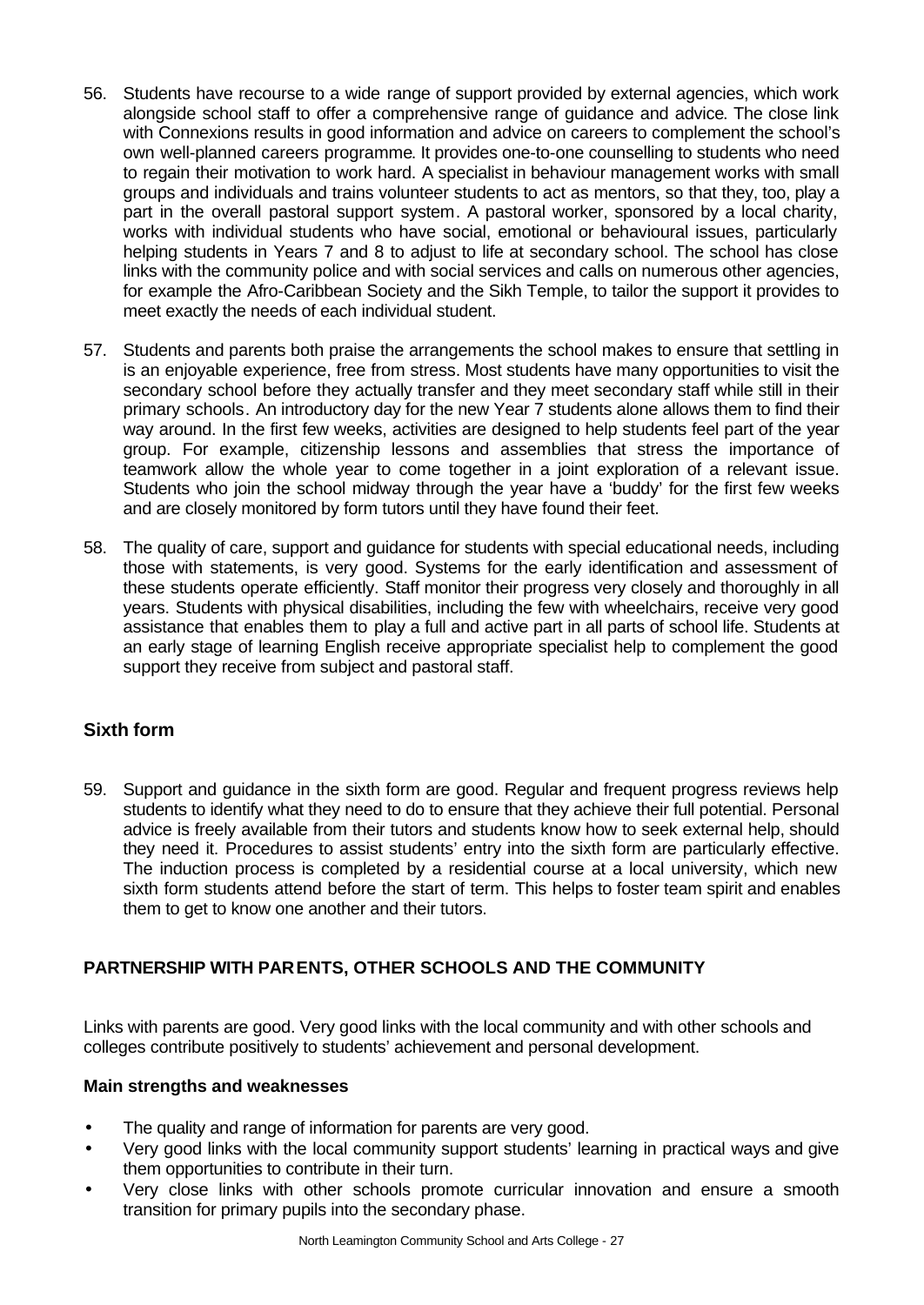56. Students have recourse to a wide range of support provided by external agencies, which work alongside school staff to offer a comprehensive range of guidance and advice. The close link with Connexions results in good information and advice on careers to complement the school's own well-planned careers programme. It provides one-to-one counselling to students who need to regain their motivation to work hard. A specialist in behaviour management works with small groups and individuals and trains volunteer students to act as mentors, so that they, too, play a part in the overall pastoral support system. A pastoral worker, sponsored by a local charity, works with individual students who have social, emotional or behavioural issues, particularly helping students in Years 7 and 8 to adjust to life at secondary school. The school has close links with the community police and with social services and calls on numerous other agencies, for example the Afro-Caribbean Society and the Sikh Temple, to tailor the support it provides to meet exactly the needs of each individual student.

57. Students and parents both praise the arrangements the school makes to ensure that settling in is an enjoyable experience, free from stress. Most students have many opportunities to visit the secondary school before they actually transfer and they meet secondary staff while still in their primary schools. An introductory day for the new Year 7 students alone allows them to find their way around. In the first few weeks, activities are designed to help students feel part of the year group. For example, citizenship lessons and assemblies that stress the importance of teamwork allow the whole year to come together in a joint exploration of a relevant issue. Students who join the school midway through the year have a 'buddy' for the first few weeks and are closely monitored by form tutors until they have found their feet.

58. The quality of care, support and guidance for students with special educational needs, including those with statements, is very good. Systems for the early identification and assessment of these students operate efficiently. Staff monitor their progress very closely and thoroughly in all years. Students with physical disabilities, including the few with wheelchairs, receive very good assistance that enables them to play a full and active part in all parts of school life. Students at an early stage of learning English receive appropriate specialist help to complement the good support they receive from subject and pastoral staff.

### Sixth form

59. Support and guidance in the sixth form are good. Regular and frequent progress reviews help students to identify what they need to do to ensure that they achieve their full potential. Personal advice is freely available from their tutors and students know how to seek external help, should they need it. Procedures to assist students' entry into the sixth form are particularly effective. The induction process is completed by a residential course at a local university, which new sixth form students attend before the start of term. This helps to foster team spirit and enables them to get to know one another and their tutors.

## PARTNERSHIP WITH PARENTS, OTHER SCHOOLS AND THE COMMUNITY

Links with parents are good. Very good links with the local community and with other schools and colleges contribute positively to students' achievement and personal development.

### Main strengths and weaknesses

- The quality and range of information for parents are very good.
- Very good links with the local community support students' learning in practical ways and give them opportunities to contribute in their turn.
- Very close links with other schools promote curricular innovation and ensure a smooth transition for primary pupils into the secondary phase.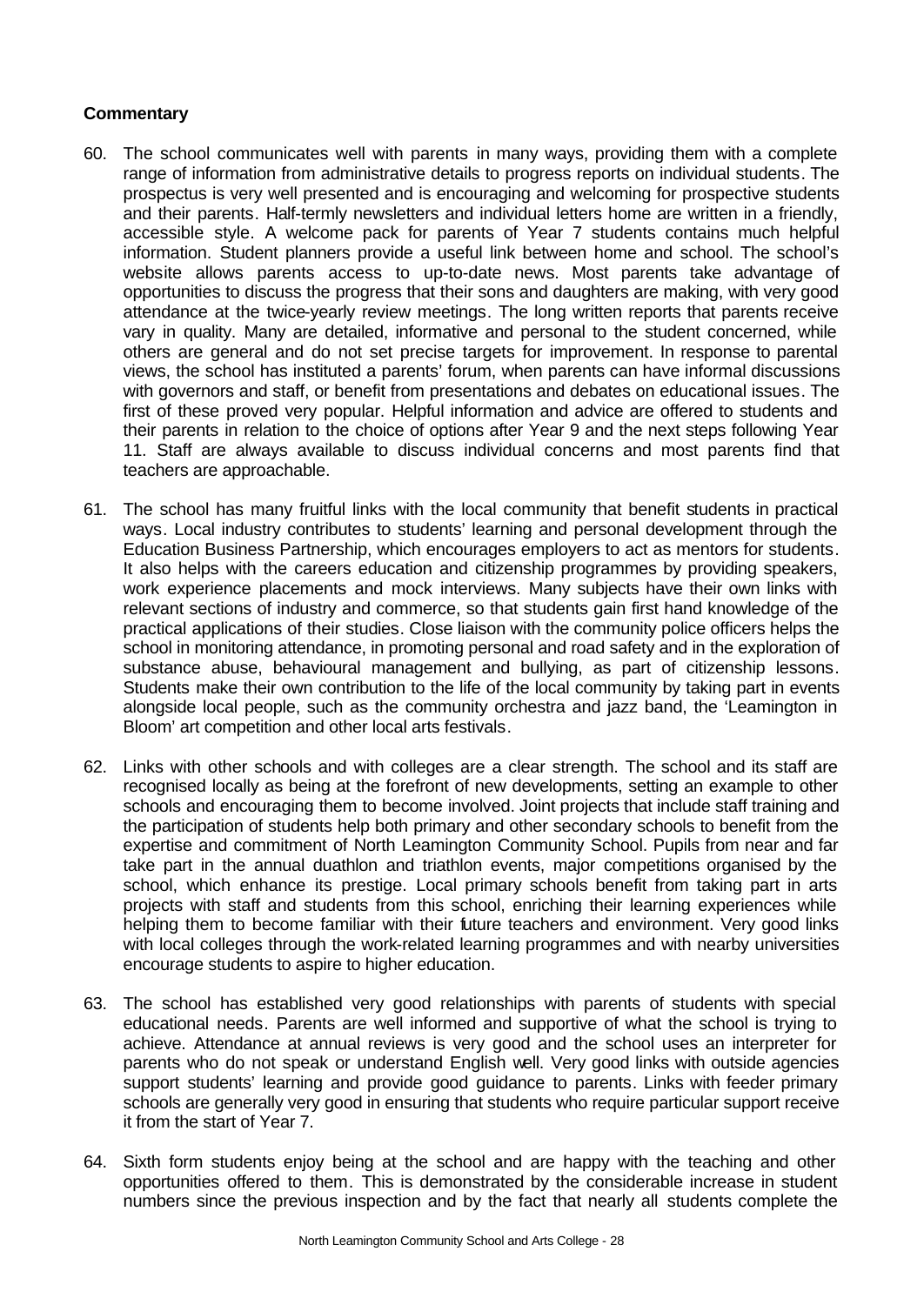**Commentary**

60. The school communicates well with parents in many ways, providing them with a complete range of information from administrative details to progress reports on individual students. The prospectus is very well presented and is encouraging and welcoming for prospective students and their parents. Half-termly newsletters and individual letters home are written in a friendly, accessible style. A welcome pack for parents of Year 7 students contains much helpful information. Student planners provide a useful link between home and school. The school's website allows parents access to up-to-date news. Most parents take advantage of opportunities to discuss the progress that their sons and daughters are making, with very good attendance at the twice-yearly review meetings. The long written reports that parents receive vary in quality. Many are detailed, informative and personal to the student concerned, while others are general and do not set precise targets for improvement. In response to parental views, the school has instituted a parents' forum, when parents can have informal discussions with governors and staff, or benefit from presentations and debates on educational issues. The first of these proved very popular. Helpful information and advice are offered to students and their parents in relation to the choice of options after Year 9 and the next steps following Year 11. Staff are always available to discuss individual concerns and most parents find that teachers are approachable.

61. The school has many fruitful links with the local community that benefit students in practical ways. Local industry contributes to students' learning and personal development through the Education Business Partnership, which encourages employers to act as mentors for students. It also helps with the careers education and citizenship programmes by providing speakers, work experience placements and mock interviews. Many subjects have their own links with relevant sections of industry and commerce, so that students gain first hand knowledge of the practical applications of their studies. Close liaison with the community police officers helps the school in monitoring attendance, in promoting personal and road safety and in the exploration of substance abuse, behavioural management and bullying, as part of citizenship lessons. Students make their own contribution to the life of the local community by taking part in events alongside local people, such as the community orchestra and jazz band, the 'Leamington in Bloom' art competition and other local arts festivals.

62. Links with other schools and with colleges are a clear strength. The school and its staff are recognised locally as being at the forefront of new developments, setting an example to other schools and encouraging them to become involved. Joint projects that include staff training and the participation of students help both primary and other secondary schools to benefit from the expertise and commitment of North Leamington Community School. Pupils from near and far take part in the annual duathlon and triathlon events, major competitions organised by the school, which enhance its prestige. Local primary schools benefit from taking part in arts projects with staff and students from this school, enriching their learning experiences while helping them to become familiar with their future teachers and environment. Very good links with local colleges through the work-related learning programmes and with nearby universities encourage students to aspire to higher education.

63. The school has established very good relationships with parents of students with special educational needs. Parents are well informed and supportive of what the school is trying to achieve. Attendance at annual reviews is very good and the school uses an interpreter for parents who do not speak or understand English well. Very good links with outside agencies support students' learning and provide good guidance to parents. Links with feeder primary schools are generally very good in ensuring that students who require particular support receive it from the start of Year 7.

64. Sixth form students enjoy being at the school and are happy with the teaching and other opportunities offered to them. This is demonstrated by the considerable increase in student numbers since the previous inspection and by the fact that nearly all students complete the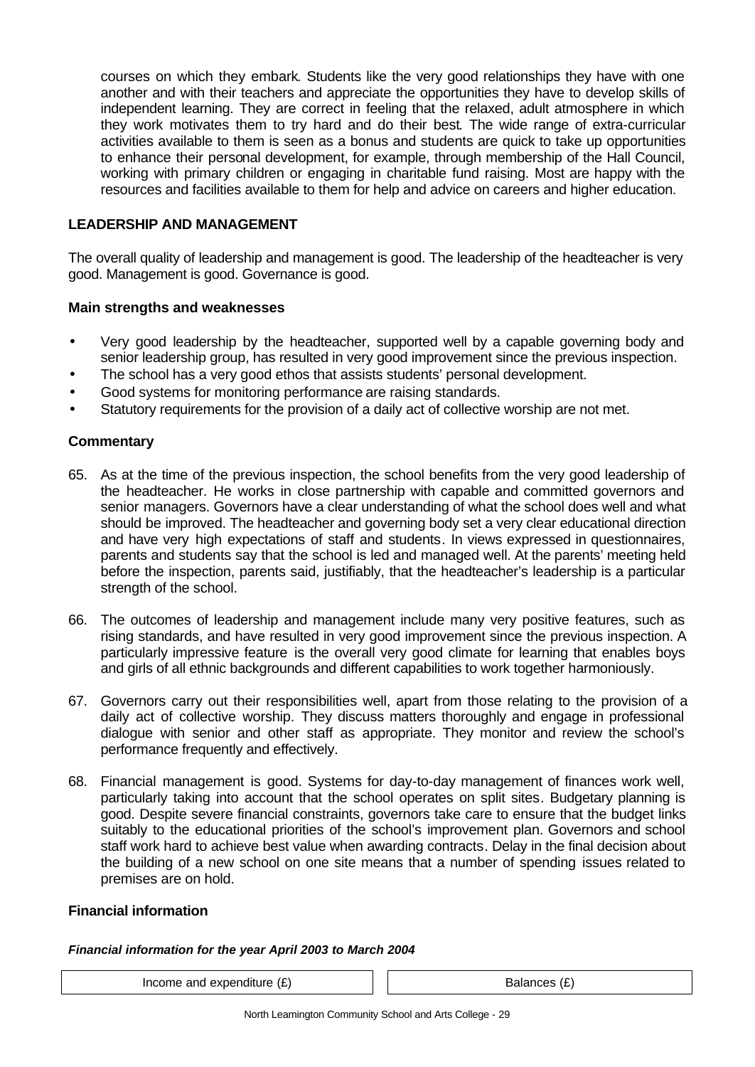courses on which they embark. Students like the very good relationships they have with one another and with their teachers and appreciate the opportunities they have to develop skills of independent learning. They are correct in feeling that the relaxed, adult atmosphere in which they work motivates them to try hard and do their best. The wide range of extra-curricular activities available to them is seen as a bonus and students are quick to take up opportunities to enhance their personal development, for example, through membership of the Hall Council, working with primary children or engaging in charitable fund raising. Most are happy with the resources and facilities available to them for help and advice on careers and higher education.

## LEADERSHIP AND MANAGEMENT

The overall quality of leadership and management is good. The leadership of the headteacher is very good. Management is good. Governance is good.

### Main strengths and weaknesses

- Very good leadership by the headteacher, supported well by a capable governing body and senior leadership group, has resulted in very good improvement since the previous inspection.
- The school has a very good ethos that assists students' personal development.
- Good systems for monitoring performance are raising standards.
- Statutory requirements for the provision of a daily act of collective worship are not met.

### Commentary

65. As at the time of the previous inspection, the school benefits from the very good leadership of the headteacher. He works in close partnership with capable and committed governors and senior managers. Governors have a clear understanding of what the school does well and what should be improved. The headteacher and governing body set a very clear educational direction and have very high expectations of staff and students. In views expressed in questionnaires, parents and students say that the school is led and managed well. At the parents' meeting held before the inspection, parents said, justifiably, that the headteacher's leadership is a particular strength of the school.

66. The outcomes of leadership and management include many very positive features, such as rising standards, and have resulted in very good improvement since the previous inspection. A particularly impressive feature is the overall very good climate for learning that enables boys and girls of all ethnic backgrounds and different capabilities to work together harmoniously.

67. Governors carry out their responsibilities well, apart from those relating to the provision of a daily act of collective worship. They discuss matters thoroughly and engage in professional dialogue with senior and other staff as appropriate. They monitor and review the school's performance frequently and effectively.

68. Financial management is good. Systems for day-to-day management of finances work well, particularly taking into account that the school operates on split sites. Budgetary planning is good. Despite severe financial constraints, governors take care to ensure that the budget links suitably to the educational priorities of the school's improvement plan. Governors and school staff work hard to achieve best value when awarding contracts. Delay in the final decision about the building of a new school on one site means that a number of spending issues related to premises are on hold.

### Financial information

***Financial information for the year April 2003 to March 2004***

| Income and expenditure (£) | Balances (£) |
| --- | --- |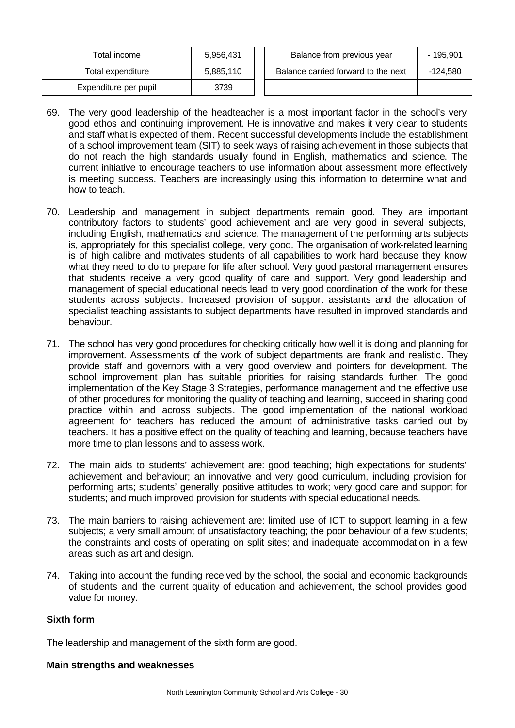| Total income | 5,956,431 |
| --- | --- |
| Total expenditure | 5,885,110 |
| Expenditure per pupil | 3739 |

| Balance from previous year | - 195,901 |
| --- | --- |
| Balance carried forward to the next | -124,580 |

69. The very good leadership of the headteacher is a most important factor in the school's very good ethos and continuing improvement. He is innovative and makes it very clear to students and staff what is expected of them. Recent successful developments include the establishment of a school improvement team (SIT) to seek ways of raising achievement in those subjects that do not reach the high standards usually found in English, mathematics and science. The current initiative to encourage teachers to use information about assessment more effectively is meeting success. Teachers are increasingly using this information to determine what and how to teach.

70. Leadership and management in subject departments remain good. They are important contributory factors to students' good achievement and are very good in several subjects, including English, mathematics and science. The management of the performing arts subjects is, appropriately for this specialist college, very good. The organisation of work-related learning is of high calibre and motivates students of all capabilities to work hard because they know what they need to do to prepare for life after school. Very good pastoral management ensures that students receive a very good quality of care and support. Very good leadership and management of special educational needs lead to very good coordination of the work for these students across subjects. Increased provision of support assistants and the allocation of specialist teaching assistants to subject departments have resulted in improved standards and behaviour.

71. The school has very good procedures for checking critically how well it is doing and planning for improvement. Assessments of the work of subject departments are frank and realistic. They provide staff and governors with a very good overview and pointers for development. The school improvement plan has suitable priorities for raising standards further. The good implementation of the Key Stage 3 Strategies, performance management and the effective use of other procedures for monitoring the quality of teaching and learning, succeed in sharing good practice within and across subjects. The good implementation of the national workload agreement for teachers has reduced the amount of administrative tasks carried out by teachers. It has a positive effect on the quality of teaching and learning, because teachers have more time to plan lessons and to assess work.

72. The main aids to students' achievement are: good teaching; high expectations for students' achievement and behaviour; an innovative and very good curriculum, including provision for performing arts; students' generally positive attitudes to work; very good care and support for students; and much improved provision for students with special educational needs.

73. The main barriers to raising achievement are: limited use of ICT to support learning in a few subjects; a very small amount of unsatisfactory teaching; the poor behaviour of a few students; the constraints and costs of operating on split sites; and inadequate accommodation in a few areas such as art and design.

74. Taking into account the funding received by the school, the social and economic backgrounds of students and the current quality of education and achievement, the school provides good value for money.

**Sixth form**

The leadership and management of the sixth form are good.

**Main strengths and weaknesses**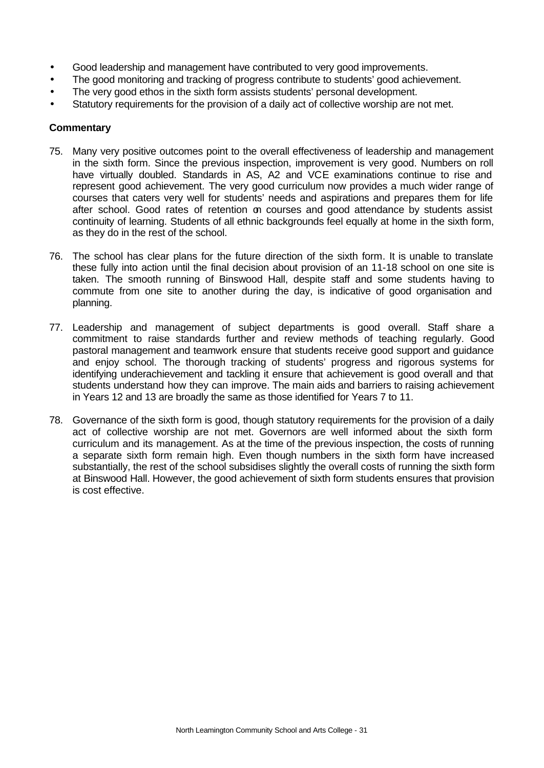- Good leadership and management have contributed to very good improvements.
- The good monitoring and tracking of progress contribute to students' good achievement.
- The very good ethos in the sixth form assists students' personal development.
- Statutory requirements for the provision of a daily act of collective worship are not met.

**Commentary**

75. Many very positive outcomes point to the overall effectiveness of leadership and management in the sixth form. Since the previous inspection, improvement is very good. Numbers on roll have virtually doubled. Standards in AS, A2 and VCE examinations continue to rise and represent good achievement. The very good curriculum now provides a much wider range of courses that caters very well for students' needs and aspirations and prepares them for life after school. Good rates of retention on courses and good attendance by students assist continuity of learning. Students of all ethnic backgrounds feel equally at home in the sixth form, as they do in the rest of the school.

76. The school has clear plans for the future direction of the sixth form. It is unable to translate these fully into action until the final decision about provision of an 11-18 school on one site is taken. The smooth running of Binswood Hall, despite staff and some students having to commute from one site to another during the day, is indicative of good organisation and planning.

77. Leadership and management of subject departments is good overall. Staff share a commitment to raise standards further and review methods of teaching regularly. Good pastoral management and teamwork ensure that students receive good support and guidance and enjoy school. The thorough tracking of students' progress and rigorous systems for identifying underachievement and tackling it ensure that achievement is good overall and that students understand how they can improve. The main aids and barriers to raising achievement in Years 12 and 13 are broadly the same as those identified for Years 7 to 11.

78. Governance of the sixth form is good, though statutory requirements for the provision of a daily act of collective worship are not met. Governors are well informed about the sixth form curriculum and its management. As at the time of the previous inspection, the costs of running a separate sixth form remain high. Even though numbers in the sixth form have increased substantially, the rest of the school subsidises slightly the overall costs of running the sixth form at Binswood Hall. However, the good achievement of sixth form students ensures that provision is cost effective.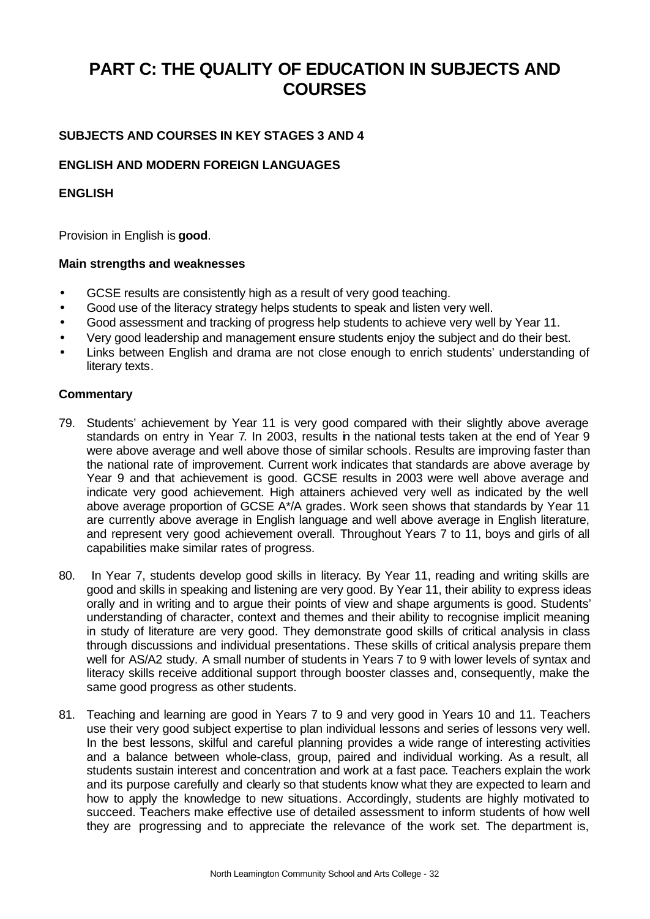# PART C: THE QUALITY OF EDUCATION IN SUBJECTS AND COURSES

**SUBJECTS AND COURSES IN KEY STAGES 3 AND 4**

**ENGLISH AND MODERN FOREIGN LANGUAGES**

**ENGLISH**

Provision in English is **good**.

**Main strengths and weaknesses**

- GCSE results are consistently high as a result of very good teaching.
- Good use of the literacy strategy helps students to speak and listen very well.
- Good assessment and tracking of progress help students to achieve very well by Year 11.
- Very good leadership and management ensure students enjoy the subject and do their best.
- Links between English and drama are not close enough to enrich students' understanding of literary texts.

**Commentary**

79. Students' achievement by Year 11 is very good compared with their slightly above average standards on entry in Year 7. In 2003, results in the national tests taken at the end of Year 9 were above average and well above those of similar schools. Results are improving faster than the national rate of improvement. Current work indicates that standards are above average by Year 9 and that achievement is good. GCSE results in 2003 were well above average and indicate very good achievement. High attainers achieved very well as indicated by the well above average proportion of GCSE A*/A grades. Work seen shows that standards by Year 11 are currently above average in English language and well above average in English literature, and represent very good achievement overall. Throughout Years 7 to 11, boys and girls of all capabilities make similar rates of progress.

80. In Year 7, students develop good skills in literacy. By Year 11, reading and writing skills are good and skills in speaking and listening are very good. By Year 11, their ability to express ideas orally and in writing and to argue their points of view and shape arguments is good. Students' understanding of character, context and themes and their ability to recognise implicit meaning in study of literature are very good. They demonstrate good skills of critical analysis in class through discussions and individual presentations. These skills of critical analysis prepare them well for AS/A2 study. A small number of students in Years 7 to 9 with lower levels of syntax and literacy skills receive additional support through booster classes and, consequently, make the same good progress as other students.

81. Teaching and learning are good in Years 7 to 9 and very good in Years 10 and 11. Teachers use their very good subject expertise to plan individual lessons and series of lessons very well. In the best lessons, skilful and careful planning provides a wide range of interesting activities and a balance between whole-class, group, paired and individual working. As a result, all students sustain interest and concentration and work at a fast pace. Teachers explain the work and its purpose carefully and clearly so that students know what they are expected to learn and how to apply the knowledge to new situations. Accordingly, students are highly motivated to succeed. Teachers make effective use of detailed assessment to inform students of how well they are progressing and to appreciate the relevance of the work set. The department is,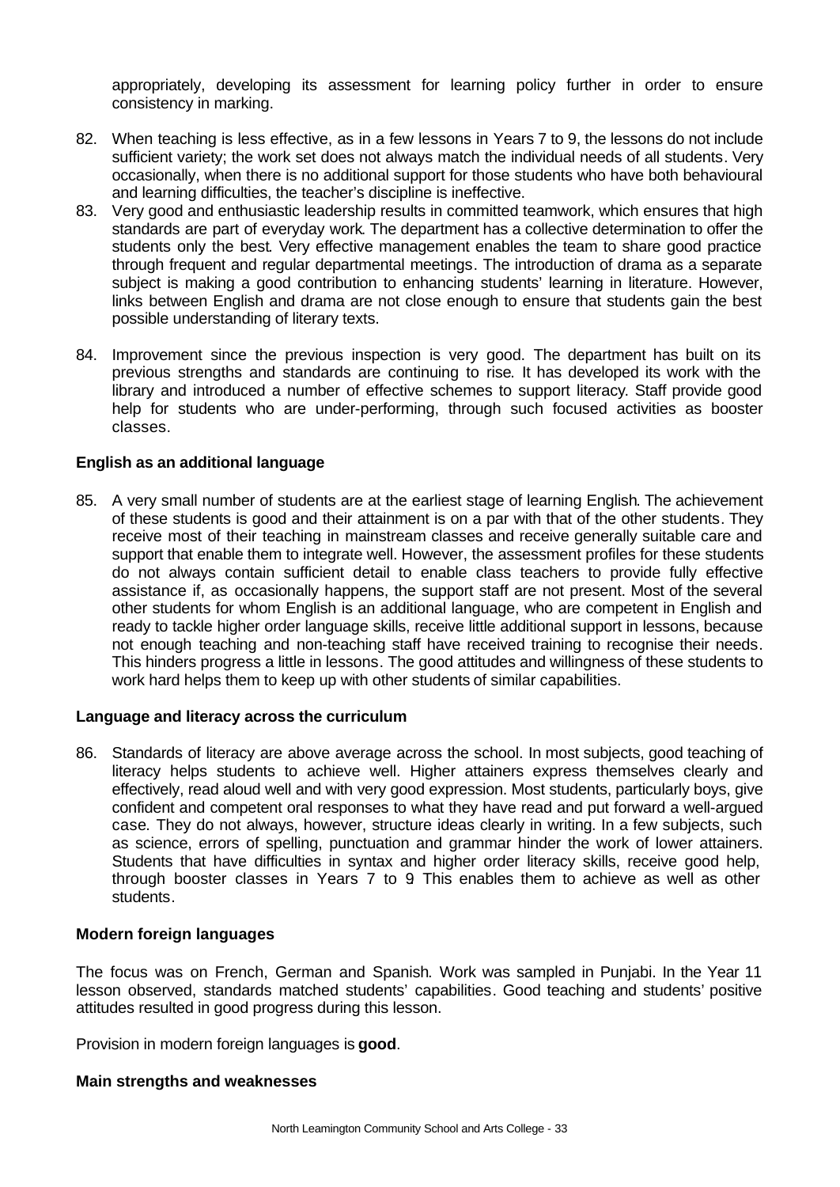appropriately, developing its assessment for learning policy further in order to ensure consistency in marking.

82. When teaching is less effective, as in a few lessons in Years 7 to 9, the lessons do not include sufficient variety; the work set does not always match the individual needs of all students. Very occasionally, when there is no additional support for those students who have both behavioural and learning difficulties, the teacher's discipline is ineffective.
83. Very good and enthusiastic leadership results in committed teamwork, which ensures that high standards are part of everyday work. The department has a collective determination to offer the students only the best. Very effective management enables the team to share good practice through frequent and regular departmental meetings. The introduction of drama as a separate subject is making a good contribution to enhancing students' learning in literature. However, links between English and drama are not close enough to ensure that students gain the best possible understanding of literary texts.
84. Improvement since the previous inspection is very good. The department has built on its previous strengths and standards are continuing to rise. It has developed its work with the library and introduced a number of effective schemes to support literacy. Staff provide good help for students who are under-performing, through such focused activities as booster classes.

**English as an additional language**

85. A very small number of students are at the earliest stage of learning English. The achievement of these students is good and their attainment is on a par with that of the other students. They receive most of their teaching in mainstream classes and receive generally suitable care and support that enable them to integrate well. However, the assessment profiles for these students do not always contain sufficient detail to enable class teachers to provide fully effective assistance if, as occasionally happens, the support staff are not present. Most of the several other students for whom English is an additional language, who are competent in English and ready to tackle higher order language skills, receive little additional support in lessons, because not enough teaching and non-teaching staff have received training to recognise their needs. This hinders progress a little in lessons. The good attitudes and willingness of these students to work hard helps them to keep up with other students of similar capabilities.

**Language and literacy across the curriculum**

86. Standards of literacy are above average across the school. In most subjects, good teaching of literacy helps students to achieve well. Higher attainers express themselves clearly and effectively, read aloud well and with very good expression. Most students, particularly boys, give confident and competent oral responses to what they have read and put forward a well-argued case. They do not always, however, structure ideas clearly in writing. In a few subjects, such as science, errors of spelling, punctuation and grammar hinder the work of lower attainers. Students that have difficulties in syntax and higher order literacy skills, receive good help, through booster classes in Years 7 to 9. This enables them to achieve as well as other students.

**Modern foreign languages**

The focus was on French, German and Spanish. Work was sampled in Punjabi. In the Year 11 lesson observed, standards matched students' capabilities. Good teaching and students' positive attitudes resulted in good progress during this lesson.

Provision in modern foreign languages is **good**.

**Main strengths and weaknesses**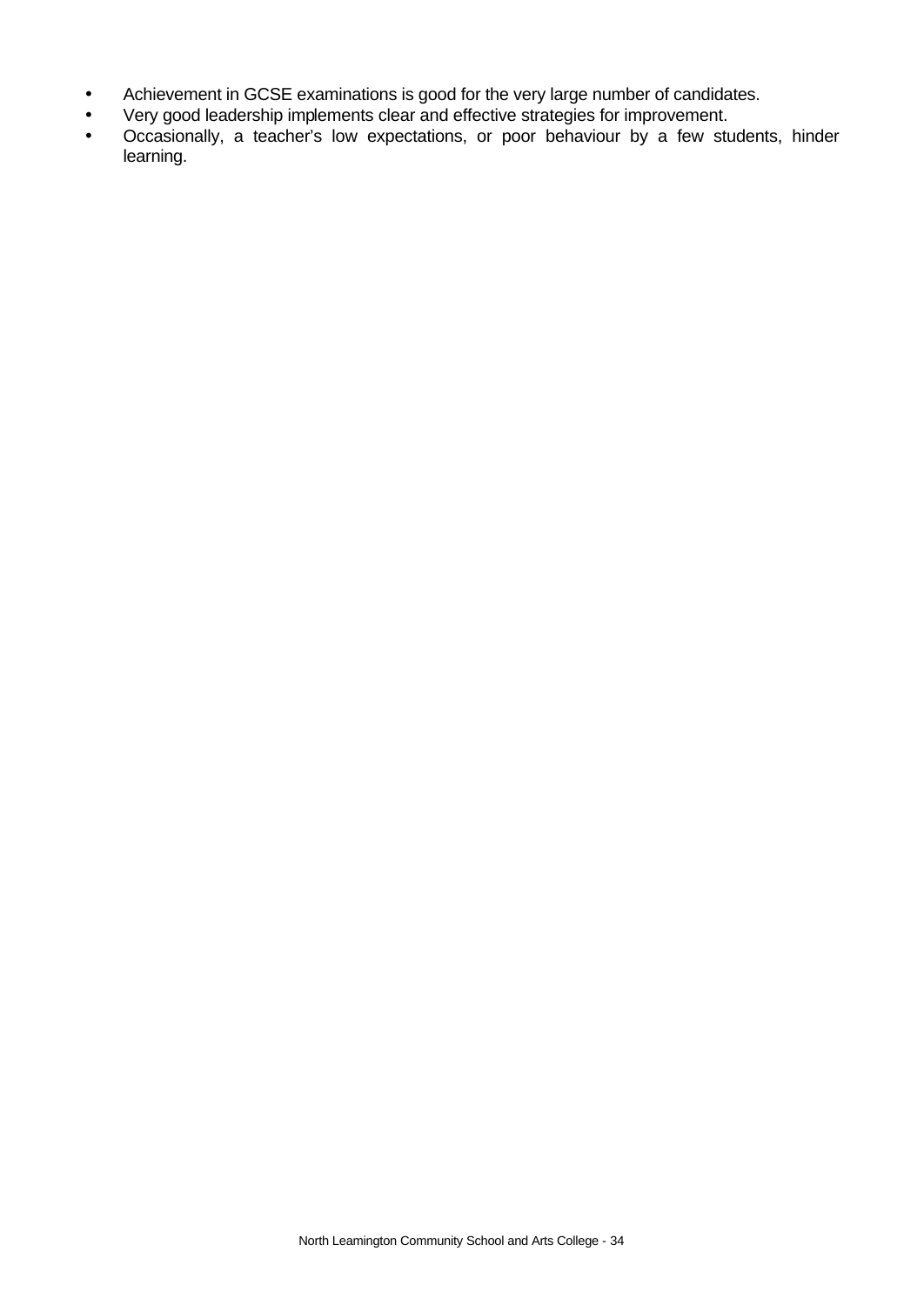- Achievement in GCSE examinations is good for the very large number of candidates.
- Very good leadership implements clear and effective strategies for improvement.
- Occasionally, a teacher's low expectations, or poor behaviour by a few students, hinder learning.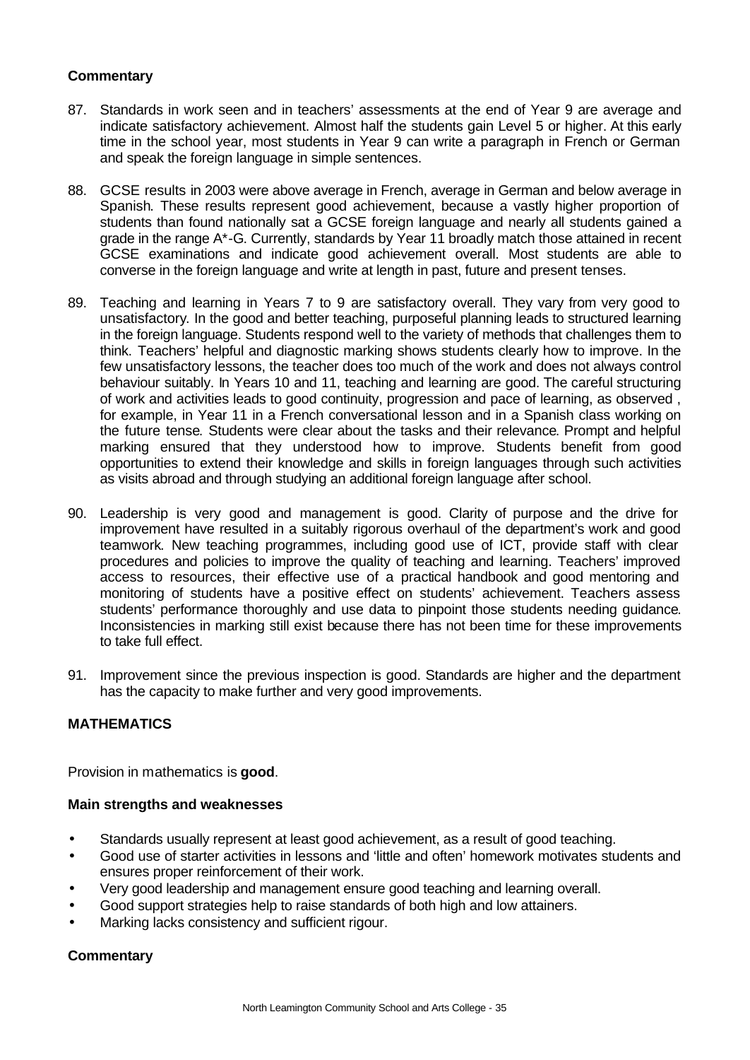**Commentary**

87. Standards in work seen and in teachers' assessments at the end of Year 9 are average and indicate satisfactory achievement. Almost half the students gain Level 5 or higher. At this early time in the school year, most students in Year 9 can write a paragraph in French or German and speak the foreign language in simple sentences.

88. GCSE results in 2003 were above average in French, average in German and below average in Spanish. These results represent good achievement, because a vastly higher proportion of students than found nationally sat a GCSE foreign language and nearly all students gained a grade in the range A*-G. Currently, standards by Year 11 broadly match those attained in recent GCSE examinations and indicate good achievement overall. Most students are able to converse in the foreign language and write at length in past, future and present tenses.

89. Teaching and learning in Years 7 to 9 are satisfactory overall. They vary from very good to unsatisfactory. In the good and better teaching, purposeful planning leads to structured learning in the foreign language. Students respond well to the variety of methods that challenges them to think. Teachers' helpful and diagnostic marking shows students clearly how to improve. In the few unsatisfactory lessons, the teacher does too much of the work and does not always control behaviour suitably. In Years 10 and 11, teaching and learning are good. The careful structuring of work and activities leads to good continuity, progression and pace of learning, as observed , for example, in Year 11 in a French conversational lesson and in a Spanish class working on the future tense. Students were clear about the tasks and their relevance. Prompt and helpful marking ensured that they understood how to improve. Students benefit from good opportunities to extend their knowledge and skills in foreign languages through such activities as visits abroad and through studying an additional foreign language after school.

90. Leadership is very good and management is good. Clarity of purpose and the drive for improvement have resulted in a suitably rigorous overhaul of the department's work and good teamwork. New teaching programmes, including good use of ICT, provide staff with clear procedures and policies to improve the quality of teaching and learning. Teachers' improved access to resources, their effective use of a practical handbook and good mentoring and monitoring of students have a positive effect on students' achievement. Teachers assess students' performance thoroughly and use data to pinpoint those students needing guidance. Inconsistencies in marking still exist because there has not been time for these improvements to take full effect.

91. Improvement since the previous inspection is good. Standards are higher and the department has the capacity to make further and very good improvements.

## MATHEMATICS

Provision in mathematics is **good**.

**Main strengths and weaknesses**

- Standards usually represent at least good achievement, as a result of good teaching.
- Good use of starter activities in lessons and 'little and often' homework motivates students and ensures proper reinforcement of their work.
- Very good leadership and management ensure good teaching and learning overall.
- Good support strategies help to raise standards of both high and low attainers.
- Marking lacks consistency and sufficient rigour.

**Commentary**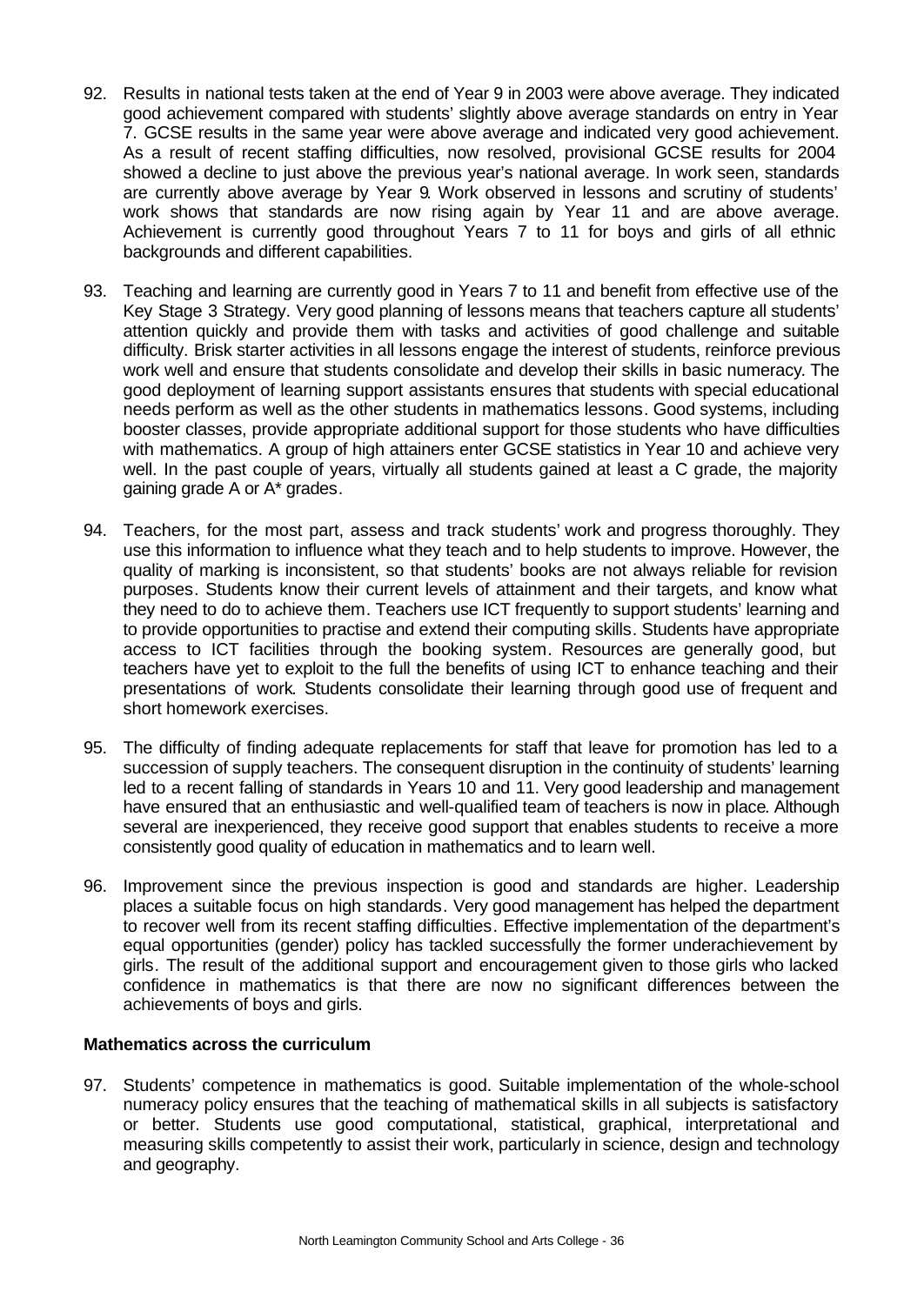92. Results in national tests taken at the end of Year 9 in 2003 were above average. They indicated good achievement compared with students' slightly above average standards on entry in Year 7. GCSE results in the same year were above average and indicated very good achievement. As a result of recent staffing difficulties, now resolved, provisional GCSE results for 2004 showed a decline to just above the previous year's national average. In work seen, standards are currently above average by Year 9. Work observed in lessons and scrutiny of students' work shows that standards are now rising again by Year 11 and are above average. Achievement is currently good throughout Years 7 to 11 for boys and girls of all ethnic backgrounds and different capabilities.

93. Teaching and learning are currently good in Years 7 to 11 and benefit from effective use of the Key Stage 3 Strategy. Very good planning of lessons means that teachers capture all students' attention quickly and provide them with tasks and activities of good challenge and suitable difficulty. Brisk starter activities in all lessons engage the interest of students, reinforce previous work well and ensure that students consolidate and develop their skills in basic numeracy. The good deployment of learning support assistants ensures that students with special educational needs perform as well as the other students in mathematics lessons. Good systems, including booster classes, provide appropriate additional support for those students who have difficulties with mathematics. A group of high attainers enter GCSE statistics in Year 10 and achieve very well. In the past couple of years, virtually all students gained at least a C grade, the majority gaining grade A or A* grades.

94. Teachers, for the most part, assess and track students' work and progress thoroughly. They use this information to influence what they teach and to help students to improve. However, the quality of marking is inconsistent, so that students' books are not always reliable for revision purposes. Students know their current levels of attainment and their targets, and know what they need to do to achieve them. Teachers use ICT frequently to support students' learning and to provide opportunities to practise and extend their computing skills. Students have appropriate access to ICT facilities through the booking system. Resources are generally good, but teachers have yet to exploit to the full the benefits of using ICT to enhance teaching and their presentations of work. Students consolidate their learning through good use of frequent and short homework exercises.

95. The difficulty of finding adequate replacements for staff that leave for promotion has led to a succession of supply teachers. The consequent disruption in the continuity of students' learning led to a recent falling of standards in Years 10 and 11. Very good leadership and management have ensured that an enthusiastic and well-qualified team of teachers is now in place. Although several are inexperienced, they receive good support that enables students to receive a more consistently good quality of education in mathematics and to learn well.

96. Improvement since the previous inspection is good and standards are higher. Leadership places a suitable focus on high standards. Very good management has helped the department to recover well from its recent staffing difficulties. Effective implementation of the department's equal opportunities (gender) policy has tackled successfully the former underachievement by girls. The result of the additional support and encouragement given to those girls who lacked confidence in mathematics is that there are now no significant differences between the achievements of boys and girls.

**Mathematics across the curriculum**

97. Students' competence in mathematics is good. Suitable implementation of the whole-school numeracy policy ensures that the teaching of mathematical skills in all subjects is satisfactory or better. Students use good computational, statistical, graphical, interpretational and measuring skills competently to assist their work, particularly in science, design and technology and geography.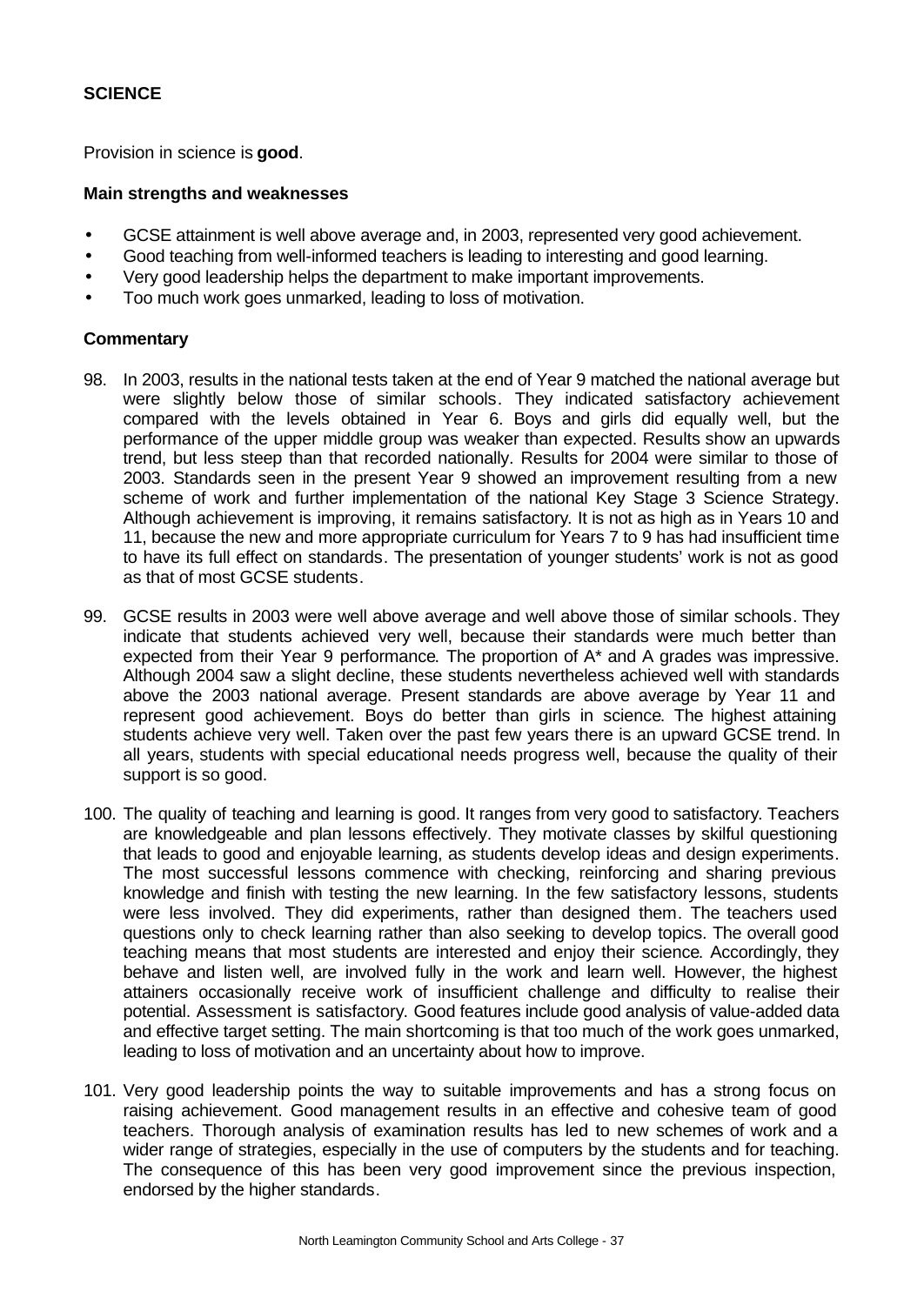## SCIENCE

Provision in science is **good**.

### Main strengths and weaknesses

- GCSE attainment is well above average and, in 2003, represented very good achievement.
- Good teaching from well-informed teachers is leading to interesting and good learning.
- Very good leadership helps the department to make important improvements.
- Too much work goes unmarked, leading to loss of motivation.

### Commentary

98. In 2003, results in the national tests taken at the end of Year 9 matched the national average but were slightly below those of similar schools. They indicated satisfactory achievement compared with the levels obtained in Year 6. Boys and girls did equally well, but the performance of the upper middle group was weaker than expected. Results show an upwards trend, but less steep than that recorded nationally. Results for 2004 were similar to those of 2003. Standards seen in the present Year 9 showed an improvement resulting from a new scheme of work and further implementation of the national Key Stage 3 Science Strategy. Although achievement is improving, it remains satisfactory. It is not as high as in Years 10 and 11, because the new and more appropriate curriculum for Years 7 to 9 has had insufficient time to have its full effect on standards. The presentation of younger students' work is not as good as that of most GCSE students.

99. GCSE results in 2003 were well above average and well above those of similar schools. They indicate that students achieved very well, because their standards were much better than expected from their Year 9 performance. The proportion of A* and A grades was impressive. Although 2004 saw a slight decline, these students nevertheless achieved well with standards above the 2003 national average. Present standards are above average by Year 11 and represent good achievement. Boys do better than girls in science. The highest attaining students achieve very well. Taken over the past few years there is an upward GCSE trend. In all years, students with special educational needs progress well, because the quality of their support is so good.

100. The quality of teaching and learning is good. It ranges from very good to satisfactory. Teachers are knowledgeable and plan lessons effectively. They motivate classes by skilful questioning that leads to good and enjoyable learning, as students develop ideas and design experiments. The most successful lessons commence with checking, reinforcing and sharing previous knowledge and finish with testing the new learning. In the few satisfactory lessons, students were less involved. They did experiments, rather than designed them. The teachers used questions only to check learning rather than also seeking to develop topics. The overall good teaching means that most students are interested and enjoy their science. Accordingly, they behave and listen well, are involved fully in the work and learn well. However, the highest attainers occasionally receive work of insufficient challenge and difficulty to realise their potential. Assessment is satisfactory. Good features include good analysis of value-added data and effective target setting. The main shortcoming is that too much of the work goes unmarked, leading to loss of motivation and an uncertainty about how to improve.

101. Very good leadership points the way to suitable improvements and has a strong focus on raising achievement. Good management results in an effective and cohesive team of good teachers. Thorough analysis of examination results has led to new schemes of work and a wider range of strategies, especially in the use of computers by the students and for teaching. The consequence of this has been very good improvement since the previous inspection, endorsed by the higher standards.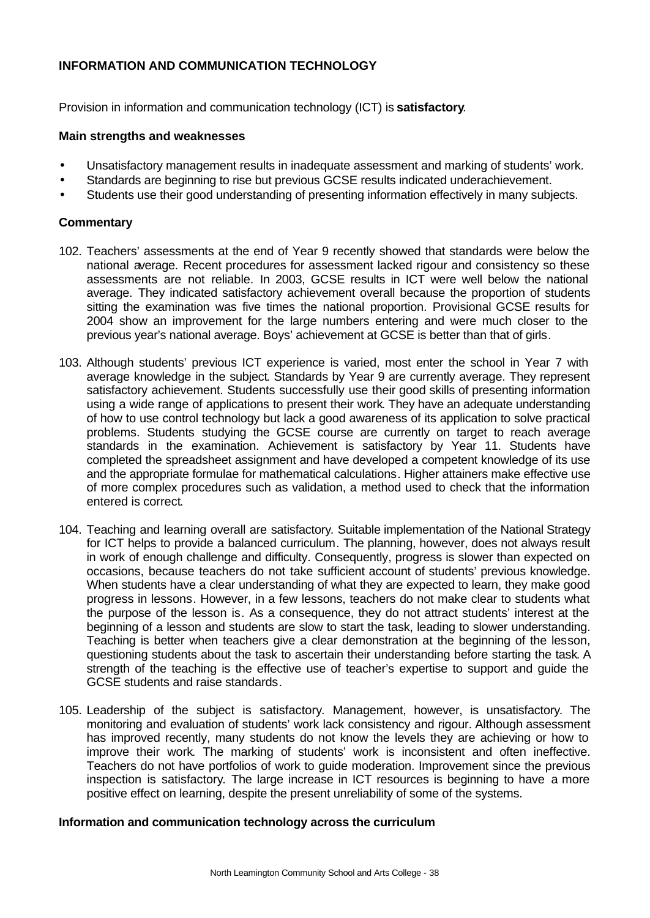## INFORMATION AND COMMUNICATION TECHNOLOGY

Provision in information and communication technology (ICT) is **satisfactory**.

### Main strengths and weaknesses

- Unsatisfactory management results in inadequate assessment and marking of students' work.
- Standards are beginning to rise but previous GCSE results indicated underachievement.
- Students use their good understanding of presenting information effectively in many subjects.

### Commentary

102. Teachers' assessments at the end of Year 9 recently showed that standards were below the national average. Recent procedures for assessment lacked rigour and consistency so these assessments are not reliable. In 2003, GCSE results in ICT were well below the national average. They indicated satisfactory achievement overall because the proportion of students sitting the examination was five times the national proportion. Provisional GCSE results for 2004 show an improvement for the large numbers entering and were much closer to the previous year's national average. Boys' achievement at GCSE is better than that of girls.

103. Although students' previous ICT experience is varied, most enter the school in Year 7 with average knowledge in the subject. Standards by Year 9 are currently average. They represent satisfactory achievement. Students successfully use their good skills of presenting information using a wide range of applications to present their work. They have an adequate understanding of how to use control technology but lack a good awareness of its application to solve practical problems. Students studying the GCSE course are currently on target to reach average standards in the examination. Achievement is satisfactory by Year 11. Students have completed the spreadsheet assignment and have developed a competent knowledge of its use and the appropriate formulae for mathematical calculations. Higher attainers make effective use of more complex procedures such as validation, a method used to check that the information entered is correct.

104. Teaching and learning overall are satisfactory. Suitable implementation of the National Strategy for ICT helps to provide a balanced curriculum. The planning, however, does not always result in work of enough challenge and difficulty. Consequently, progress is slower than expected on occasions, because teachers do not take sufficient account of students' previous knowledge. When students have a clear understanding of what they are expected to learn, they make good progress in lessons. However, in a few lessons, teachers do not make clear to students what the purpose of the lesson is. As a consequence, they do not attract students' interest at the beginning of a lesson and students are slow to start the task, leading to slower understanding. Teaching is better when teachers give a clear demonstration at the beginning of the lesson, questioning students about the task to ascertain their understanding before starting the task. A strength of the teaching is the effective use of teacher's expertise to support and guide the GCSE students and raise standards.

105. Leadership of the subject is satisfactory. Management, however, is unsatisfactory. The monitoring and evaluation of students' work lack consistency and rigour. Although assessment has improved recently, many students do not know the levels they are achieving or how to improve their work. The marking of students' work is inconsistent and often ineffective. Teachers do not have portfolios of work to guide moderation. Improvement since the previous inspection is satisfactory. The large increase in ICT resources is beginning to have a more positive effect on learning, despite the present unreliability of some of the systems.

### Information and communication technology across the curriculum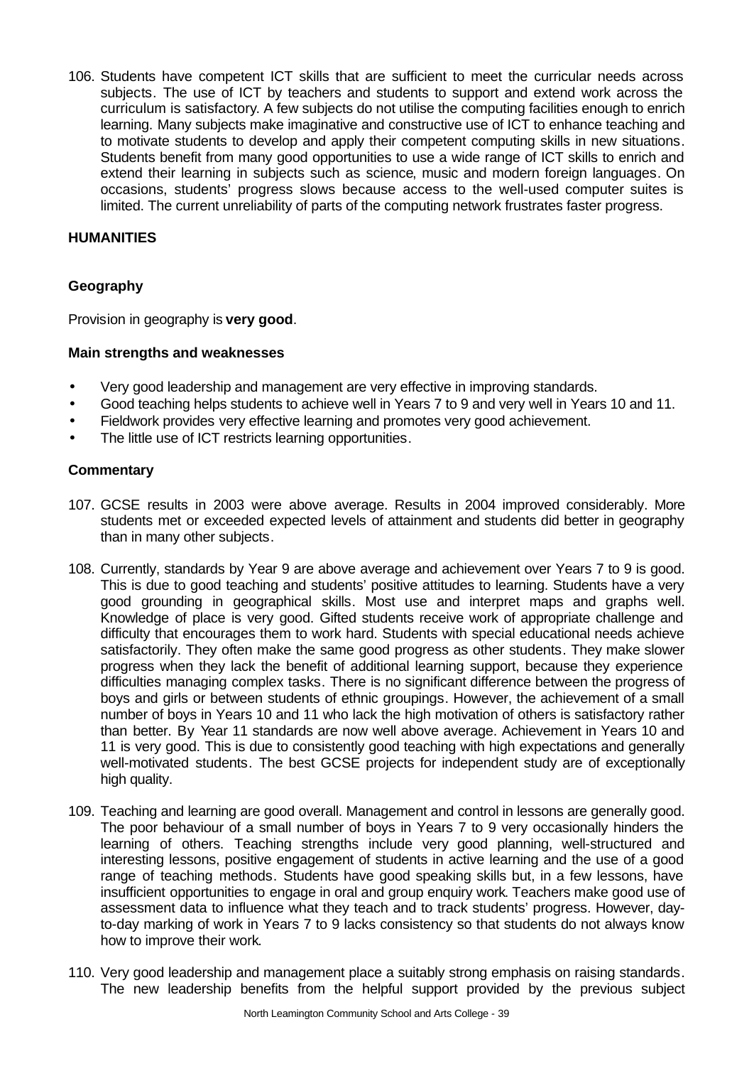106. Students have competent ICT skills that are sufficient to meet the curricular needs across subjects. The use of ICT by teachers and students to support and extend work across the curriculum is satisfactory. A few subjects do not utilise the computing facilities enough to enrich learning. Many subjects make imaginative and constructive use of ICT to enhance teaching and to motivate students to develop and apply their competent computing skills in new situations. Students benefit from many good opportunities to use a wide range of ICT skills to enrich and extend their learning in subjects such as science, music and modern foreign languages. On occasions, students' progress slows because access to the well-used computer suites is limited. The current unreliability of parts of the computing network frustrates faster progress.

## HUMANITIES

### Geography

Provision in geography is **very good**.

#### Main strengths and weaknesses

- Very good leadership and management are very effective in improving standards.
- Good teaching helps students to achieve well in Years 7 to 9 and very well in Years 10 and 11.
- Fieldwork provides very effective learning and promotes very good achievement.
- The little use of ICT restricts learning opportunities.

#### Commentary

107. GCSE results in 2003 were above average. Results in 2004 improved considerably. More students met or exceeded expected levels of attainment and students did better in geography than in many other subjects.

108. Currently, standards by Year 9 are above average and achievement over Years 7 to 9 is good. This is due to good teaching and students' positive attitudes to learning. Students have a very good grounding in geographical skills. Most use and interpret maps and graphs well. Knowledge of place is very good. Gifted students receive work of appropriate challenge and difficulty that encourages them to work hard. Students with special educational needs achieve satisfactorily. They often make the same good progress as other students. They make slower progress when they lack the benefit of additional learning support, because they experience difficulties managing complex tasks. There is no significant difference between the progress of boys and girls or between students of ethnic groupings. However, the achievement of a small number of boys in Years 10 and 11 who lack the high motivation of others is satisfactory rather than better. By Year 11 standards are now well above average. Achievement in Years 10 and 11 is very good. This is due to consistently good teaching with high expectations and generally well-motivated students. The best GCSE projects for independent study are of exceptionally high quality.

109. Teaching and learning are good overall. Management and control in lessons are generally good. The poor behaviour of a small number of boys in Years 7 to 9 very occasionally hinders the learning of others. Teaching strengths include very good planning, well-structured and interesting lessons, positive engagement of students in active learning and the use of a good range of teaching methods. Students have good speaking skills but, in a few lessons, have insufficient opportunities to engage in oral and group enquiry work. Teachers make good use of assessment data to influence what they teach and to track students' progress. However, day-to-day marking of work in Years 7 to 9 lacks consistency so that students do not always know how to improve their work.

110. Very good leadership and management place a suitably strong emphasis on raising standards. The new leadership benefits from the helpful support provided by the previous subject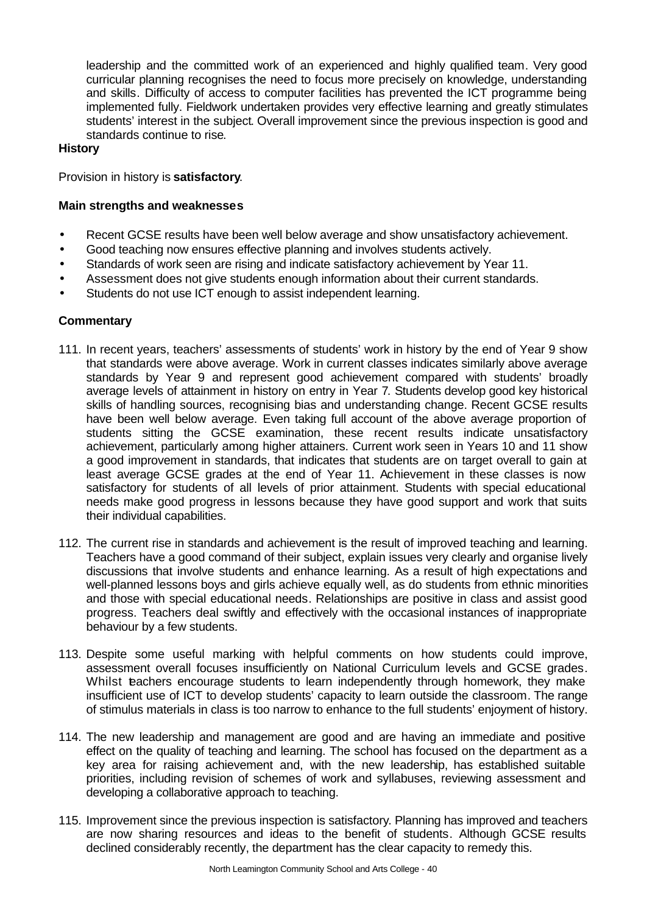leadership and the committed work of an experienced and highly qualified team. Very good curricular planning recognises the need to focus more precisely on knowledge, understanding and skills. Difficulty of access to computer facilities has prevented the ICT programme being implemented fully. Fieldwork undertaken provides very effective learning and greatly stimulates students' interest in the subject. Overall improvement since the previous inspection is good and standards continue to rise.

**History**

Provision in history is **satisfactory**.

**Main strengths and weaknesses**

- Recent GCSE results have been well below average and show unsatisfactory achievement.
- Good teaching now ensures effective planning and involves students actively.
- Standards of work seen are rising and indicate satisfactory achievement by Year 11.
- Assessment does not give students enough information about their current standards.
- Students do not use ICT enough to assist independent learning.

**Commentary**

111. In recent years, teachers' assessments of students' work in history by the end of Year 9 show that standards were above average. Work in current classes indicates similarly above average standards by Year 9 and represent good achievement compared with students' broadly average levels of attainment in history on entry in Year 7. Students develop good key historical skills of handling sources, recognising bias and understanding change. Recent GCSE results have been well below average. Even taking full account of the above average proportion of students sitting the GCSE examination, these recent results indicate unsatisfactory achievement, particularly among higher attainers. Current work seen in Years 10 and 11 show a good improvement in standards, that indicates that students are on target overall to gain at least average GCSE grades at the end of Year 11. Achievement in these classes is now satisfactory for students of all levels of prior attainment. Students with special educational needs make good progress in lessons because they have good support and work that suits their individual capabilities.

112. The current rise in standards and achievement is the result of improved teaching and learning. Teachers have a good command of their subject, explain issues very clearly and organise lively discussions that involve students and enhance learning. As a result of high expectations and well-planned lessons boys and girls achieve equally well, as do students from ethnic minorities and those with special educational needs. Relationships are positive in class and assist good progress. Teachers deal swiftly and effectively with the occasional instances of inappropriate behaviour by a few students.

113. Despite some useful marking with helpful comments on how students could improve, assessment overall focuses insufficiently on National Curriculum levels and GCSE grades. Whilst teachers encourage students to learn independently through homework, they make insufficient use of ICT to develop students' capacity to learn outside the classroom. The range of stimulus materials in class is too narrow to enhance to the full students' enjoyment of history.

114. The new leadership and management are good and are having an immediate and positive effect on the quality of teaching and learning. The school has focused on the department as a key area for raising achievement and, with the new leadership, has established suitable priorities, including revision of schemes of work and syllabuses, reviewing assessment and developing a collaborative approach to teaching.

115. Improvement since the previous inspection is satisfactory. Planning has improved and teachers are now sharing resources and ideas to the benefit of students. Although GCSE results declined considerably recently, the department has the clear capacity to remedy this.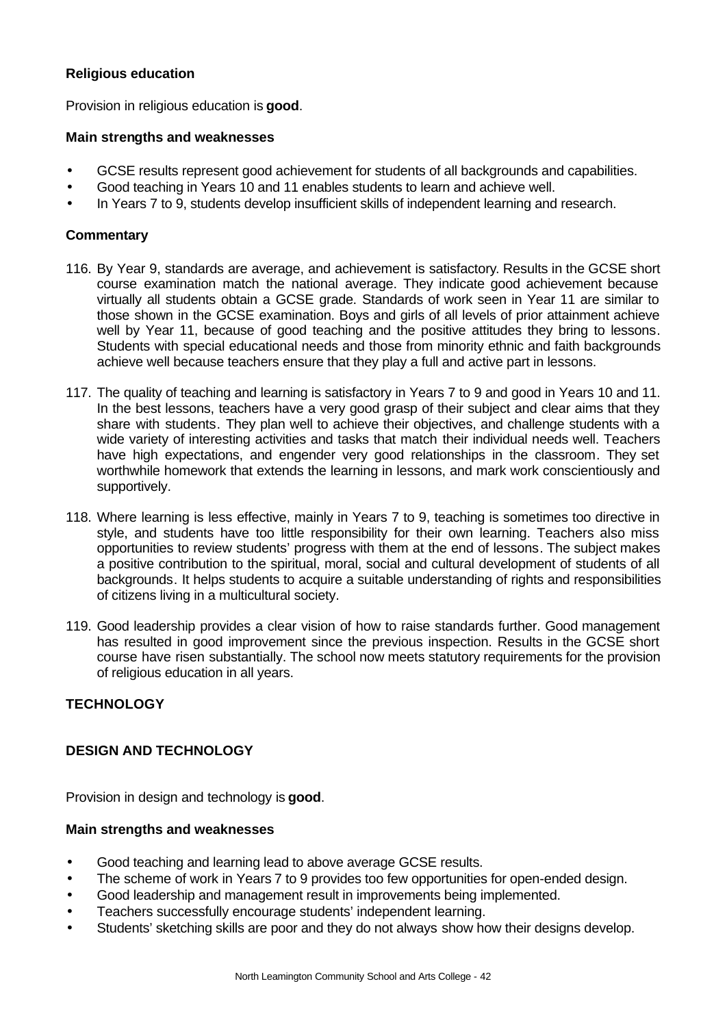### Religious education

Provision in religious education is **good**.

#### Main strengths and weaknesses

- GCSE results represent good achievement for students of all backgrounds and capabilities.
- Good teaching in Years 10 and 11 enables students to learn and achieve well.
- In Years 7 to 9, students develop insufficient skills of independent learning and research.

#### Commentary

116. By Year 9, standards are average, and achievement is satisfactory. Results in the GCSE short course examination match the national average. They indicate good achievement because virtually all students obtain a GCSE grade. Standards of work seen in Year 11 are similar to those shown in the GCSE examination. Boys and girls of all levels of prior attainment achieve well by Year 11, because of good teaching and the positive attitudes they bring to lessons. Students with special educational needs and those from minority ethnic and faith backgrounds achieve well because teachers ensure that they play a full and active part in lessons.

117. The quality of teaching and learning is satisfactory in Years 7 to 9 and good in Years 10 and 11. In the best lessons, teachers have a very good grasp of their subject and clear aims that they share with students. They plan well to achieve their objectives, and challenge students with a wide variety of interesting activities and tasks that match their individual needs well. Teachers have high expectations, and engender very good relationships in the classroom. They set worthwhile homework that extends the learning in lessons, and mark work conscientiously and supportively.

118. Where learning is less effective, mainly in Years 7 to 9, teaching is sometimes too directive in style, and students have too little responsibility for their own learning. Teachers also miss opportunities to review students' progress with them at the end of lessons. The subject makes a positive contribution to the spiritual, moral, social and cultural development of students of all backgrounds. It helps students to acquire a suitable understanding of rights and responsibilities of citizens living in a multicultural society.

119. Good leadership provides a clear vision of how to raise standards further. Good management has resulted in good improvement since the previous inspection. Results in the GCSE short course have risen substantially. The school now meets statutory requirements for the provision of religious education in all years.

## TECHNOLOGY

### DESIGN AND TECHNOLOGY

Provision in design and technology is **good**.

#### Main strengths and weaknesses

- Good teaching and learning lead to above average GCSE results.
- The scheme of work in Years 7 to 9 provides too few opportunities for open-ended design.
- Good leadership and management result in improvements being implemented.
- Teachers successfully encourage students' independent learning.
- Students' sketching skills are poor and they do not always show how their designs develop.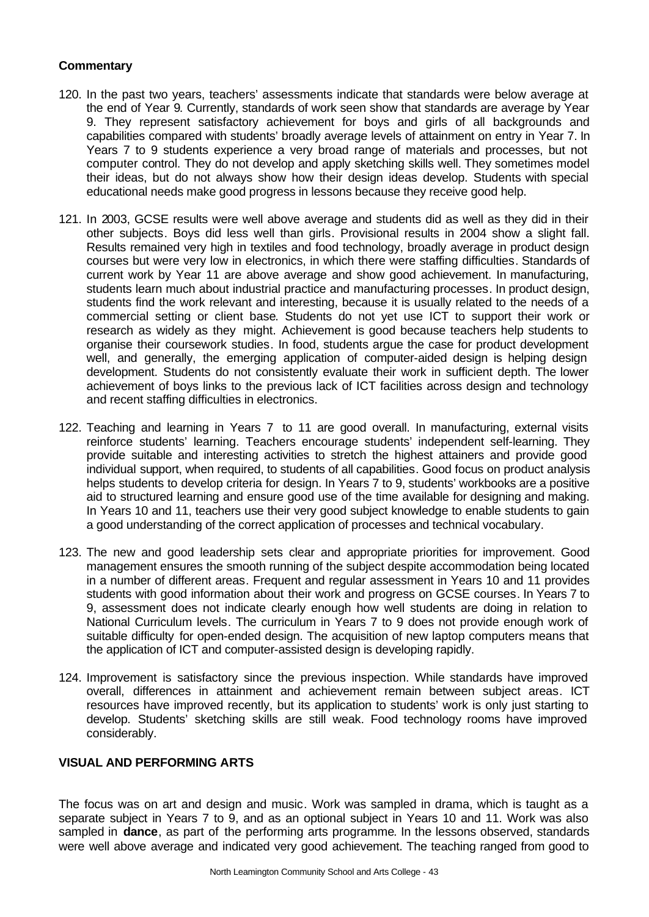### Commentary

120. In the past two years, teachers' assessments indicate that standards were below average at the end of Year 9. Currently, standards of work seen show that standards are average by Year 9. They represent satisfactory achievement for boys and girls of all backgrounds and capabilities compared with students' broadly average levels of attainment on entry in Year 7. In Years 7 to 9 students experience a very broad range of materials and processes, but not computer control. They do not develop and apply sketching skills well. They sometimes model their ideas, but do not always show how their design ideas develop. Students with special educational needs make good progress in lessons because they receive good help.

121. In 2003, GCSE results were well above average and students did as well as they did in their other subjects. Boys did less well than girls. Provisional results in 2004 show a slight fall. Results remained very high in textiles and food technology, broadly average in product design courses but were very low in electronics, in which there were staffing difficulties. Standards of current work by Year 11 are above average and show good achievement. In manufacturing, students learn much about industrial practice and manufacturing processes. In product design, students find the work relevant and interesting, because it is usually related to the needs of a commercial setting or client base. Students do not yet use ICT to support their work or research as widely as they might. Achievement is good because teachers help students to organise their coursework studies. In food, students argue the case for product development well, and generally, the emerging application of computer-aided design is helping design development. Students do not consistently evaluate their work in sufficient depth. The lower achievement of boys links to the previous lack of ICT facilities across design and technology and recent staffing difficulties in electronics.

122. Teaching and learning in Years 7 to 11 are good overall. In manufacturing, external visits reinforce students' learning. Teachers encourage students' independent self-learning. They provide suitable and interesting activities to stretch the highest attainers and provide good individual support, when required, to students of all capabilities. Good focus on product analysis helps students to develop criteria for design. In Years 7 to 9, students' workbooks are a positive aid to structured learning and ensure good use of the time available for designing and making. In Years 10 and 11, teachers use their very good subject knowledge to enable students to gain a good understanding of the correct application of processes and technical vocabulary.

123. The new and good leadership sets clear and appropriate priorities for improvement. Good management ensures the smooth running of the subject despite accommodation being located in a number of different areas. Frequent and regular assessment in Years 10 and 11 provides students with good information about their work and progress on GCSE courses. In Years 7 to 9, assessment does not indicate clearly enough how well students are doing in relation to National Curriculum levels. The curriculum in Years 7 to 9 does not provide enough work of suitable difficulty for open-ended design. The acquisition of new laptop computers means that the application of ICT and computer-assisted design is developing rapidly.

124. Improvement is satisfactory since the previous inspection. While standards have improved overall, differences in attainment and achievement remain between subject areas. ICT resources have improved recently, but its application to students' work is only just starting to develop. Students' sketching skills are still weak. Food technology rooms have improved considerably.

## VISUAL AND PERFORMING ARTS

The focus was on art and design and music. Work was sampled in drama, which is taught as a separate subject in Years 7 to 9, and as an optional subject in Years 10 and 11. Work was also sampled in **dance**, as part of the performing arts programme. In the lessons observed, standards were well above average and indicated very good achievement. The teaching ranged from good to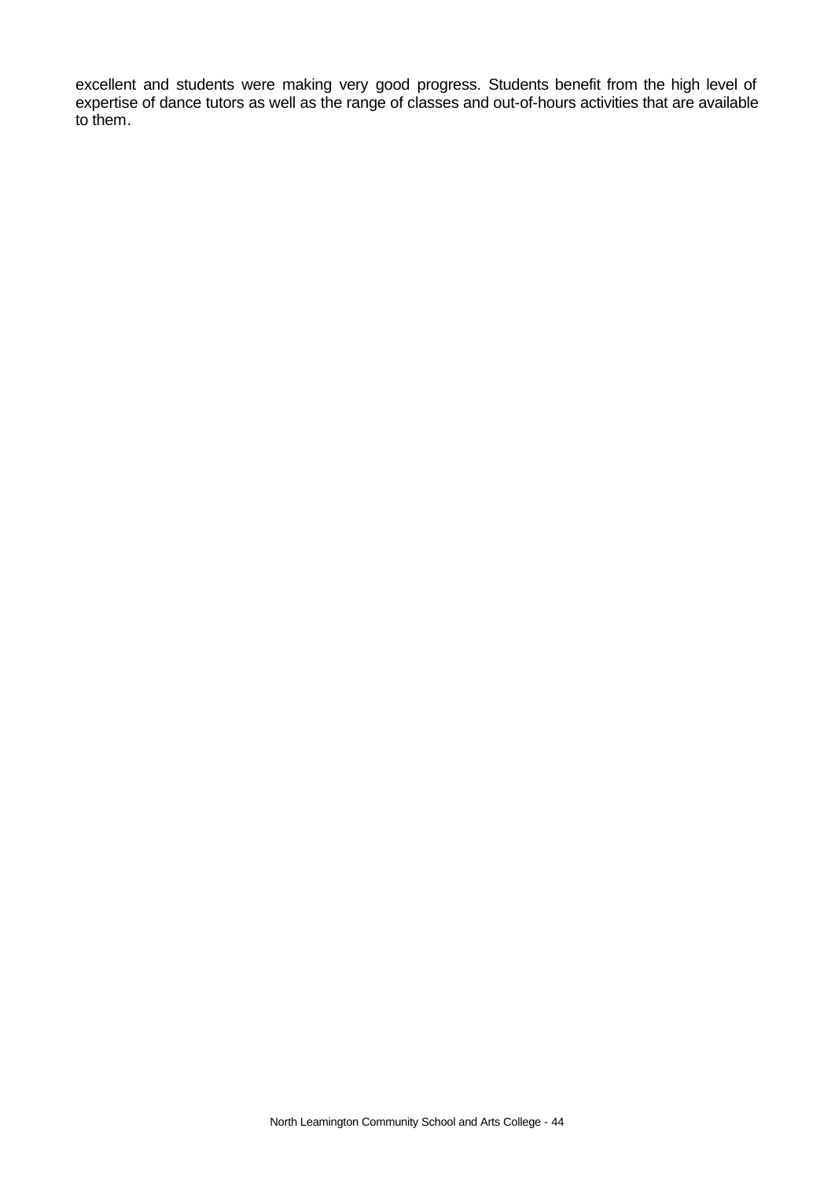excellent and students were making very good progress. Students benefit from the high level of expertise of dance tutors as well as the range of classes and out-of-hours activities that are available to them.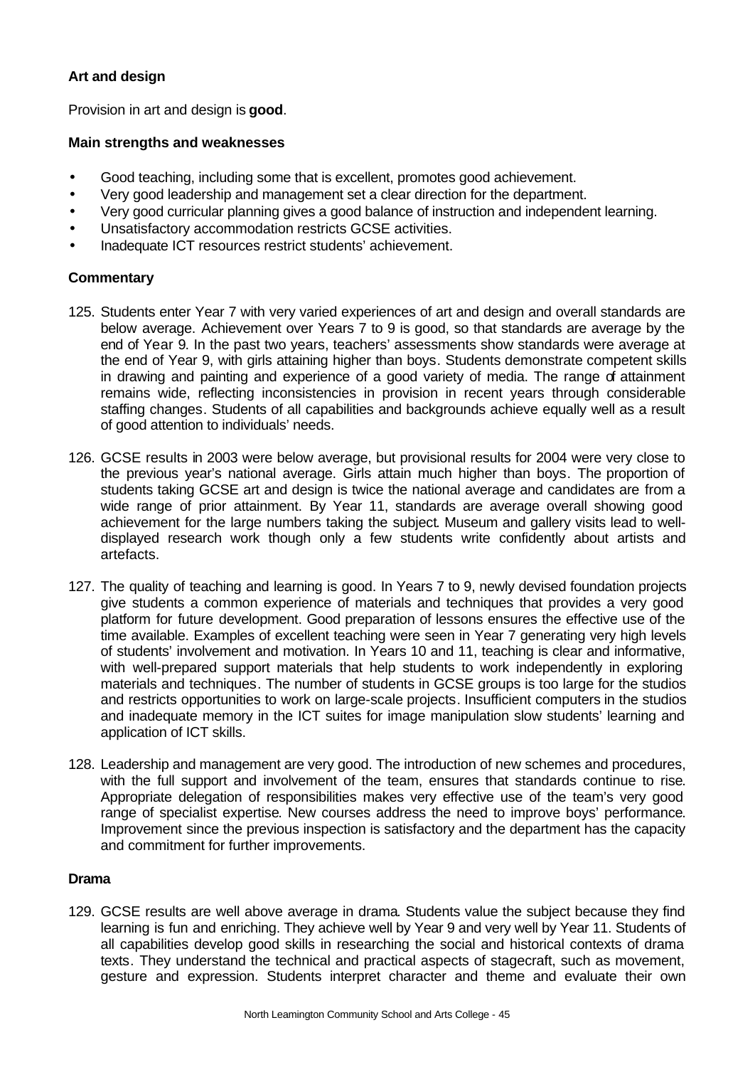### Art and design

Provision in art and design is **good**.

#### Main strengths and weaknesses

- Good teaching, including some that is excellent, promotes good achievement.
- Very good leadership and management set a clear direction for the department.
- Very good curricular planning gives a good balance of instruction and independent learning.
- Unsatisfactory accommodation restricts GCSE activities.
- Inadequate ICT resources restrict students' achievement.

#### Commentary

125. Students enter Year 7 with very varied experiences of art and design and overall standards are below average. Achievement over Years 7 to 9 is good, so that standards are average by the end of Year 9. In the past two years, teachers' assessments show standards were average at the end of Year 9, with girls attaining higher than boys. Students demonstrate competent skills in drawing and painting and experience of a good variety of media. The range of attainment remains wide, reflecting inconsistencies in provision in recent years through considerable staffing changes. Students of all capabilities and backgrounds achieve equally well as a result of good attention to individuals' needs.

126. GCSE results in 2003 were below average, but provisional results for 2004 were very close to the previous year's national average. Girls attain much higher than boys. The proportion of students taking GCSE art and design is twice the national average and candidates are from a wide range of prior attainment. By Year 11, standards are average overall showing good achievement for the large numbers taking the subject. Museum and gallery visits lead to well-displayed research work though only a few students write confidently about artists and artefacts.

127. The quality of teaching and learning is good. In Years 7 to 9, newly devised foundation projects give students a common experience of materials and techniques that provides a very good platform for future development. Good preparation of lessons ensures the effective use of the time available. Examples of excellent teaching were seen in Year 7 generating very high levels of students' involvement and motivation. In Years 10 and 11, teaching is clear and informative, with well-prepared support materials that help students to work independently in exploring materials and techniques. The number of students in GCSE groups is too large for the studios and restricts opportunities to work on large-scale projects. Insufficient computers in the studios and inadequate memory in the ICT suites for image manipulation slow students' learning and application of ICT skills.

128. Leadership and management are very good. The introduction of new schemes and procedures, with the full support and involvement of the team, ensures that standards continue to rise. Appropriate delegation of responsibilities makes very effective use of the team's very good range of specialist expertise. New courses address the need to improve boys' performance. Improvement since the previous inspection is satisfactory and the department has the capacity and commitment for further improvements.

### Drama

129. GCSE results are well above average in drama. Students value the subject because they find learning is fun and enriching. They achieve well by Year 9 and very well by Year 11. Students of all capabilities develop good skills in researching the social and historical contexts of drama texts. They understand the technical and practical aspects of stagecraft, such as movement, gesture and expression. Students interpret character and theme and evaluate their own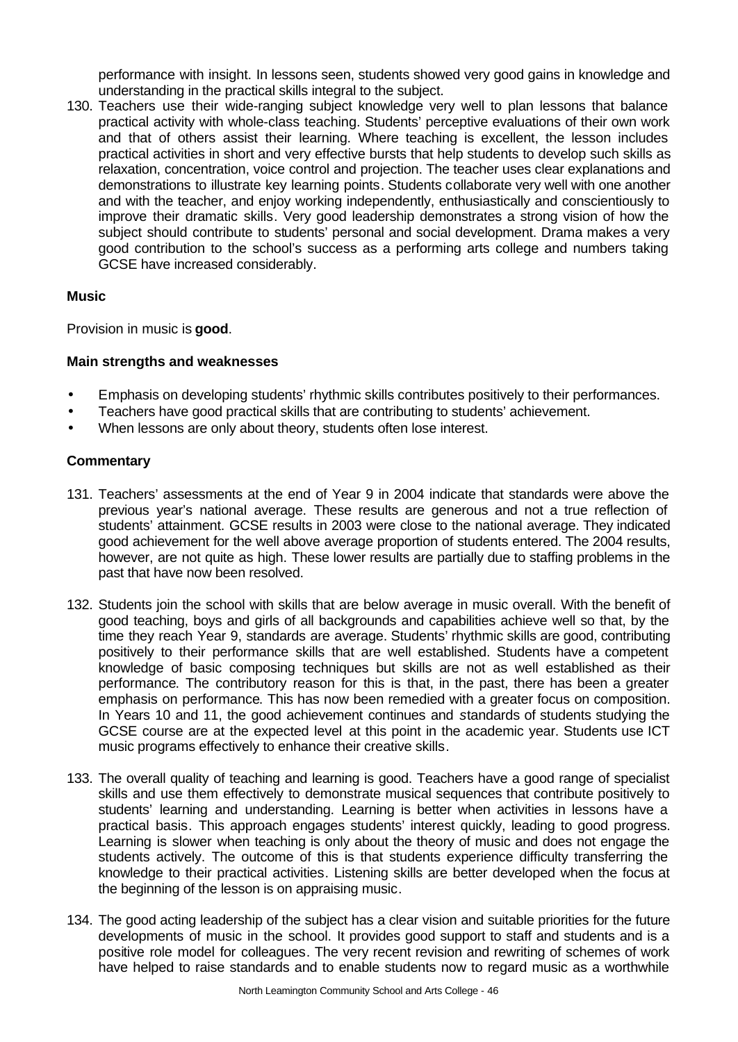performance with insight. In lessons seen, students showed very good gains in knowledge and understanding in the practical skills integral to the subject.

130. Teachers use their wide-ranging subject knowledge very well to plan lessons that balance practical activity with whole-class teaching. Students' perceptive evaluations of their own work and that of others assist their learning. Where teaching is excellent, the lesson includes practical activities in short and very effective bursts that help students to develop such skills as relaxation, concentration, voice control and projection. The teacher uses clear explanations and demonstrations to illustrate key learning points. Students collaborate very well with one another and with the teacher, and enjoy working independently, enthusiastically and conscientiously to improve their dramatic skills. Very good leadership demonstrates a strong vision of how the subject should contribute to students' personal and social development. Drama makes a very good contribution to the school's success as a performing arts college and numbers taking GCSE have increased considerably.

**Music**

Provision in music is **good**.

**Main strengths and weaknesses**

- Emphasis on developing students' rhythmic skills contributes positively to their performances.
- Teachers have good practical skills that are contributing to students' achievement.
- When lessons are only about theory, students often lose interest.

**Commentary**

131. Teachers' assessments at the end of Year 9 in 2004 indicate that standards were above the previous year's national average. These results are generous and not a true reflection of students' attainment. GCSE results in 2003 were close to the national average. They indicated good achievement for the well above average proportion of students entered. The 2004 results, however, are not quite as high. These lower results are partially due to staffing problems in the past that have now been resolved.

132. Students join the school with skills that are below average in music overall. With the benefit of good teaching, boys and girls of all backgrounds and capabilities achieve well so that, by the time they reach Year 9, standards are average. Students' rhythmic skills are good, contributing positively to their performance skills that are well established. Students have a competent knowledge of basic composing techniques but skills are not as well established as their performance. The contributory reason for this is that, in the past, there has been a greater emphasis on performance. This has now been remedied with a greater focus on composition. In Years 10 and 11, the good achievement continues and standards of students studying the GCSE course are at the expected level at this point in the academic year. Students use ICT music programs effectively to enhance their creative skills.

133. The overall quality of teaching and learning is good. Teachers have a good range of specialist skills and use them effectively to demonstrate musical sequences that contribute positively to students' learning and understanding. Learning is better when activities in lessons have a practical basis. This approach engages students' interest quickly, leading to good progress. Learning is slower when teaching is only about the theory of music and does not engage the students actively. The outcome of this is that students experience difficulty transferring the knowledge to their practical activities. Listening skills are better developed when the focus at the beginning of the lesson is on appraising music.

134. The good acting leadership of the subject has a clear vision and suitable priorities for the future developments of music in the school. It provides good support to staff and students and is a positive role model for colleagues. The very recent revision and rewriting of schemes of work have helped to raise standards and to enable students now to regard music as a worthwhile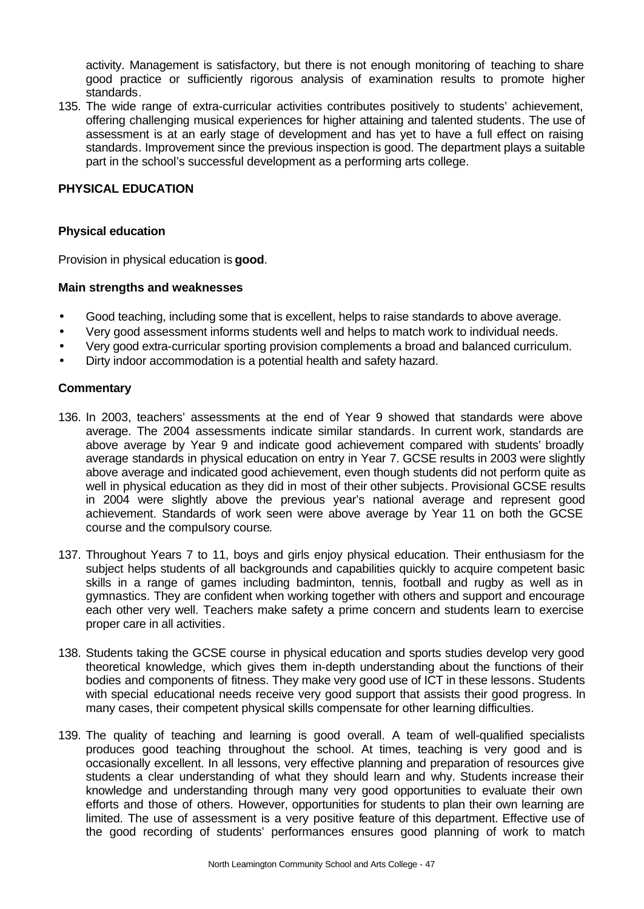activity. Management is satisfactory, but there is not enough monitoring of teaching to share good practice or sufficiently rigorous analysis of examination results to promote higher standards.

135. The wide range of extra-curricular activities contributes positively to students' achievement, offering challenging musical experiences for higher attaining and talented students. The use of assessment is at an early stage of development and has yet to have a full effect on raising standards. Improvement since the previous inspection is good. The department plays a suitable part in the school's successful development as a performing arts college.

## PHYSICAL EDUCATION

### Physical education

Provision in physical education is **good**.

#### Main strengths and weaknesses

- Good teaching, including some that is excellent, helps to raise standards to above average.
- Very good assessment informs students well and helps to match work to individual needs.
- Very good extra-curricular sporting provision complements a broad and balanced curriculum.
- Dirty indoor accommodation is a potential health and safety hazard.

#### Commentary

136. In 2003, teachers' assessments at the end of Year 9 showed that standards were above average. The 2004 assessments indicate similar standards. In current work, standards are above average by Year 9 and indicate good achievement compared with students' broadly average standards in physical education on entry in Year 7. GCSE results in 2003 were slightly above average and indicated good achievement, even though students did not perform quite as well in physical education as they did in most of their other subjects. Provisional GCSE results in 2004 were slightly above the previous year's national average and represent good achievement. Standards of work seen were above average by Year 11 on both the GCSE course and the compulsory course.

137. Throughout Years 7 to 11, boys and girls enjoy physical education. Their enthusiasm for the subject helps students of all backgrounds and capabilities quickly to acquire competent basic skills in a range of games including badminton, tennis, football and rugby as well as in gymnastics. They are confident when working together with others and support and encourage each other very well. Teachers make safety a prime concern and students learn to exercise proper care in all activities.

138. Students taking the GCSE course in physical education and sports studies develop very good theoretical knowledge, which gives them in-depth understanding about the functions of their bodies and components of fitness. They make very good use of ICT in these lessons. Students with special educational needs receive very good support that assists their good progress. In many cases, their competent physical skills compensate for other learning difficulties.

139. The quality of teaching and learning is good overall. A team of well-qualified specialists produces good teaching throughout the school. At times, teaching is very good and is occasionally excellent. In all lessons, very effective planning and preparation of resources give students a clear understanding of what they should learn and why. Students increase their knowledge and understanding through many very good opportunities to evaluate their own efforts and those of others. However, opportunities for students to plan their own learning are limited. The use of assessment is a very positive feature of this department. Effective use of the good recording of students' performances ensures good planning of work to match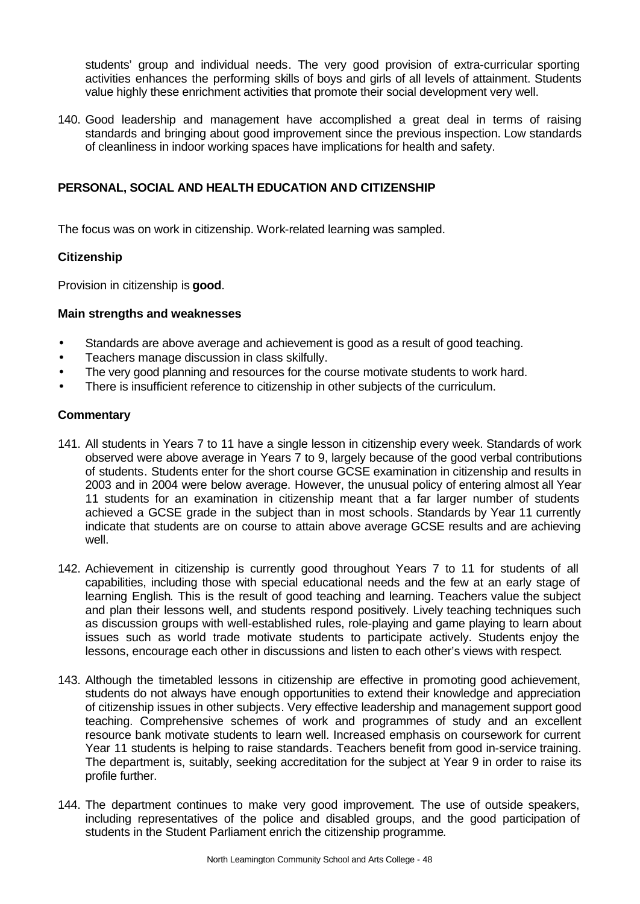students' group and individual needs. The very good provision of extra-curricular sporting activities enhances the performing skills of boys and girls of all levels of attainment. Students value highly these enrichment activities that promote their social development very well.

140. Good leadership and management have accomplished a great deal in terms of raising standards and bringing about good improvement since the previous inspection. Low standards of cleanliness in indoor working spaces have implications for health and safety.

## PERSONAL, SOCIAL AND HEALTH EDUCATION AND CITIZENSHIP

The focus was on work in citizenship. Work-related learning was sampled.

### Citizenship

Provision in citizenship is **good**.

#### Main strengths and weaknesses

- Standards are above average and achievement is good as a result of good teaching.
- Teachers manage discussion in class skilfully.
- The very good planning and resources for the course motivate students to work hard.
- There is insufficient reference to citizenship in other subjects of the curriculum.

#### Commentary

141. All students in Years 7 to 11 have a single lesson in citizenship every week. Standards of work observed were above average in Years 7 to 9, largely because of the good verbal contributions of students. Students enter for the short course GCSE examination in citizenship and results in 2003 and in 2004 were below average. However, the unusual policy of entering almost all Year 11 students for an examination in citizenship meant that a far larger number of students achieved a GCSE grade in the subject than in most schools. Standards by Year 11 currently indicate that students are on course to attain above average GCSE results and are achieving well.

142. Achievement in citizenship is currently good throughout Years 7 to 11 for students of all capabilities, including those with special educational needs and the few at an early stage of learning English. This is the result of good teaching and learning. Teachers value the subject and plan their lessons well, and students respond positively. Lively teaching techniques such as discussion groups with well-established rules, role-playing and game playing to learn about issues such as world trade motivate students to participate actively. Students enjoy the lessons, encourage each other in discussions and listen to each other's views with respect.

143. Although the timetabled lessons in citizenship are effective in promoting good achievement, students do not always have enough opportunities to extend their knowledge and appreciation of citizenship issues in other subjects. Very effective leadership and management support good teaching. Comprehensive schemes of work and programmes of study and an excellent resource bank motivate students to learn well. Increased emphasis on coursework for current Year 11 students is helping to raise standards. Teachers benefit from good in-service training. The department is, suitably, seeking accreditation for the subject at Year 9 in order to raise its profile further.

144. The department continues to make very good improvement. The use of outside speakers, including representatives of the police and disabled groups, and the good participation of students in the Student Parliament enrich the citizenship programme.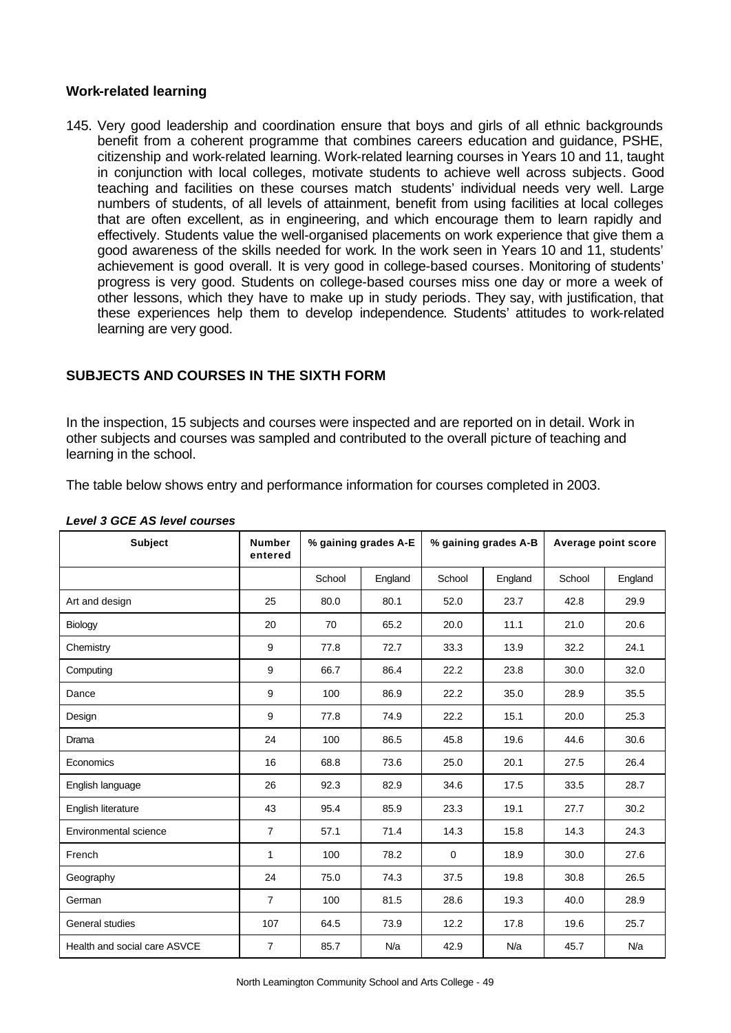### Work-related learning

145. Very good leadership and coordination ensure that boys and girls of all ethnic backgrounds benefit from a coherent programme that combines careers education and guidance, PSHE, citizenship and work-related learning. Work-related learning courses in Years 10 and 11, taught in conjunction with local colleges, motivate students to achieve well across subjects. Good teaching and facilities on these courses match students' individual needs very well. Large numbers of students, of all levels of attainment, benefit from using facilities at local colleges that are often excellent, as in engineering, and which encourage them to learn rapidly and effectively. Students value the well-organised placements on work experience that give them a good awareness of the skills needed for work. In the work seen in Years 10 and 11, students' achievement is good overall. It is very good in college-based courses. Monitoring of students' progress is very good. Students on college-based courses miss one day or more a week of other lessons, which they have to make up in study periods. They say, with justification, that these experiences help them to develop independence. Students' attitudes to work-related learning are very good.

## SUBJECTS AND COURSES IN THE SIXTH FORM

In the inspection, 15 subjects and courses were inspected and are reported on in detail. Work in other subjects and courses was sampled and contributed to the overall picture of teaching and learning in the school.

The table below shows entry and performance information for courses completed in 2003.

***Level 3 GCE AS level courses***

| Subject | Number entered | % gaining grades A-E | | % gaining grades A-B | | Average point score | |
|---|---|---|---|---|---|---|---|
| | | School | England | School | England | School | England |
| Art and design | 25 | 80.0 | 80.1 | 52.0 | 23.7 | 42.8 | 29.9 |
| Biology | 20 | 70 | 65.2 | 20.0 | 11.1 | 21.0 | 20.6 |
| Chemistry | 9 | 77.8 | 72.7 | 33.3 | 13.9 | 32.2 | 24.1 |
| Computing | 9 | 66.7 | 86.4 | 22.2 | 23.8 | 30.0 | 32.0 |
| Dance | 9 | 100 | 86.9 | 22.2 | 35.0 | 28.9 | 35.5 |
| Design | 9 | 77.8 | 74.9 | 22.2 | 15.1 | 20.0 | 25.3 |
| Drama | 24 | 100 | 86.5 | 45.8 | 19.6 | 44.6 | 30.6 |
| Economics | 16 | 68.8 | 73.6 | 25.0 | 20.1 | 27.5 | 26.4 |
| English language | 26 | 92.3 | 82.9 | 34.6 | 17.5 | 33.5 | 28.7 |
| English literature | 43 | 95.4 | 85.9 | 23.3 | 19.1 | 27.7 | 30.2 |
| Environmental science | 7 | 57.1 | 71.4 | 14.3 | 15.8 | 14.3 | 24.3 |
| French | 1 | 100 | 78.2 | 0 | 18.9 | 30.0 | 27.6 |
| Geography | 24 | 75.0 | 74.3 | 37.5 | 19.8 | 30.8 | 26.5 |
| German | 7 | 100 | 81.5 | 28.6 | 19.3 | 40.0 | 28.9 |
| General studies | 107 | 64.5 | 73.9 | 12.2 | 17.8 | 19.6 | 25.7 |
| Health and social care ASVCE | 7 | 85.7 | N/a | 42.9 | N/a | 45.7 | N/a |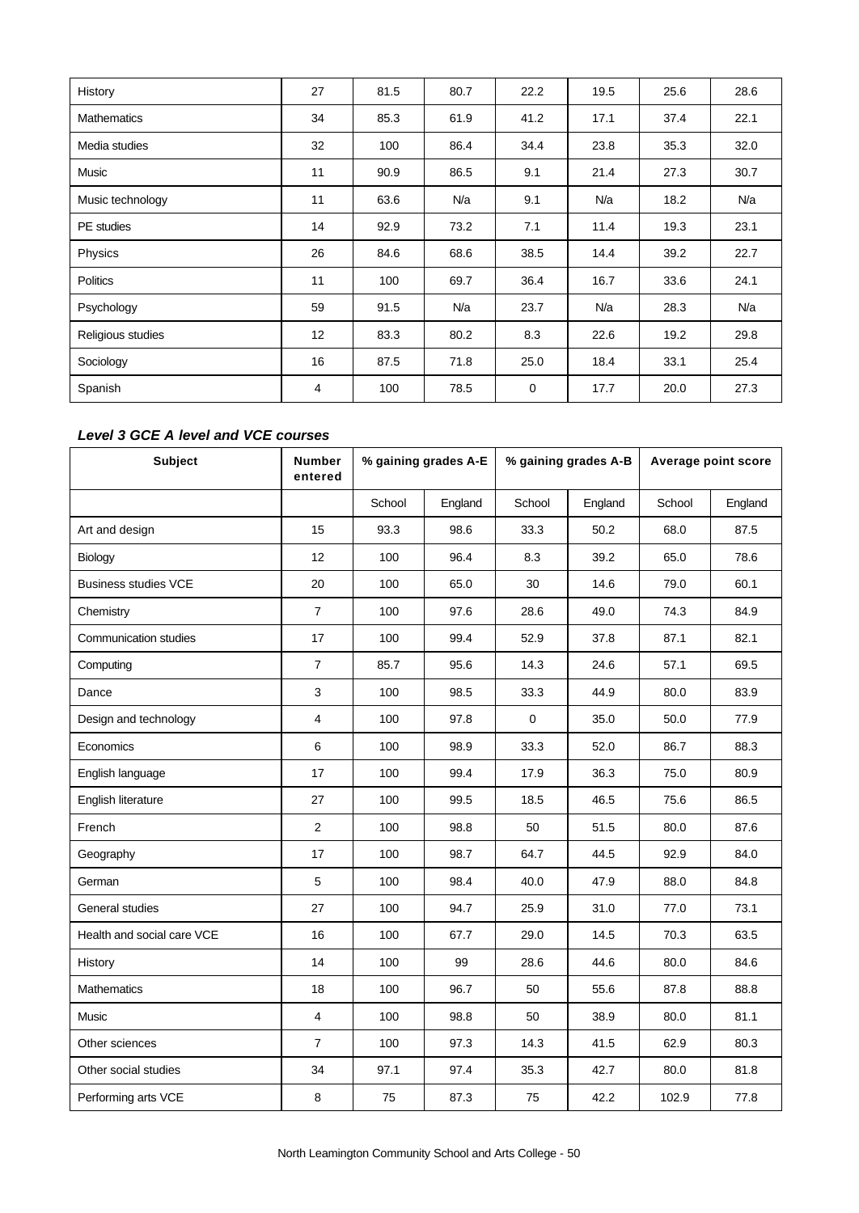| History | 27 | 81.5 | 80.7 | 22.2 | 19.5 | 25.6 | 28.6 |
|---|---|---|---|---|---|---|---|
| Mathematics | 34 | 85.3 | 61.9 | 41.2 | 17.1 | 37.4 | 22.1 |
| Media studies | 32 | 100 | 86.4 | 34.4 | 23.8 | 35.3 | 32.0 |
| Music | 11 | 90.9 | 86.5 | 9.1 | 21.4 | 27.3 | 30.7 |
| Music technology | 11 | 63.6 | N/a | 9.1 | N/a | 18.2 | N/a |
| PE studies | 14 | 92.9 | 73.2 | 7.1 | 11.4 | 19.3 | 23.1 |
| Physics | 26 | 84.6 | 68.6 | 38.5 | 14.4 | 39.2 | 22.7 |
| Politics | 11 | 100 | 69.7 | 36.4 | 16.7 | 33.6 | 24.1 |
| Psychology | 59 | 91.5 | N/a | 23.7 | N/a | 28.3 | N/a |
| Religious studies | 12 | 83.3 | 80.2 | 8.3 | 22.6 | 19.2 | 29.8 |
| Sociology | 16 | 87.5 | 71.8 | 25.0 | 18.4 | 33.1 | 25.4 |
| Spanish | 4 | 100 | 78.5 | 0 | 17.7 | 20.0 | 27.3 |

***Level 3 GCE A level and VCE courses***

| Subject | Number entered | % gaining grades A-E | | % gaining grades A-B | | Average point score | |
|---|---|---|---|---|---|---|---|
| | | School | England | School | England | School | England |
| Art and design | 15 | 93.3 | 98.6 | 33.3 | 50.2 | 68.0 | 87.5 |
| Biology | 12 | 100 | 96.4 | 8.3 | 39.2 | 65.0 | 78.6 |
| Business studies VCE | 20 | 100 | 65.0 | 30 | 14.6 | 79.0 | 60.1 |
| Chemistry | 7 | 100 | 97.6 | 28.6 | 49.0 | 74.3 | 84.9 |
| Communication studies | 17 | 100 | 99.4 | 52.9 | 37.8 | 87.1 | 82.1 |
| Computing | 7 | 85.7 | 95.6 | 14.3 | 24.6 | 57.1 | 69.5 |
| Dance | 3 | 100 | 98.5 | 33.3 | 44.9 | 80.0 | 83.9 |
| Design and technology | 4 | 100 | 97.8 | 0 | 35.0 | 50.0 | 77.9 |
| Economics | 6 | 100 | 98.9 | 33.3 | 52.0 | 86.7 | 88.3 |
| English language | 17 | 100 | 99.4 | 17.9 | 36.3 | 75.0 | 80.9 |
| English literature | 27 | 100 | 99.5 | 18.5 | 46.5 | 75.6 | 86.5 |
| French | 2 | 100 | 98.8 | 50 | 51.5 | 80.0 | 87.6 |
| Geography | 17 | 100 | 98.7 | 64.7 | 44.5 | 92.9 | 84.0 |
| German | 5 | 100 | 98.4 | 40.0 | 47.9 | 88.0 | 84.8 |
| General studies | 27 | 100 | 94.7 | 25.9 | 31.0 | 77.0 | 73.1 |
| Health and social care VCE | 16 | 100 | 67.7 | 29.0 | 14.5 | 70.3 | 63.5 |
| History | 14 | 100 | 99 | 28.6 | 44.6 | 80.0 | 84.6 |
| Mathematics | 18 | 100 | 96.7 | 50 | 55.6 | 87.8 | 88.8 |
| Music | 4 | 100 | 98.8 | 50 | 38.9 | 80.0 | 81.1 |
| Other sciences | 7 | 100 | 97.3 | 14.3 | 41.5 | 62.9 | 80.3 |
| Other social studies | 34 | 97.1 | 97.4 | 35.3 | 42.7 | 80.0 | 81.8 |
| Performing arts VCE | 8 | 75 | 87.3 | 75 | 42.2 | 102.9 | 77.8 |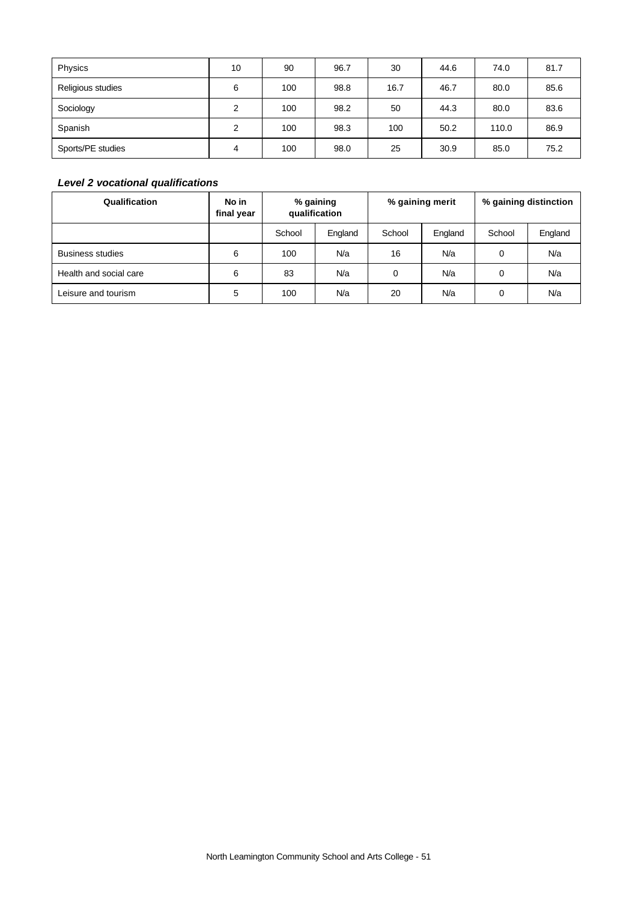| Physics | 10 | 90 | 96.7 | 30 | 44.6 | 74.0 | 81.7 |
|---|---|---|---|---|---|---|---|
| Religious studies | 6 | 100 | 98.8 | 16.7 | 46.7 | 80.0 | 85.6 |
| Sociology | 2 | 100 | 98.2 | 50 | 44.3 | 80.0 | 83.6 |
| Spanish | 2 | 100 | 98.3 | 100 | 50.2 | 110.0 | 86.9 |
| Sports/PE studies | 4 | 100 | 98.0 | 25 | 30.9 | 85.0 | 75.2 |

### *Level 2 vocational qualifications*

| Qualification | No in final year | % gaining qualification | | % gaining merit | | % gaining distinction | |
|---|---|---|---|---|---|---|---|
| | | School | England | School | England | School | England |
| Business studies | 6 | 100 | N/a | 16 | N/a | 0 | N/a |
| Health and social care | 6 | 83 | N/a | 0 | N/a | 0 | N/a |
| Leisure and tourism | 5 | 100 | N/a | 20 | N/a | 0 | N/a |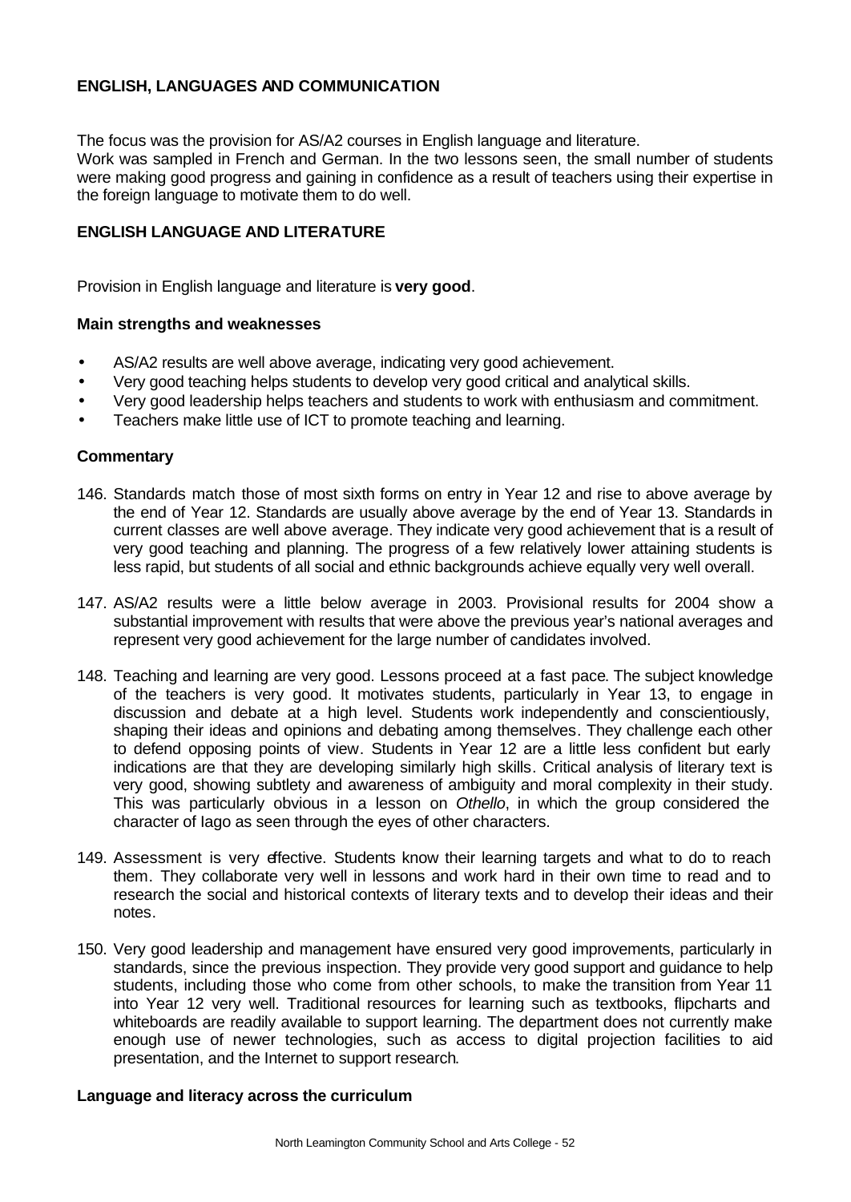## ENGLISH, LANGUAGES AND COMMUNICATION

The focus was the provision for AS/A2 courses in English language and literature.
Work was sampled in French and German. In the two lessons seen, the small number of students were making good progress and gaining in confidence as a result of teachers using their expertise in the foreign language to motivate them to do well.

### ENGLISH LANGUAGE AND LITERATURE

Provision in English language and literature is **very good**.

#### Main strengths and weaknesses

- AS/A2 results are well above average, indicating very good achievement.
- Very good teaching helps students to develop very good critical and analytical skills.
- Very good leadership helps teachers and students to work with enthusiasm and commitment.
- Teachers make little use of ICT to promote teaching and learning.

#### Commentary

146. Standards match those of most sixth forms on entry in Year 12 and rise to above average by the end of Year 12. Standards are usually above average by the end of Year 13. Standards in current classes are well above average. They indicate very good achievement that is a result of very good teaching and planning. The progress of a few relatively lower attaining students is less rapid, but students of all social and ethnic backgrounds achieve equally very well overall.

147. AS/A2 results were a little below average in 2003. Provisional results for 2004 show a substantial improvement with results that were above the previous year's national averages and represent very good achievement for the large number of candidates involved.

148. Teaching and learning are very good. Lessons proceed at a fast pace. The subject knowledge of the teachers is very good. It motivates students, particularly in Year 13, to engage in discussion and debate at a high level. Students work independently and conscientiously, shaping their ideas and opinions and debating among themselves. They challenge each other to defend opposing points of view. Students in Year 12 are a little less confident but early indications are that they are developing similarly high skills. Critical analysis of literary text is very good, showing subtlety and awareness of ambiguity and moral complexity in their study. This was particularly obvious in a lesson on *Othello*, in which the group considered the character of Iago as seen through the eyes of other characters.

149. Assessment is very effective. Students know their learning targets and what to do to reach them. They collaborate very well in lessons and work hard in their own time to read and to research the social and historical contexts of literary texts and to develop their ideas and their notes.

150. Very good leadership and management have ensured very good improvements, particularly in standards, since the previous inspection. They provide very good support and guidance to help students, including those who come from other schools, to make the transition from Year 11 into Year 12 very well. Traditional resources for learning such as textbooks, flipcharts and whiteboards are readily available to support learning. The department does not currently make enough use of newer technologies, such as access to digital projection facilities to aid presentation, and the Internet to support research.

#### Language and literacy across the curriculum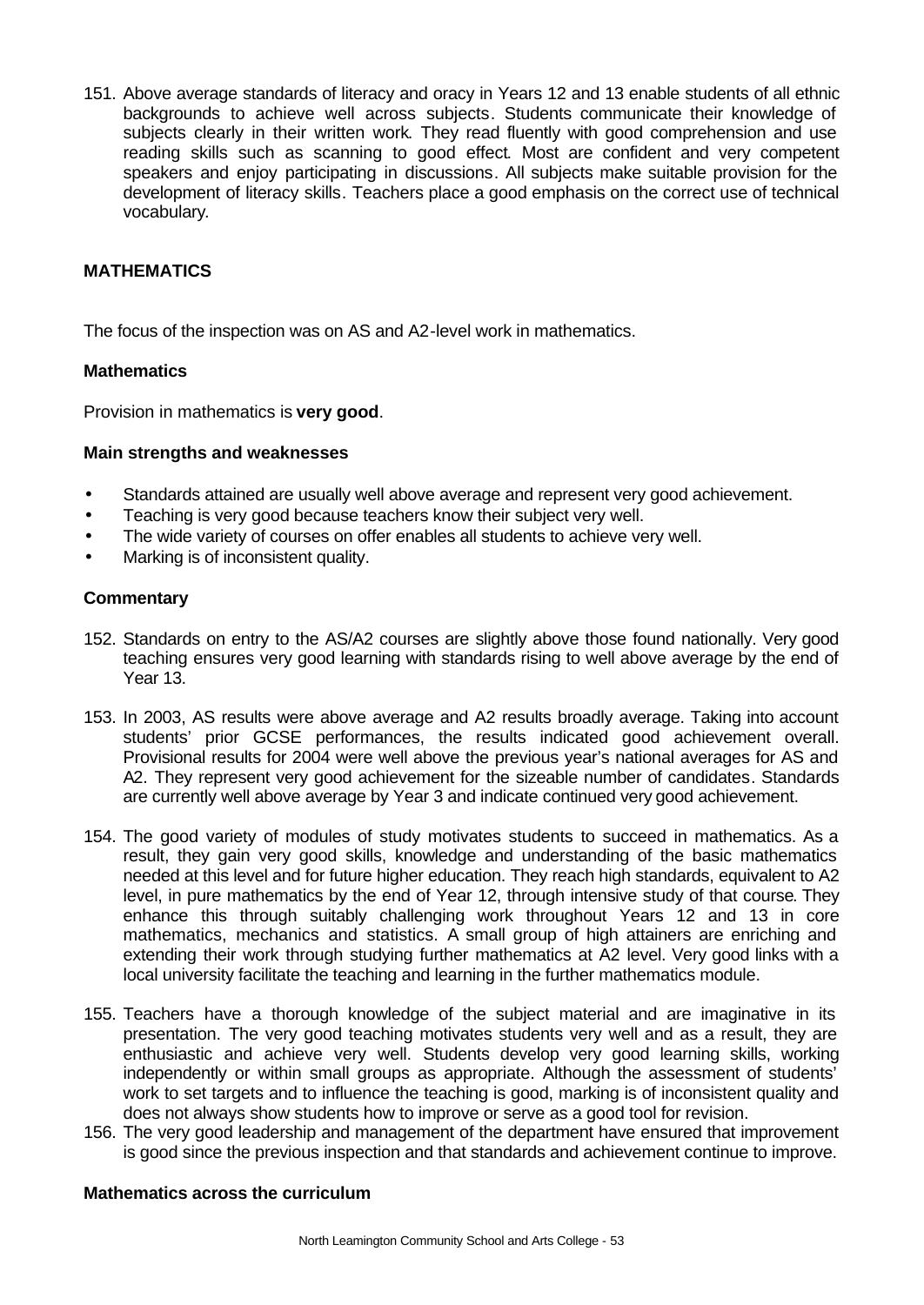151. Above average standards of literacy and oracy in Years 12 and 13 enable students of all ethnic backgrounds to achieve well across subjects. Students communicate their knowledge of subjects clearly in their written work. They read fluently with good comprehension and use reading skills such as scanning to good effect. Most are confident and very competent speakers and enjoy participating in discussions. All subjects make suitable provision for the development of literacy skills. Teachers place a good emphasis on the correct use of technical vocabulary.

## MATHEMATICS

The focus of the inspection was on AS and A2-level work in mathematics.

### Mathematics

Provision in mathematics is **very good**.

### Main strengths and weaknesses

- Standards attained are usually well above average and represent very good achievement.
- Teaching is very good because teachers know their subject very well.
- The wide variety of courses on offer enables all students to achieve very well.
- Marking is of inconsistent quality.

### Commentary

152. Standards on entry to the AS/A2 courses are slightly above those found nationally. Very good teaching ensures very good learning with standards rising to well above average by the end of Year 13.

153. In 2003, AS results were above average and A2 results broadly average. Taking into account students' prior GCSE performances, the results indicated good achievement overall. Provisional results for 2004 were well above the previous year's national averages for AS and A2. They represent very good achievement for the sizeable number of candidates. Standards are currently well above average by Year 3 and indicate continued very good achievement.

154. The good variety of modules of study motivates students to succeed in mathematics. As a result, they gain very good skills, knowledge and understanding of the basic mathematics needed at this level and for future higher education. They reach high standards, equivalent to A2 level, in pure mathematics by the end of Year 12, through intensive study of that course. They enhance this through suitably challenging work throughout Years 12 and 13 in core mathematics, mechanics and statistics. A small group of high attainers are enriching and extending their work through studying further mathematics at A2 level. Very good links with a local university facilitate the teaching and learning in the further mathematics module.

155. Teachers have a thorough knowledge of the subject material and are imaginative in its presentation. The very good teaching motivates students very well and as a result, they are enthusiastic and achieve very well. Students develop very good learning skills, working independently or within small groups as appropriate. Although the assessment of students' work to set targets and to influence the teaching is good, marking is of inconsistent quality and does not always show students how to improve or serve as a good tool for revision.

156. The very good leadership and management of the department have ensured that improvement is good since the previous inspection and that standards and achievement continue to improve.

### Mathematics across the curriculum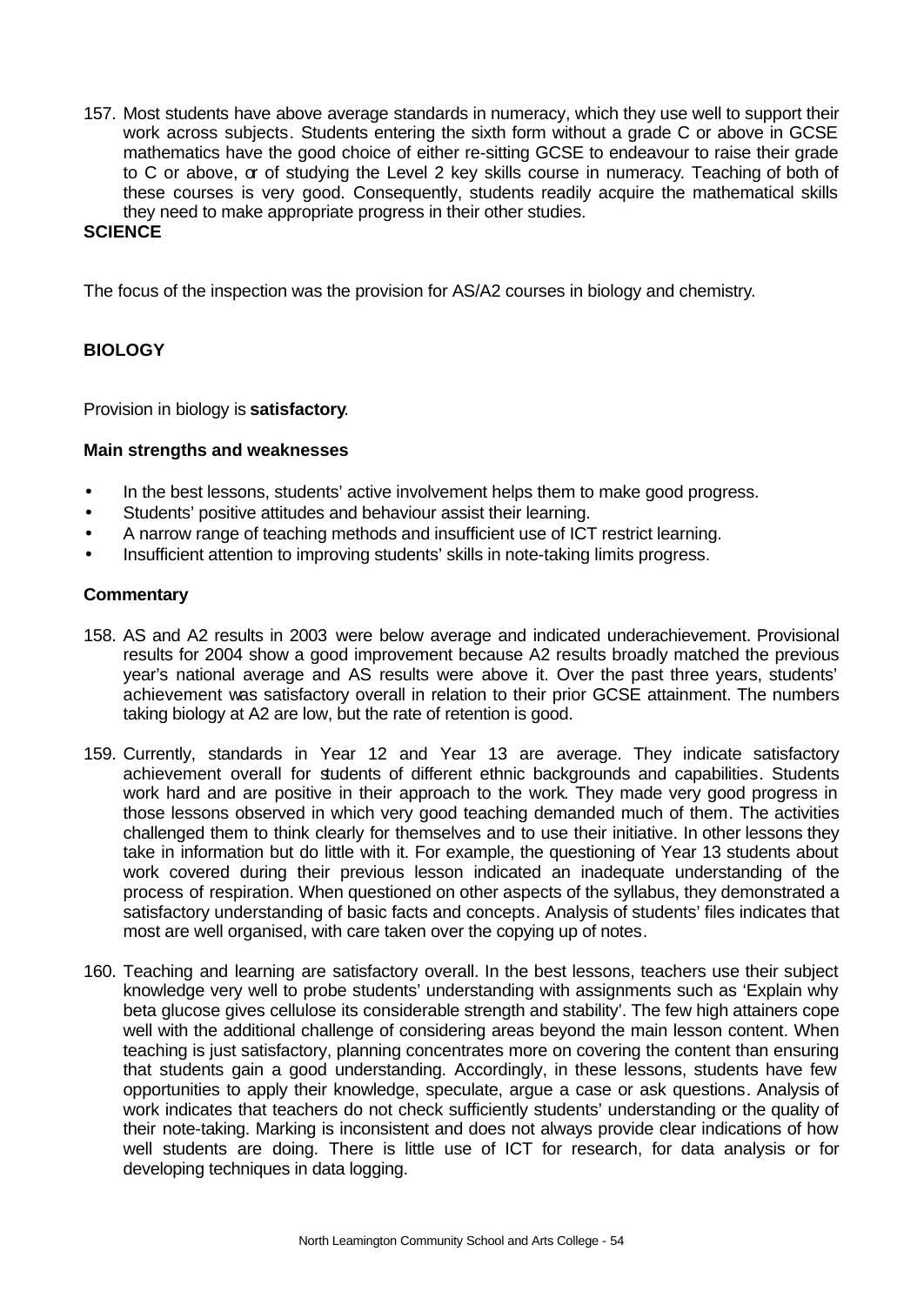157. Most students have above average standards in numeracy, which they use well to support their work across subjects. Students entering the sixth form without a grade C or above in GCSE mathematics have the good choice of either re-sitting GCSE to endeavour to raise their grade to C or above, or of studying the Level 2 key skills course in numeracy. Teaching of both of these courses is very good. Consequently, students readily acquire the mathematical skills they need to make appropriate progress in their other studies.

## SCIENCE

The focus of the inspection was the provision for AS/A2 courses in biology and chemistry.

### BIOLOGY

Provision in biology is **satisfactory**.

**Main strengths and weaknesses**

- In the best lessons, students' active involvement helps them to make good progress.
- Students' positive attitudes and behaviour assist their learning.
- A narrow range of teaching methods and insufficient use of ICT restrict learning.
- Insufficient attention to improving students' skills in note-taking limits progress.

**Commentary**

158. AS and A2 results in 2003 were below average and indicated underachievement. Provisional results for 2004 show a good improvement because A2 results broadly matched the previous year's national average and AS results were above it. Over the past three years, students' achievement was satisfactory overall in relation to their prior GCSE attainment. The numbers taking biology at A2 are low, but the rate of retention is good.

159. Currently, standards in Year 12 and Year 13 are average. They indicate satisfactory achievement overall for students of different ethnic backgrounds and capabilities. Students work hard and are positive in their approach to the work. They made very good progress in those lessons observed in which very good teaching demanded much of them. The activities challenged them to think clearly for themselves and to use their initiative. In other lessons they take in information but do little with it. For example, the questioning of Year 13 students about work covered during their previous lesson indicated an inadequate understanding of the process of respiration. When questioned on other aspects of the syllabus, they demonstrated a satisfactory understanding of basic facts and concepts. Analysis of students' files indicates that most are well organised, with care taken over the copying up of notes.

160. Teaching and learning are satisfactory overall. In the best lessons, teachers use their subject knowledge very well to probe students' understanding with assignments such as 'Explain why beta glucose gives cellulose its considerable strength and stability'. The few high attainers cope well with the additional challenge of considering areas beyond the main lesson content. When teaching is just satisfactory, planning concentrates more on covering the content than ensuring that students gain a good understanding. Accordingly, in these lessons, students have few opportunities to apply their knowledge, speculate, argue a case or ask questions. Analysis of work indicates that teachers do not check sufficiently students' understanding or the quality of their note-taking. Marking is inconsistent and does not always provide clear indications of how well students are doing. There is little use of ICT for research, for data analysis or for developing techniques in data logging.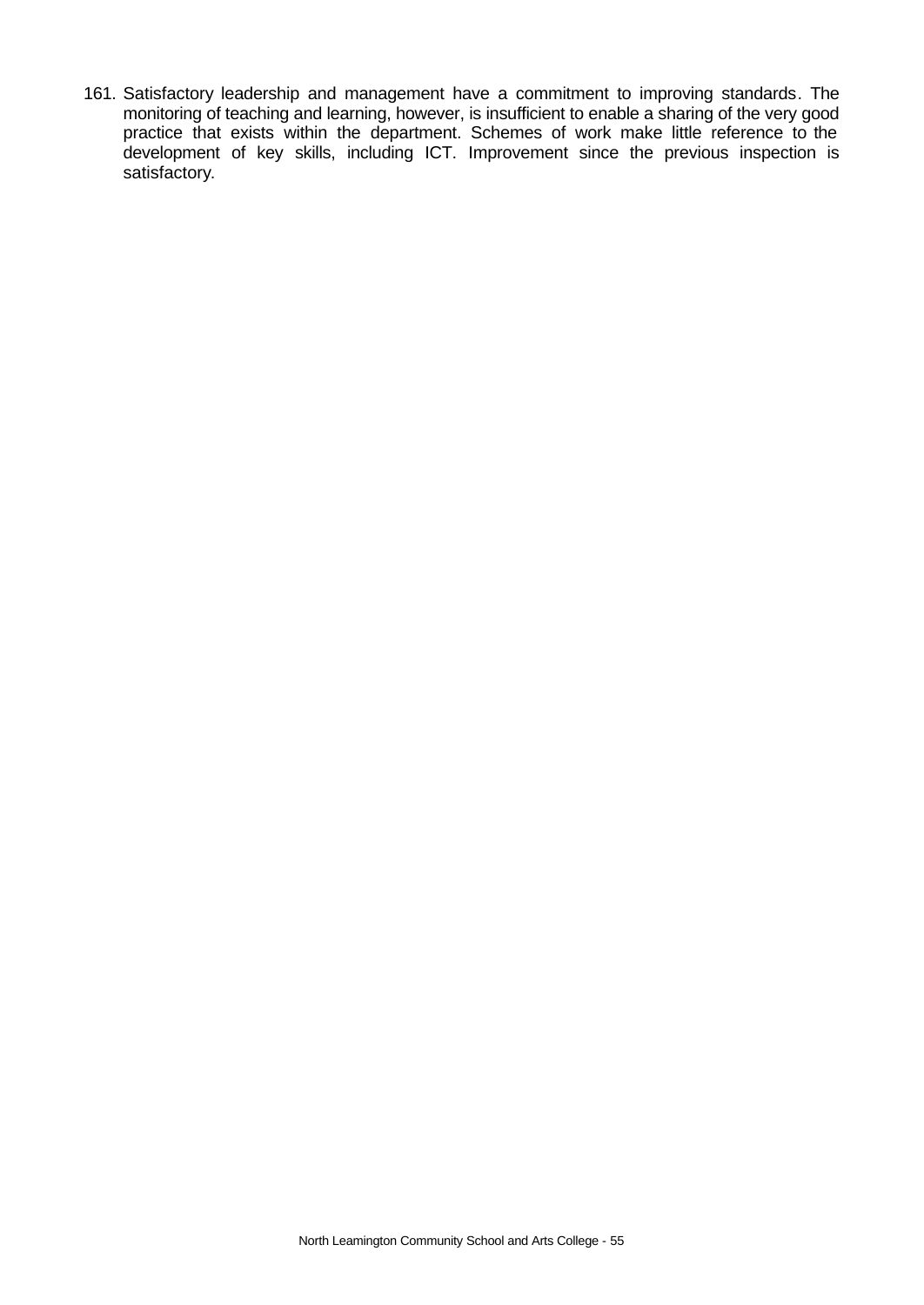161. Satisfactory leadership and management have a commitment to improving standards. The monitoring of teaching and learning, however, is insufficient to enable a sharing of the very good practice that exists within the department. Schemes of work make little reference to the development of key skills, including ICT. Improvement since the previous inspection is satisfactory.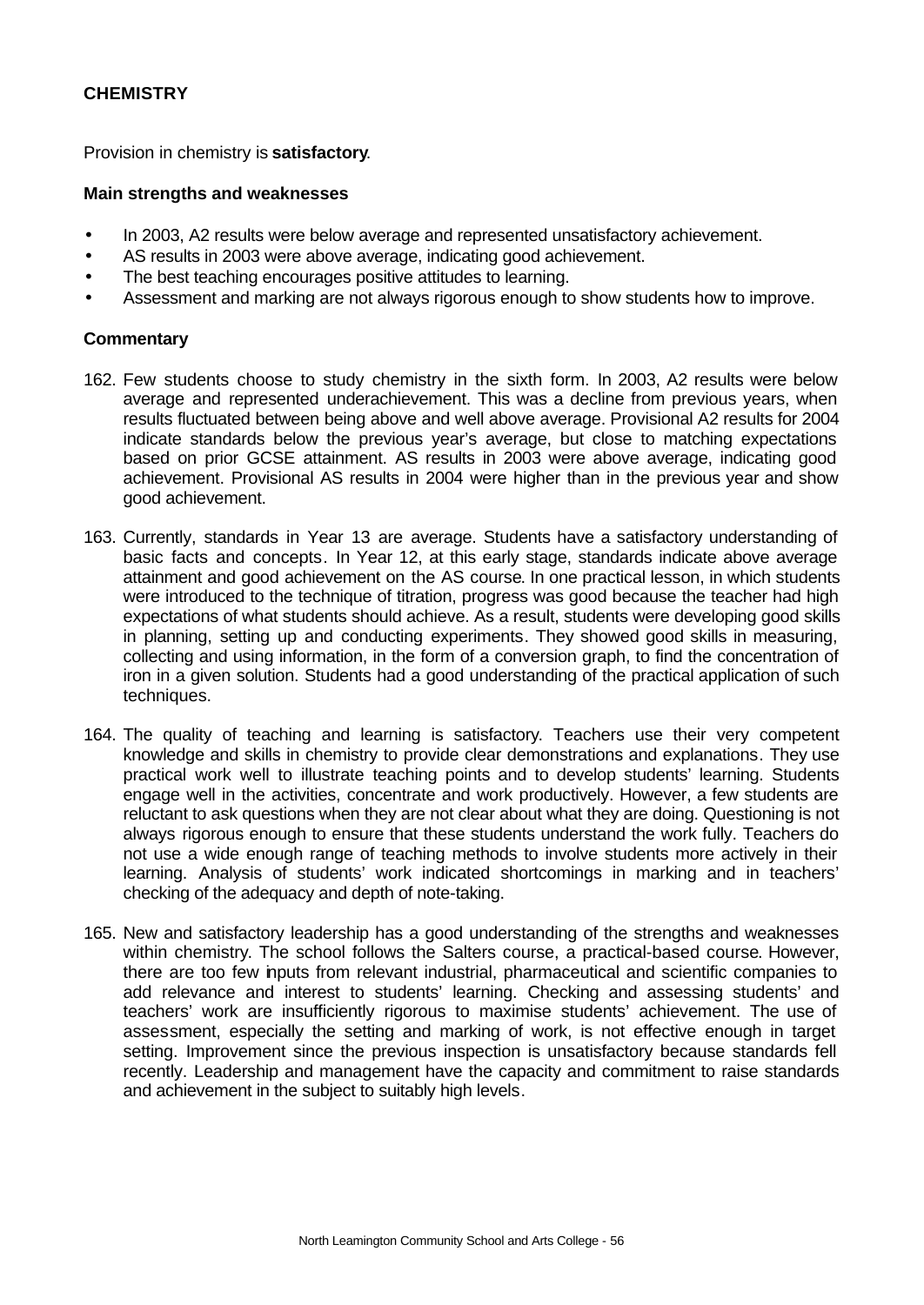**CHEMISTRY**

Provision in chemistry is **satisfactory**.

**Main strengths and weaknesses**

- In 2003, A2 results were below average and represented unsatisfactory achievement.
- AS results in 2003 were above average, indicating good achievement.
- The best teaching encourages positive attitudes to learning.
- Assessment and marking are not always rigorous enough to show students how to improve.

**Commentary**

162. Few students choose to study chemistry in the sixth form. In 2003, A2 results were below average and represented underachievement. This was a decline from previous years, when results fluctuated between being above and well above average. Provisional A2 results for 2004 indicate standards below the previous year's average, but close to matching expectations based on prior GCSE attainment. AS results in 2003 were above average, indicating good achievement. Provisional AS results in 2004 were higher than in the previous year and show good achievement.

163. Currently, standards in Year 13 are average. Students have a satisfactory understanding of basic facts and concepts. In Year 12, at this early stage, standards indicate above average attainment and good achievement on the AS course. In one practical lesson, in which students were introduced to the technique of titration, progress was good because the teacher had high expectations of what students should achieve. As a result, students were developing good skills in planning, setting up and conducting experiments. They showed good skills in measuring, collecting and using information, in the form of a conversion graph, to find the concentration of iron in a given solution. Students had a good understanding of the practical application of such techniques.

164. The quality of teaching and learning is satisfactory. Teachers use their very competent knowledge and skills in chemistry to provide clear demonstrations and explanations. They use practical work well to illustrate teaching points and to develop students' learning. Students engage well in the activities, concentrate and work productively. However, a few students are reluctant to ask questions when they are not clear about what they are doing. Questioning is not always rigorous enough to ensure that these students understand the work fully. Teachers do not use a wide enough range of teaching methods to involve students more actively in their learning. Analysis of students' work indicated shortcomings in marking and in teachers' checking of the adequacy and depth of note-taking.

165. New and satisfactory leadership has a good understanding of the strengths and weaknesses within chemistry. The school follows the Salters course, a practical-based course. However, there are too few inputs from relevant industrial, pharmaceutical and scientific companies to add relevance and interest to students' learning. Checking and assessing students' and teachers' work are insufficiently rigorous to maximise students' achievement. The use of assessment, especially the setting and marking of work, is not effective enough in target setting. Improvement since the previous inspection is unsatisfactory because standards fell recently. Leadership and management have the capacity and commitment to raise standards and achievement in the subject to suitably high levels.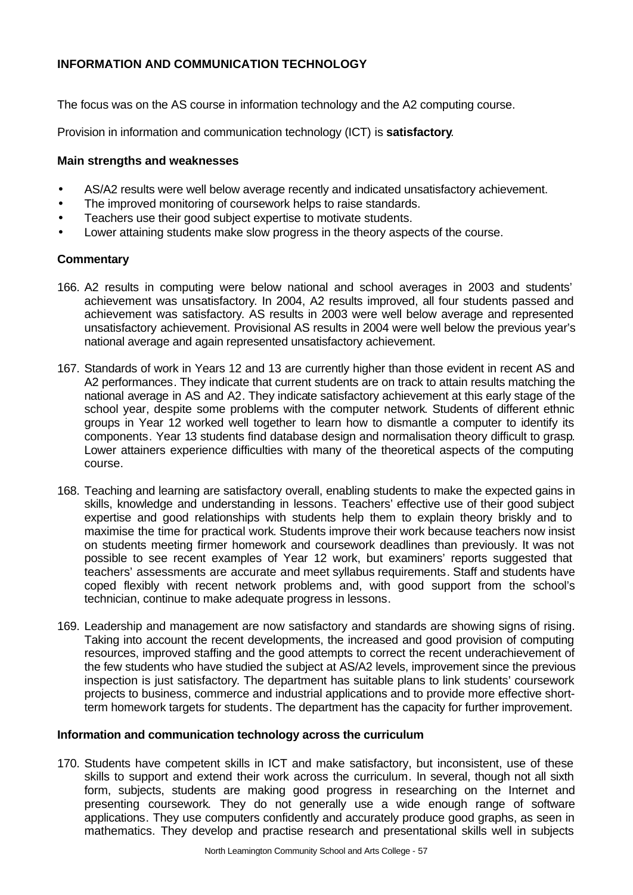## INFORMATION AND COMMUNICATION TECHNOLOGY

The focus was on the AS course in information technology and the A2 computing course.

Provision in information and communication technology (ICT) is **satisfactory**.

### Main strengths and weaknesses

- AS/A2 results were well below average recently and indicated unsatisfactory achievement.
- The improved monitoring of coursework helps to raise standards.
- Teachers use their good subject expertise to motivate students.
- Lower attaining students make slow progress in the theory aspects of the course.

### Commentary

166. A2 results in computing were below national and school averages in 2003 and students' achievement was unsatisfactory. In 2004, A2 results improved, all four students passed and achievement was satisfactory. AS results in 2003 were well below average and represented unsatisfactory achievement. Provisional AS results in 2004 were well below the previous year's national average and again represented unsatisfactory achievement.

167. Standards of work in Years 12 and 13 are currently higher than those evident in recent AS and A2 performances. They indicate that current students are on track to attain results matching the national average in AS and A2. They indicate satisfactory achievement at this early stage of the school year, despite some problems with the computer network. Students of different ethnic groups in Year 12 worked well together to learn how to dismantle a computer to identify its components. Year 13 students find database design and normalisation theory difficult to grasp. Lower attainers experience difficulties with many of the theoretical aspects of the computing course.

168. Teaching and learning are satisfactory overall, enabling students to make the expected gains in skills, knowledge and understanding in lessons. Teachers' effective use of their good subject expertise and good relationships with students help them to explain theory briskly and to maximise the time for practical work. Students improve their work because teachers now insist on students meeting firmer homework and coursework deadlines than previously. It was not possible to see recent examples of Year 12 work, but examiners' reports suggested that teachers' assessments are accurate and meet syllabus requirements. Staff and students have coped flexibly with recent network problems and, with good support from the school's technician, continue to make adequate progress in lessons.

169. Leadership and management are now satisfactory and standards are showing signs of rising. Taking into account the recent developments, the increased and good provision of computing resources, improved staffing and the good attempts to correct the recent underachievement of the few students who have studied the subject at AS/A2 levels, improvement since the previous inspection is just satisfactory. The department has suitable plans to link students' coursework projects to business, commerce and industrial applications and to provide more effective short-term homework targets for students. The department has the capacity for further improvement.

### Information and communication technology across the curriculum

170. Students have competent skills in ICT and make satisfactory, but inconsistent, use of these skills to support and extend their work across the curriculum. In several, though not all sixth form, subjects, students are making good progress in researching on the Internet and presenting coursework. They do not generally use a wide enough range of software applications. They use computers confidently and accurately produce good graphs, as seen in mathematics. They develop and practise research and presentational skills well in subjects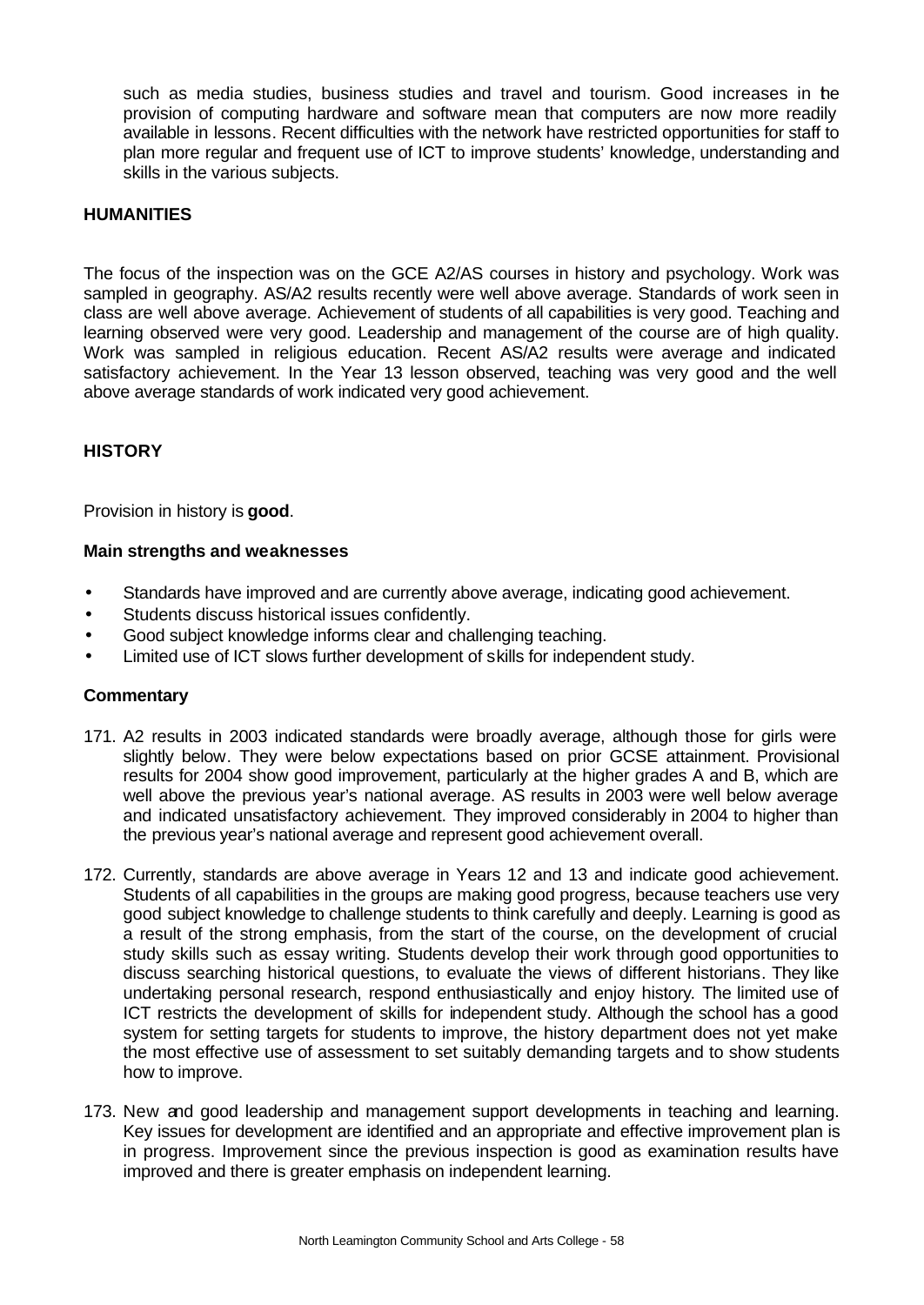such as media studies, business studies and travel and tourism. Good increases in the provision of computing hardware and software mean that computers are now more readily available in lessons. Recent difficulties with the network have restricted opportunities for staff to plan more regular and frequent use of ICT to improve students' knowledge, understanding and skills in the various subjects.

## HUMANITIES

The focus of the inspection was on the GCE A2/AS courses in history and psychology. Work was sampled in geography. AS/A2 results recently were well above average. Standards of work seen in class are well above average. Achievement of students of all capabilities is very good. Teaching and learning observed were very good. Leadership and management of the course are of high quality. Work was sampled in religious education. Recent AS/A2 results were average and indicated satisfactory achievement. In the Year 13 lesson observed, teaching was very good and the well above average standards of work indicated very good achievement.

## HISTORY

Provision in history is **good**.

### Main strengths and weaknesses

- Standards have improved and are currently above average, indicating good achievement.
- Students discuss historical issues confidently.
- Good subject knowledge informs clear and challenging teaching.
- Limited use of ICT slows further development of skills for independent study.

### Commentary

171. A2 results in 2003 indicated standards were broadly average, although those for girls were slightly below. They were below expectations based on prior GCSE attainment. Provisional results for 2004 show good improvement, particularly at the higher grades A and B, which are well above the previous year's national average. AS results in 2003 were well below average and indicated unsatisfactory achievement. They improved considerably in 2004 to higher than the previous year's national average and represent good achievement overall.

172. Currently, standards are above average in Years 12 and 13 and indicate good achievement. Students of all capabilities in the groups are making good progress, because teachers use very good subject knowledge to challenge students to think carefully and deeply. Learning is good as a result of the strong emphasis, from the start of the course, on the development of crucial study skills such as essay writing. Students develop their work through good opportunities to discuss searching historical questions, to evaluate the views of different historians. They like undertaking personal research, respond enthusiastically and enjoy history. The limited use of ICT restricts the development of skills for independent study. Although the school has a good system for setting targets for students to improve, the history department does not yet make the most effective use of assessment to set suitably demanding targets and to show students how to improve.

173. New and good leadership and management support developments in teaching and learning. Key issues for development are identified and an appropriate and effective improvement plan is in progress. Improvement since the previous inspection is good as examination results have improved and there is greater emphasis on independent learning.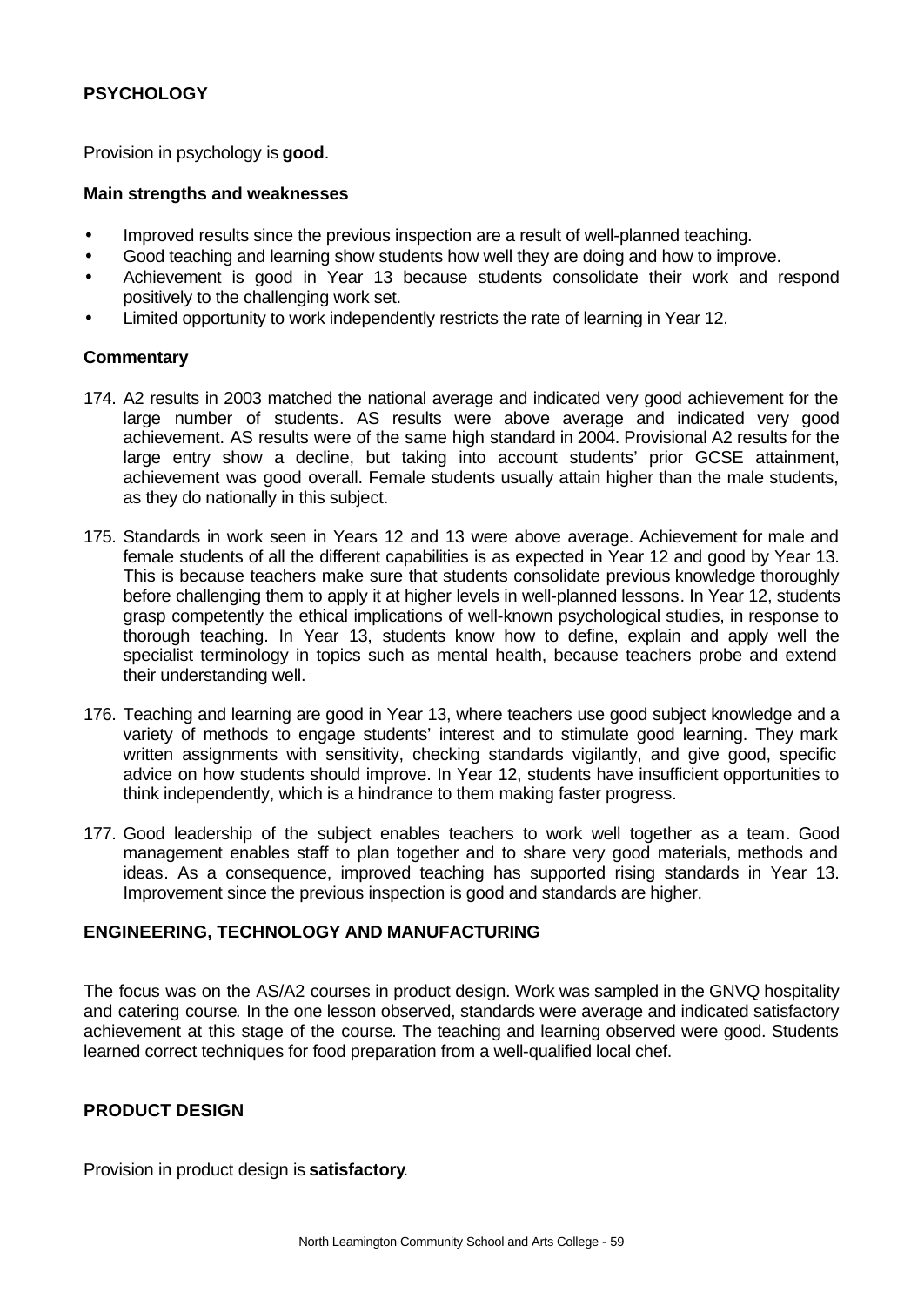## PSYCHOLOGY

Provision in psychology is **good**.

### Main strengths and weaknesses

- Improved results since the previous inspection are a result of well-planned teaching.
- Good teaching and learning show students how well they are doing and how to improve.
- Achievement is good in Year 13 because students consolidate their work and respond positively to the challenging work set.
- Limited opportunity to work independently restricts the rate of learning in Year 12.

### Commentary

174. A2 results in 2003 matched the national average and indicated very good achievement for the large number of students. AS results were above average and indicated very good achievement. AS results were of the same high standard in 2004. Provisional A2 results for the large entry show a decline, but taking into account students' prior GCSE attainment, achievement was good overall. Female students usually attain higher than the male students, as they do nationally in this subject.

175. Standards in work seen in Years 12 and 13 were above average. Achievement for male and female students of all the different capabilities is as expected in Year 12 and good by Year 13. This is because teachers make sure that students consolidate previous knowledge thoroughly before challenging them to apply it at higher levels in well-planned lessons. In Year 12, students grasp competently the ethical implications of well-known psychological studies, in response to thorough teaching. In Year 13, students know how to define, explain and apply well the specialist terminology in topics such as mental health, because teachers probe and extend their understanding well.

176. Teaching and learning are good in Year 13, where teachers use good subject knowledge and a variety of methods to engage students' interest and to stimulate good learning. They mark written assignments with sensitivity, checking standards vigilantly, and give good, specific advice on how students should improve. In Year 12, students have insufficient opportunities to think independently, which is a hindrance to them making faster progress.

177. Good leadership of the subject enables teachers to work well together as a team. Good management enables staff to plan together and to share very good materials, methods and ideas. As a consequence, improved teaching has supported rising standards in Year 13. Improvement since the previous inspection is good and standards are higher.

## ENGINEERING, TECHNOLOGY AND MANUFACTURING

The focus was on the AS/A2 courses in product design. Work was sampled in the GNVQ hospitality and catering course. In the one lesson observed, standards were average and indicated satisfactory achievement at this stage of the course. The teaching and learning observed were good. Students learned correct techniques for food preparation from a well-qualified local chef.

## PRODUCT DESIGN

Provision in product design is **satisfactory**.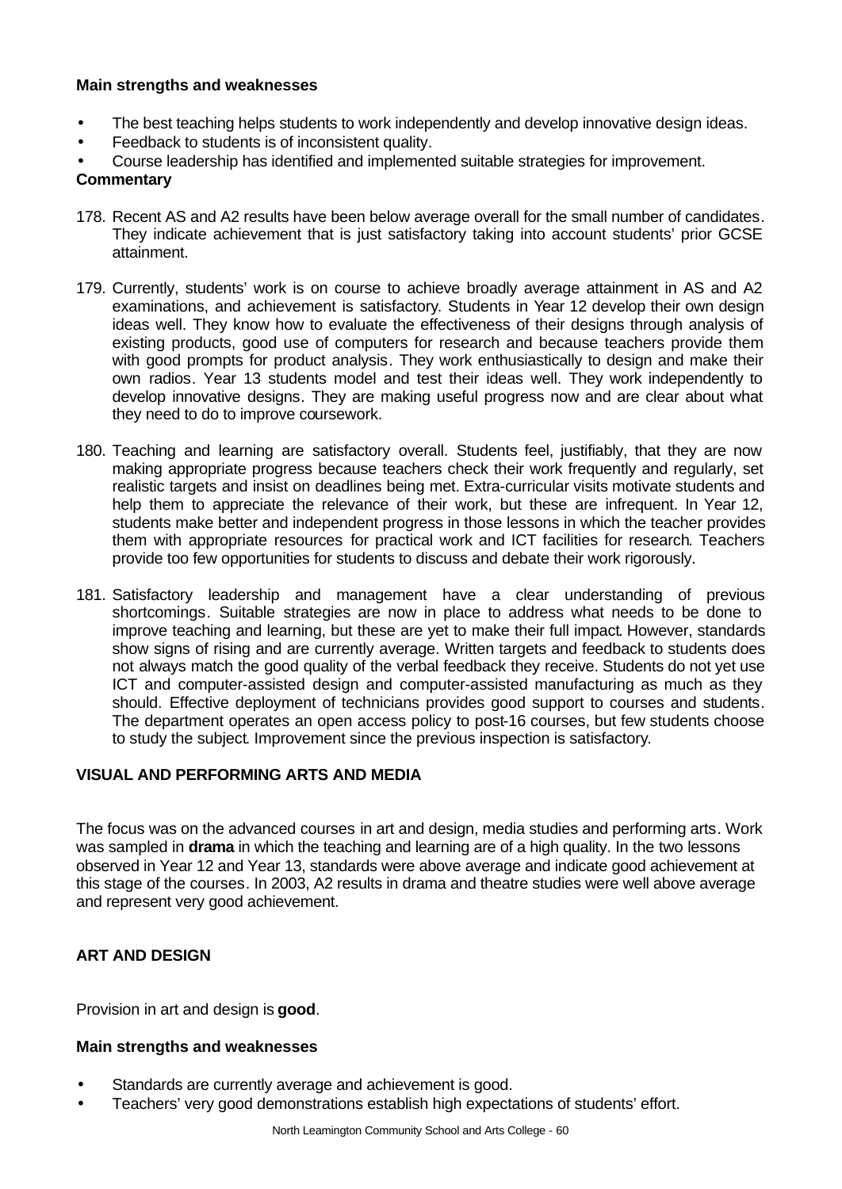**Main strengths and weaknesses**

- The best teaching helps students to work independently and develop innovative design ideas.
- Feedback to students is of inconsistent quality.
- Course leadership has identified and implemented suitable strategies for improvement.

**Commentary**

178. Recent AS and A2 results have been below average overall for the small number of candidates. They indicate achievement that is just satisfactory taking into account students' prior GCSE attainment.

179. Currently, students' work is on course to achieve broadly average attainment in AS and A2 examinations, and achievement is satisfactory. Students in Year 12 develop their own design ideas well. They know how to evaluate the effectiveness of their designs through analysis of existing products, good use of computers for research and because teachers provide them with good prompts for product analysis. They work enthusiastically to design and make their own radios. Year 13 students model and test their ideas well. They work independently to develop innovative designs. They are making useful progress now and are clear about what they need to do to improve coursework.

180. Teaching and learning are satisfactory overall. Students feel, justifiably, that they are now making appropriate progress because teachers check their work frequently and regularly, set realistic targets and insist on deadlines being met. Extra-curricular visits motivate students and help them to appreciate the relevance of their work, but these are infrequent. In Year 12, students make better and independent progress in those lessons in which the teacher provides them with appropriate resources for practical work and ICT facilities for research. Teachers provide too few opportunities for students to discuss and debate their work rigorously.

181. Satisfactory leadership and management have a clear understanding of previous shortcomings. Suitable strategies are now in place to address what needs to be done to improve teaching and learning, but these are yet to make their full impact. However, standards show signs of rising and are currently average. Written targets and feedback to students does not always match the good quality of the verbal feedback they receive. Students do not yet use ICT and computer-assisted design and computer-assisted manufacturing as much as they should. Effective deployment of technicians provides good support to courses and students. The department operates an open access policy to post-16 courses, but few students choose to study the subject. Improvement since the previous inspection is satisfactory.

## VISUAL AND PERFORMING ARTS AND MEDIA

The focus was on the advanced courses in art and design, media studies and performing arts. Work was sampled in **drama** in which the teaching and learning are of a high quality. In the two lessons observed in Year 12 and Year 13, standards were above average and indicate good achievement at this stage of the courses. In 2003, A2 results in drama and theatre studies were well above average and represent very good achievement.

## ART AND DESIGN

Provision in art and design is **good**.

**Main strengths and weaknesses**

- Standards are currently average and achievement is good.
- Teachers' very good demonstrations establish high expectations of students' effort.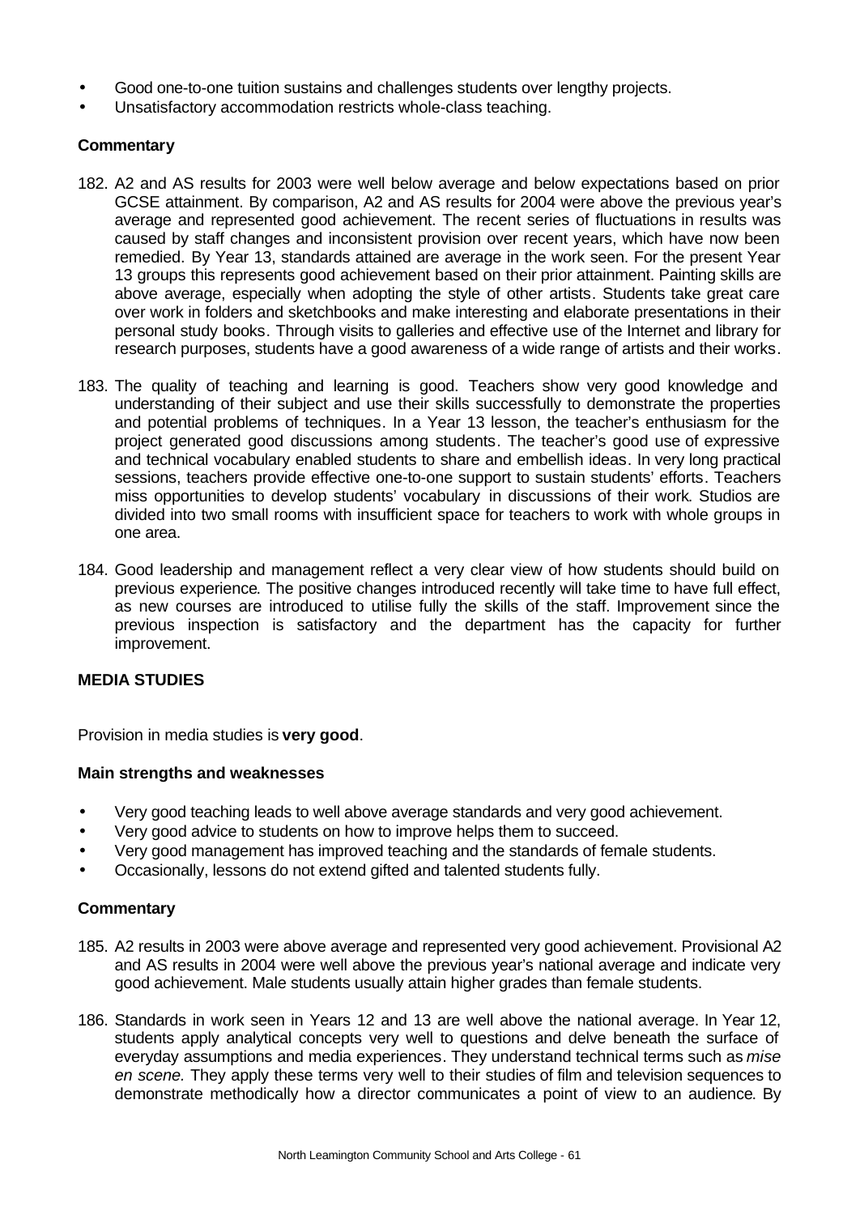- Good one-to-one tuition sustains and challenges students over lengthy projects.
- Unsatisfactory accommodation restricts whole-class teaching.

### Commentary

182. A2 and AS results for 2003 were well below average and below expectations based on prior GCSE attainment. By comparison, A2 and AS results for 2004 were above the previous year's average and represented good achievement. The recent series of fluctuations in results was caused by staff changes and inconsistent provision over recent years, which have now been remedied. By Year 13, standards attained are average in the work seen. For the present Year 13 groups this represents good achievement based on their prior attainment. Painting skills are above average, especially when adopting the style of other artists. Students take great care over work in folders and sketchbooks and make interesting and elaborate presentations in their personal study books. Through visits to galleries and effective use of the Internet and library for research purposes, students have a good awareness of a wide range of artists and their works.

183. The quality of teaching and learning is good. Teachers show very good knowledge and understanding of their subject and use their skills successfully to demonstrate the properties and potential problems of techniques. In a Year 13 lesson, the teacher's enthusiasm for the project generated good discussions among students. The teacher's good use of expressive and technical vocabulary enabled students to share and embellish ideas. In very long practical sessions, teachers provide effective one-to-one support to sustain students' efforts. Teachers miss opportunities to develop students' vocabulary in discussions of their work. Studios are divided into two small rooms with insufficient space for teachers to work with whole groups in one area.

184. Good leadership and management reflect a very clear view of how students should build on previous experience. The positive changes introduced recently will take time to have full effect, as new courses are introduced to utilise fully the skills of the staff. Improvement since the previous inspection is satisfactory and the department has the capacity for further improvement.

## MEDIA STUDIES

Provision in media studies is **very good**.

### Main strengths and weaknesses

- Very good teaching leads to well above average standards and very good achievement.
- Very good advice to students on how to improve helps them to succeed.
- Very good management has improved teaching and the standards of female students.
- Occasionally, lessons do not extend gifted and talented students fully.

### Commentary

185. A2 results in 2003 were above average and represented very good achievement. Provisional A2 and AS results in 2004 were well above the previous year's national average and indicate very good achievement. Male students usually attain higher grades than female students.

186. Standards in work seen in Years 12 and 13 are well above the national average. In Year 12, students apply analytical concepts very well to questions and delve beneath the surface of everyday assumptions and media experiences. They understand technical terms such as *mise en scene.* They apply these terms very well to their studies of film and television sequences to demonstrate methodically how a director communicates a point of view to an audience. By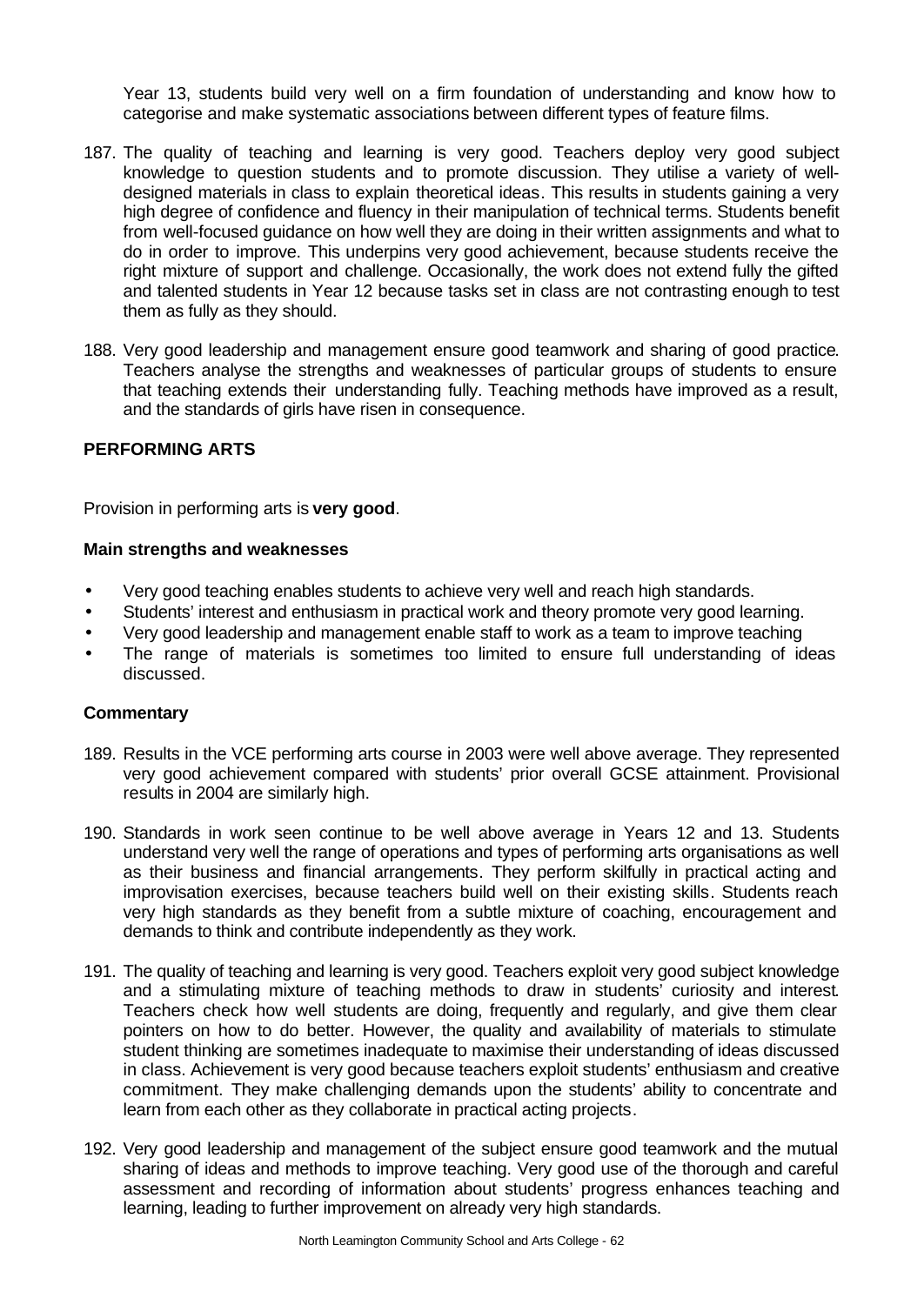Year 13, students build very well on a firm foundation of understanding and know how to categorise and make systematic associations between different types of feature films.

187. The quality of teaching and learning is very good. Teachers deploy very good subject knowledge to question students and to promote discussion. They utilise a variety of well-designed materials in class to explain theoretical ideas. This results in students gaining a very high degree of confidence and fluency in their manipulation of technical terms. Students benefit from well-focused guidance on how well they are doing in their written assignments and what to do in order to improve. This underpins very good achievement, because students receive the right mixture of support and challenge. Occasionally, the work does not extend fully the gifted and talented students in Year 12 because tasks set in class are not contrasting enough to test them as fully as they should.

188. Very good leadership and management ensure good teamwork and sharing of good practice. Teachers analyse the strengths and weaknesses of particular groups of students to ensure that teaching extends their understanding fully. Teaching methods have improved as a result, and the standards of girls have risen in consequence.

**PERFORMING ARTS**

Provision in performing arts is **very good**.

**Main strengths and weaknesses**

- Very good teaching enables students to achieve very well and reach high standards.
- Students' interest and enthusiasm in practical work and theory promote very good learning.
- Very good leadership and management enable staff to work as a team to improve teaching
- The range of materials is sometimes too limited to ensure full understanding of ideas discussed.

**Commentary**

189. Results in the VCE performing arts course in 2003 were well above average. They represented very good achievement compared with students' prior overall GCSE attainment. Provisional results in 2004 are similarly high.

190. Standards in work seen continue to be well above average in Years 12 and 13. Students understand very well the range of operations and types of performing arts organisations as well as their business and financial arrangements. They perform skilfully in practical acting and improvisation exercises, because teachers build well on their existing skills. Students reach very high standards as they benefit from a subtle mixture of coaching, encouragement and demands to think and contribute independently as they work.

191. The quality of teaching and learning is very good. Teachers exploit very good subject knowledge and a stimulating mixture of teaching methods to draw in students' curiosity and interest. Teachers check how well students are doing, frequently and regularly, and give them clear pointers on how to do better. However, the quality and availability of materials to stimulate student thinking are sometimes inadequate to maximise their understanding of ideas discussed in class. Achievement is very good because teachers exploit students' enthusiasm and creative commitment. They make challenging demands upon the students' ability to concentrate and learn from each other as they collaborate in practical acting projects.

192. Very good leadership and management of the subject ensure good teamwork and the mutual sharing of ideas and methods to improve teaching. Very good use of the thorough and careful assessment and recording of information about students' progress enhances teaching and learning, leading to further improvement on already very high standards.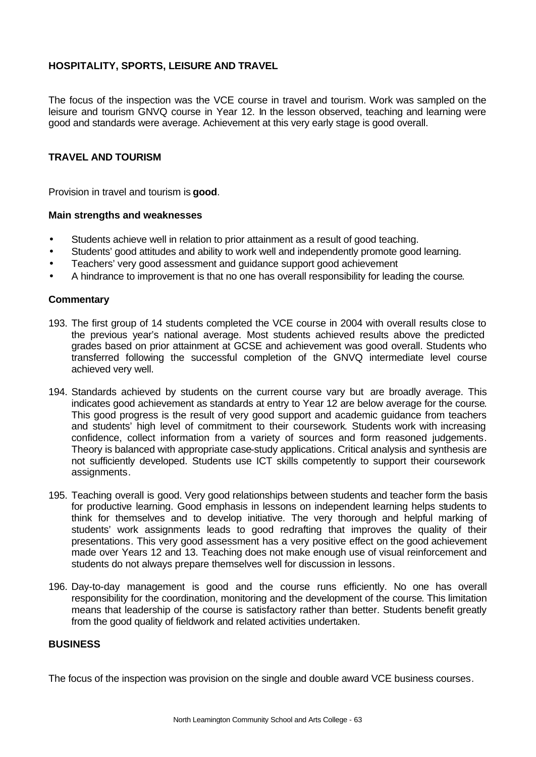## HOSPITALITY, SPORTS, LEISURE AND TRAVEL

The focus of the inspection was the VCE course in travel and tourism. Work was sampled on the leisure and tourism GNVQ course in Year 12. In the lesson observed, teaching and learning were good and standards were average. Achievement at this very early stage is good overall.

### TRAVEL AND TOURISM

Provision in travel and tourism is **good**.

**Main strengths and weaknesses**

- Students achieve well in relation to prior attainment as a result of good teaching.
- Students' good attitudes and ability to work well and independently promote good learning.
- Teachers' very good assessment and guidance support good achievement
- A hindrance to improvement is that no one has overall responsibility for leading the course.

**Commentary**

193. The first group of 14 students completed the VCE course in 2004 with overall results close to the previous year's national average. Most students achieved results above the predicted grades based on prior attainment at GCSE and achievement was good overall. Students who transferred following the successful completion of the GNVQ intermediate level course achieved very well.

194. Standards achieved by students on the current course vary but are broadly average. This indicates good achievement as standards at entry to Year 12 are below average for the course. This good progress is the result of very good support and academic guidance from teachers and students' high level of commitment to their coursework. Students work with increasing confidence, collect information from a variety of sources and form reasoned judgements. Theory is balanced with appropriate case-study applications. Critical analysis and synthesis are not sufficiently developed. Students use ICT skills competently to support their coursework assignments.

195. Teaching overall is good. Very good relationships between students and teacher form the basis for productive learning. Good emphasis in lessons on independent learning helps students to think for themselves and to develop initiative. The very thorough and helpful marking of students' work assignments leads to good redrafting that improves the quality of their presentations. This very good assessment has a very positive effect on the good achievement made over Years 12 and 13. Teaching does not make enough use of visual reinforcement and students do not always prepare themselves well for discussion in lessons.

196. Day-to-day management is good and the course runs efficiently. No one has overall responsibility for the coordination, monitoring and the development of the course. This limitation means that leadership of the course is satisfactory rather than better. Students benefit greatly from the good quality of fieldwork and related activities undertaken.

### BUSINESS

The focus of the inspection was provision on the single and double award VCE business courses.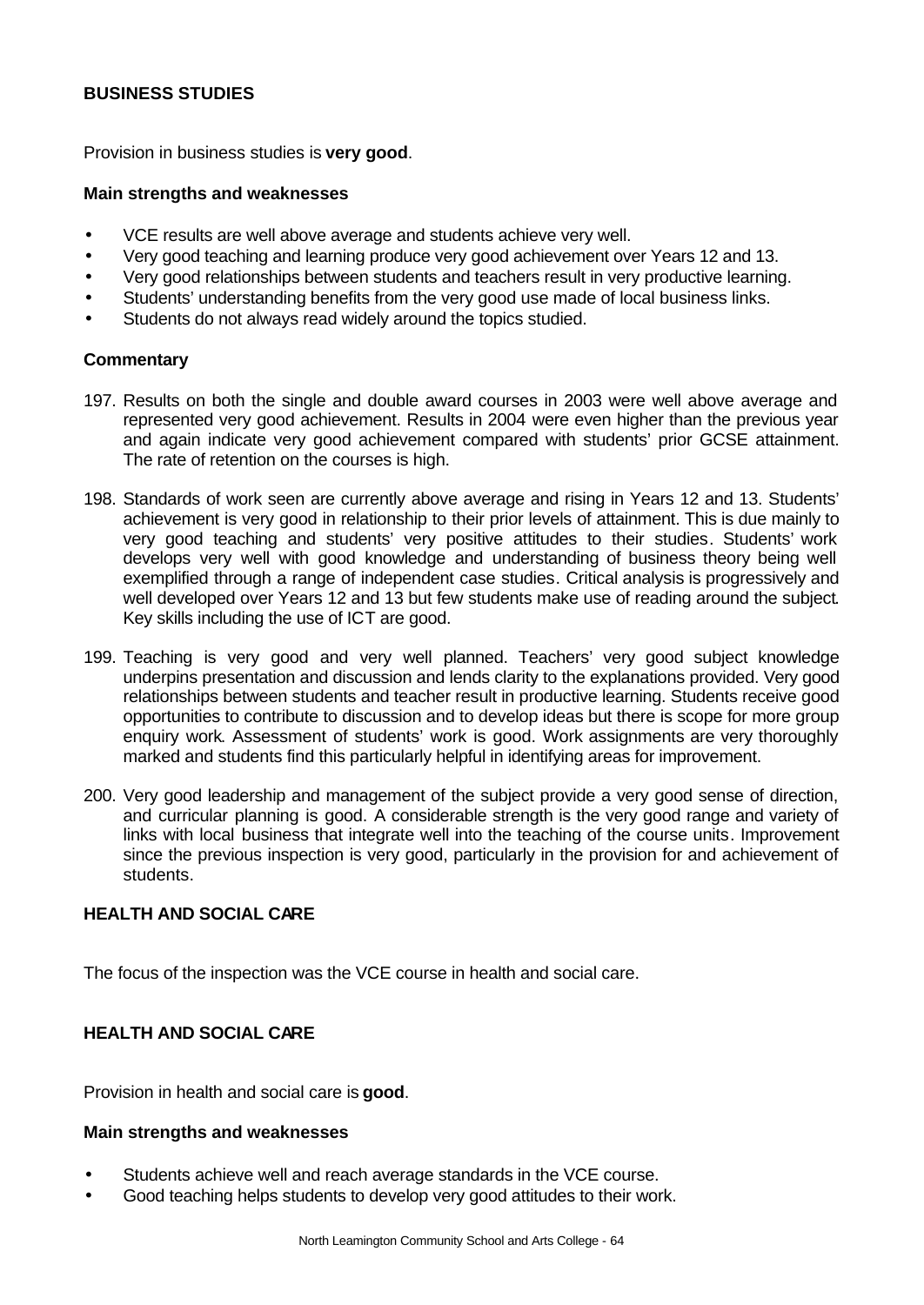### BUSINESS STUDIES

Provision in business studies is **very good**.

**Main strengths and weaknesses**

- VCE results are well above average and students achieve very well.
- Very good teaching and learning produce very good achievement over Years 12 and 13.
- Very good relationships between students and teachers result in very productive learning.
- Students' understanding benefits from the very good use made of local business links.
- Students do not always read widely around the topics studied.

**Commentary**

197. Results on both the single and double award courses in 2003 were well above average and represented very good achievement. Results in 2004 were even higher than the previous year and again indicate very good achievement compared with students' prior GCSE attainment. The rate of retention on the courses is high.

198. Standards of work seen are currently above average and rising in Years 12 and 13. Students' achievement is very good in relationship to their prior levels of attainment. This is due mainly to very good teaching and students' very positive attitudes to their studies. Students' work develops very well with good knowledge and understanding of business theory being well exemplified through a range of independent case studies. Critical analysis is progressively and well developed over Years 12 and 13 but few students make use of reading around the subject. Key skills including the use of ICT are good.

199. Teaching is very good and very well planned. Teachers' very good subject knowledge underpins presentation and discussion and lends clarity to the explanations provided. Very good relationships between students and teacher result in productive learning. Students receive good opportunities to contribute to discussion and to develop ideas but there is scope for more group enquiry work. Assessment of students' work is good. Work assignments are very thoroughly marked and students find this particularly helpful in identifying areas for improvement.

200. Very good leadership and management of the subject provide a very good sense of direction, and curricular planning is good. A considerable strength is the very good range and variety of links with local business that integrate well into the teaching of the course units. Improvement since the previous inspection is very good, particularly in the provision for and achievement of students.

### HEALTH AND SOCIAL CARE

The focus of the inspection was the VCE course in health and social care.

### HEALTH AND SOCIAL CARE

Provision in health and social care is **good**.

**Main strengths and weaknesses**

- Students achieve well and reach average standards in the VCE course.
- Good teaching helps students to develop very good attitudes to their work.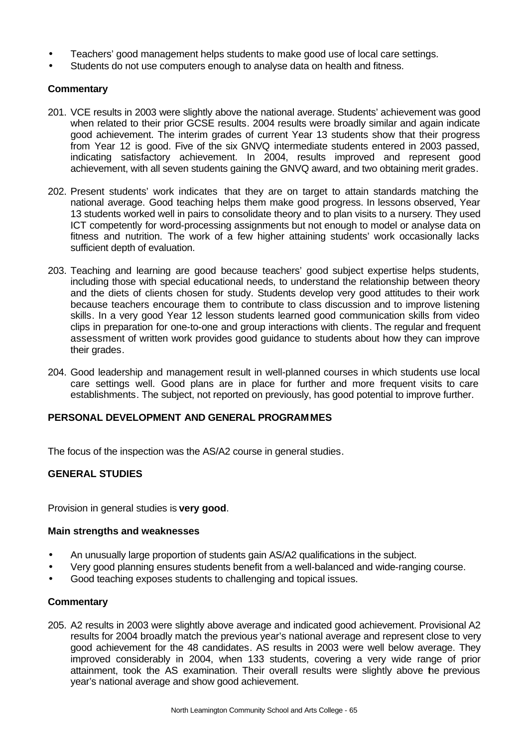- Teachers' good management helps students to make good use of local care settings.
- Students do not use computers enough to analyse data on health and fitness.

### Commentary

201. VCE results in 2003 were slightly above the national average. Students' achievement was good when related to their prior GCSE results. 2004 results were broadly similar and again indicate good achievement. The interim grades of current Year 13 students show that their progress from Year 12 is good. Five of the six GNVQ intermediate students entered in 2003 passed, indicating satisfactory achievement. In 2004, results improved and represent good achievement, with all seven students gaining the GNVQ award, and two obtaining merit grades.

202. Present students' work indicates that they are on target to attain standards matching the national average. Good teaching helps them make good progress. In lessons observed, Year 13 students worked well in pairs to consolidate theory and to plan visits to a nursery. They used ICT competently for word-processing assignments but not enough to model or analyse data on fitness and nutrition. The work of a few higher attaining students' work occasionally lacks sufficient depth of evaluation.

203. Teaching and learning are good because teachers' good subject expertise helps students, including those with special educational needs, to understand the relationship between theory and the diets of clients chosen for study. Students develop very good attitudes to their work because teachers encourage them to contribute to class discussion and to improve listening skills. In a very good Year 12 lesson students learned good communication skills from video clips in preparation for one-to-one and group interactions with clients. The regular and frequent assessment of written work provides good guidance to students about how they can improve their grades.

204. Good leadership and management result in well-planned courses in which students use local care settings well. Good plans are in place for further and more frequent visits to care establishments. The subject, not reported on previously, has good potential to improve further.

## PERSONAL DEVELOPMENT AND GENERAL PROGRAMMES

The focus of the inspection was the AS/A2 course in general studies.

## GENERAL STUDIES

Provision in general studies is **very good**.

### Main strengths and weaknesses

- An unusually large proportion of students gain AS/A2 qualifications in the subject.
- Very good planning ensures students benefit from a well-balanced and wide-ranging course.
- Good teaching exposes students to challenging and topical issues.

### Commentary

205. A2 results in 2003 were slightly above average and indicated good achievement. Provisional A2 results for 2004 broadly match the previous year's national average and represent close to very good achievement for the 48 candidates. AS results in 2003 were well below average. They improved considerably in 2004, when 133 students, covering a very wide range of prior attainment, took the AS examination. Their overall results were slightly above the previous year's national average and show good achievement.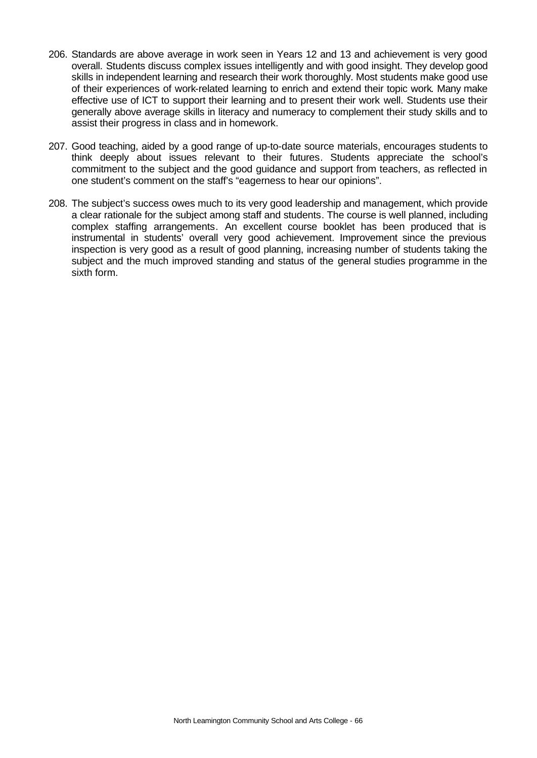206. Standards are above average in work seen in Years 12 and 13 and achievement is very good overall. Students discuss complex issues intelligently and with good insight. They develop good skills in independent learning and research their work thoroughly. Most students make good use of their experiences of work-related learning to enrich and extend their topic work. Many make effective use of ICT to support their learning and to present their work well. Students use their generally above average skills in literacy and numeracy to complement their study skills and to assist their progress in class and in homework.

207. Good teaching, aided by a good range of up-to-date source materials, encourages students to think deeply about issues relevant to their futures. Students appreciate the school's commitment to the subject and the good guidance and support from teachers, as reflected in one student's comment on the staff's "eagerness to hear our opinions".

208. The subject's success owes much to its very good leadership and management, which provide a clear rationale for the subject among staff and students. The course is well planned, including complex staffing arrangements. An excellent course booklet has been produced that is instrumental in students' overall very good achievement. Improvement since the previous inspection is very good as a result of good planning, increasing number of students taking the subject and the much improved standing and status of the general studies programme in the sixth form.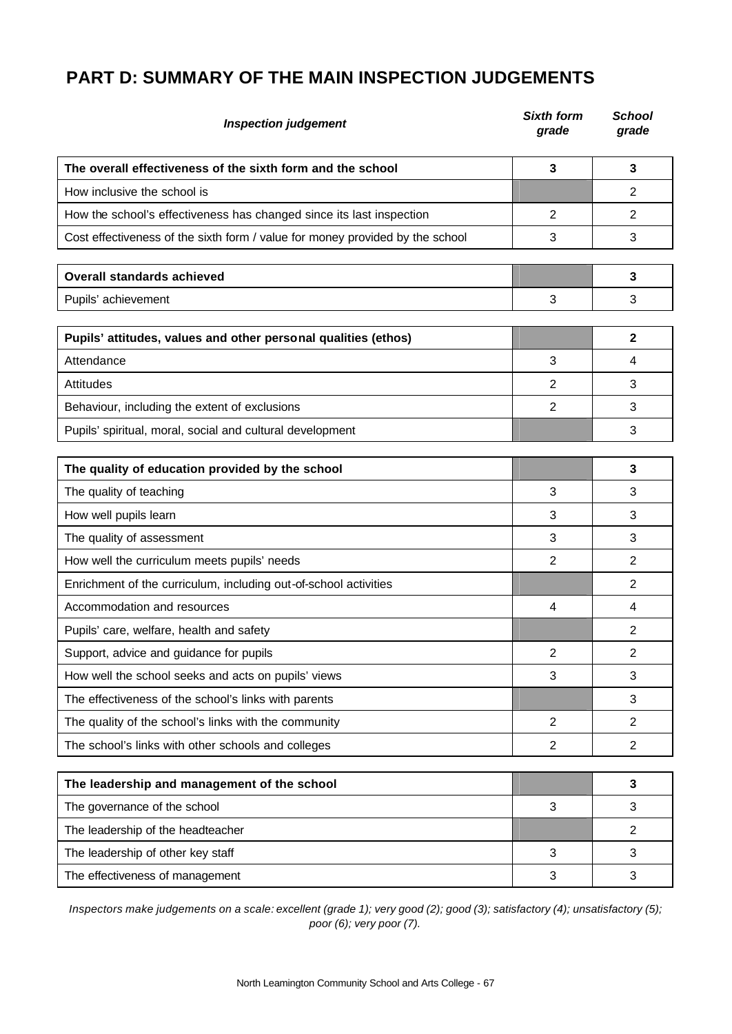# PART D: SUMMARY OF THE MAIN INSPECTION JUDGEMENTS

| *Inspection judgement* | *Sixth form grade* | *School grade* |
|---|---|---|
| **The overall effectiveness of the sixth form and the school** | **3** | **3** |
| How inclusive the school is | | 2 |
| How the school's effectiveness has changed since its last inspection | 2 | 2 |
| Cost effectiveness of the sixth form / value for money provided by the school | 3 | 3 |
| **Overall standards achieved** | | **3** |
| Pupils' achievement | 3 | 3 |
| **Pupils' attitudes, values and other personal qualities (ethos)** | | **2** |
| Attendance | 3 | 4 |
| Attitudes | 2 | 3 |
| Behaviour, including the extent of exclusions | 2 | 3 |
| Pupils' spiritual, moral, social and cultural development | | 3 |
| **The quality of education provided by the school** | | **3** |
| The quality of teaching | 3 | 3 |
| How well pupils learn | 3 | 3 |
| The quality of assessment | 3 | 3 |
| How well the curriculum meets pupils' needs | 2 | 2 |
| Enrichment of the curriculum, including out-of-school activities | | 2 |
| Accommodation and resources | 4 | 4 |
| Pupils' care, welfare, health and safety | | 2 |
| Support, advice and guidance for pupils | 2 | 2 |
| How well the school seeks and acts on pupils' views | 3 | 3 |
| The effectiveness of the school's links with parents | | 3 |
| The quality of the school's links with the community | 2 | 2 |
| The school's links with other schools and colleges | 2 | 2 |
| **The leadership and management of the school** | | **3** |
| The governance of the school | 3 | 3 |
| The leadership of the headteacher | | 2 |
| The leadership of other key staff | 3 | 3 |
| The effectiveness of management | 3 | 3 |

*Inspectors make judgements on a scale: excellent (grade 1); very good (2); good (3); satisfactory (4); unsatisfactory (5); poor (6); very poor (7).*